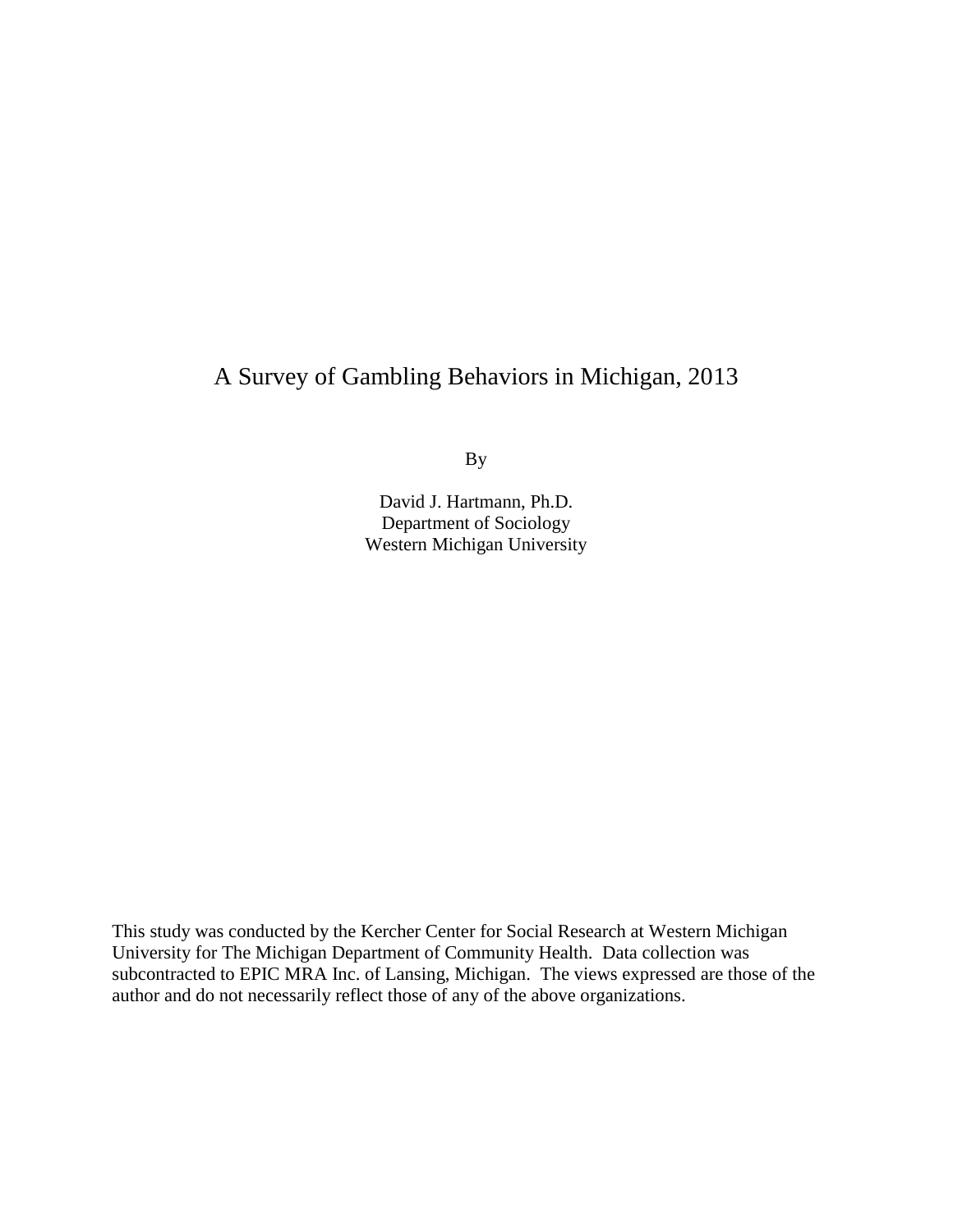# A Survey of Gambling Behaviors in Michigan, 2013

By

David J. Hartmann, Ph.D.
Department of Sociology
Western Michigan University

This study was conducted by the Kercher Center for Social Research at Western Michigan University for The Michigan Department of Community Health. Data collection was subcontracted to EPIC MRA Inc. of Lansing, Michigan. The views expressed are those of the author and do not necessarily reflect those of any of the above organizations.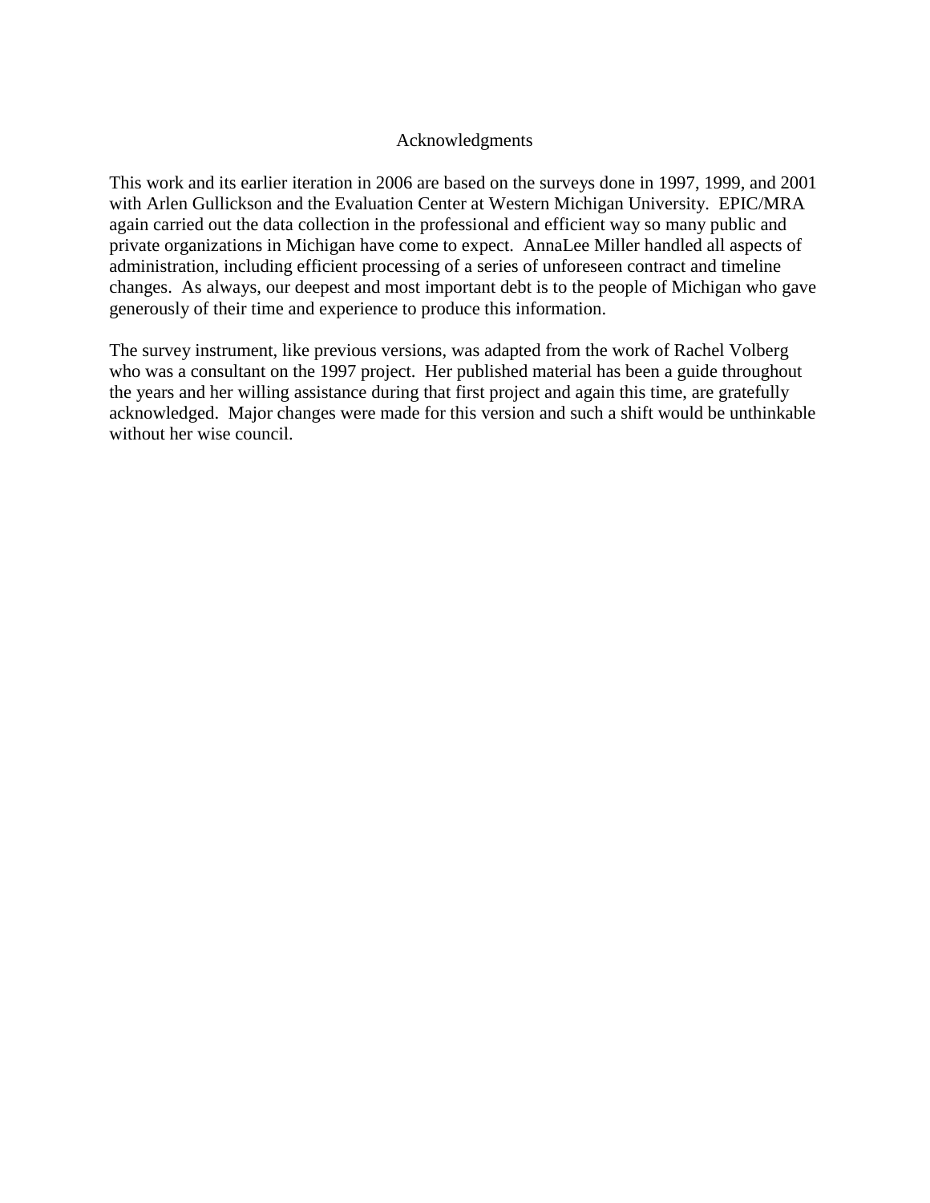# Acknowledgments

This work and its earlier iteration in 2006 are based on the surveys done in 1997, 1999, and 2001 with Arlen Gullickson and the Evaluation Center at Western Michigan University. EPIC/MRA again carried out the data collection in the professional and efficient way so many public and private organizations in Michigan have come to expect. AnnaLee Miller handled all aspects of administration, including efficient processing of a series of unforeseen contract and timeline changes. As always, our deepest and most important debt is to the people of Michigan who gave generously of their time and experience to produce this information.

The survey instrument, like previous versions, was adapted from the work of Rachel Volberg who was a consultant on the 1997 project. Her published material has been a guide throughout the years and her willing assistance during that first project and again this time, are gratefully acknowledged. Major changes were made for this version and such a shift would be unthinkable without her wise council.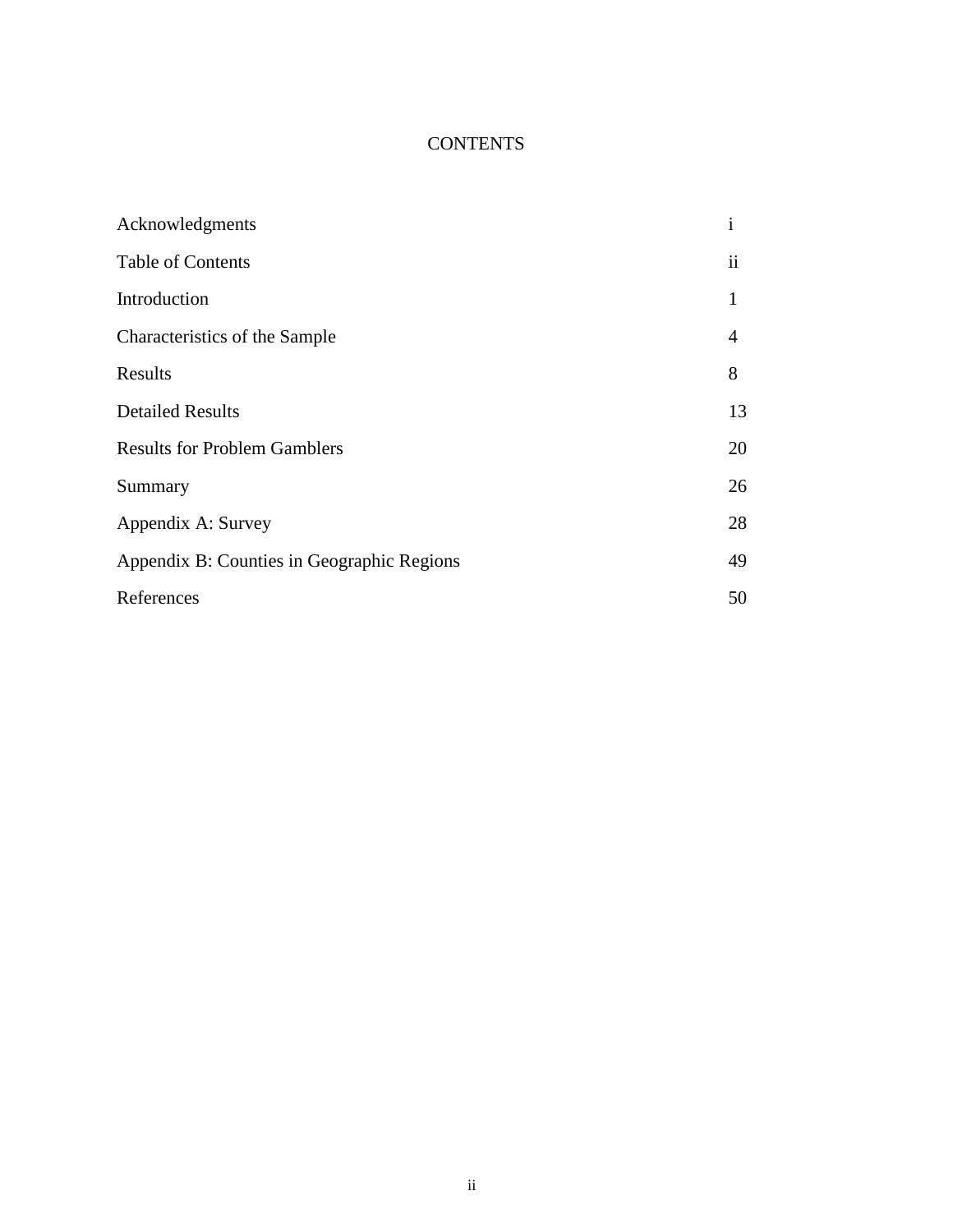# CONTENTS

| | |
|---|---|
| Acknowledgments | i |
| Table of Contents | ii |
| Introduction | 1 |
| Characteristics of the Sample | 4 |
| Results | 8 |
| Detailed Results | 13 |
| Results for Problem Gamblers | 20 |
| Summary | 26 |
| Appendix A: Survey | 28 |
| Appendix B: Counties in Geographic Regions | 49 |
| References | 50 |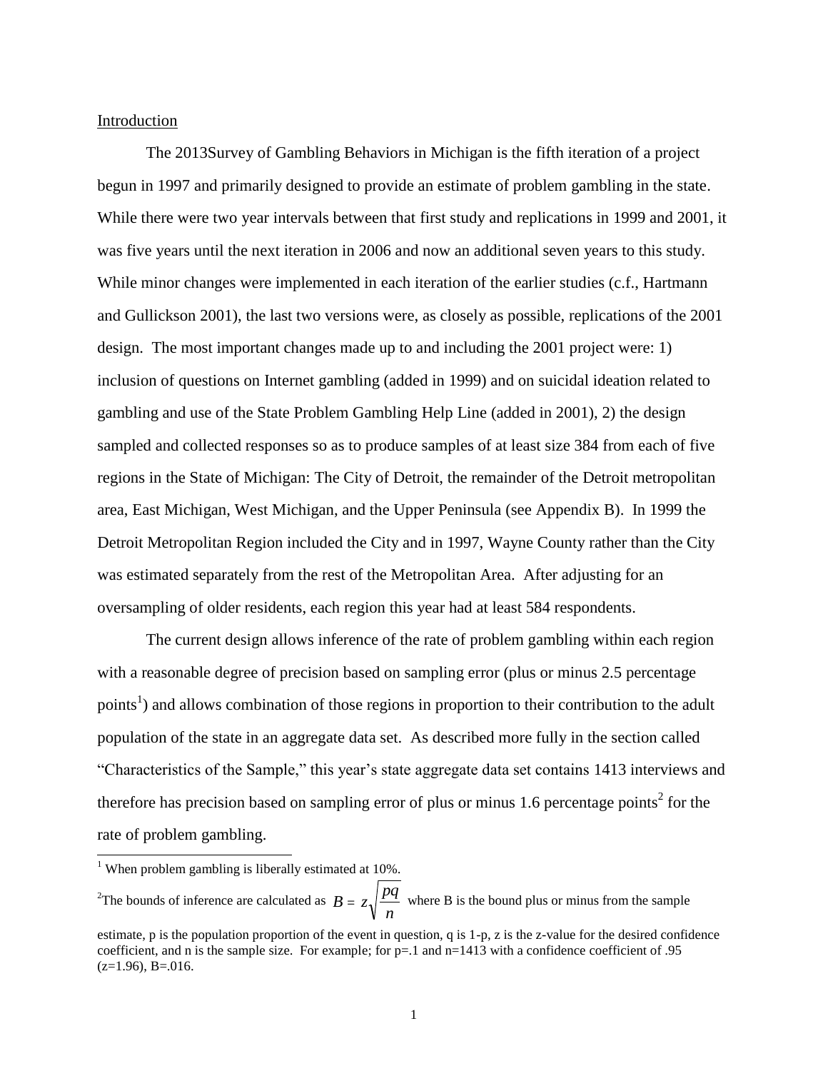Introduction

The 2013Survey of Gambling Behaviors in Michigan is the fifth iteration of a project begun in 1997 and primarily designed to provide an estimate of problem gambling in the state. While there were two year intervals between that first study and replications in 1999 and 2001, it was five years until the next iteration in 2006 and now an additional seven years to this study. While minor changes were implemented in each iteration of the earlier studies (c.f., Hartmann and Gullickson 2001), the last two versions were, as closely as possible, replications of the 2001 design. The most important changes made up to and including the 2001 project were: 1) inclusion of questions on Internet gambling (added in 1999) and on suicidal ideation related to gambling and use of the State Problem Gambling Help Line (added in 2001), 2) the design sampled and collected responses so as to produce samples of at least size 384 from each of five regions in the State of Michigan: The City of Detroit, the remainder of the Detroit metropolitan area, East Michigan, West Michigan, and the Upper Peninsula (see Appendix B). In 1999 the Detroit Metropolitan Region included the City and in 1997, Wayne County rather than the City was estimated separately from the rest of the Metropolitan Area. After adjusting for an oversampling of older residents, each region this year had at least 584 respondents.

The current design allows inference of the rate of problem gambling within each region with a reasonable degree of precision based on sampling error (plus or minus 2.5 percentage points[1]) and allows combination of those regions in proportion to their contribution to the adult population of the state in an aggregate data set. As described more fully in the section called "Characteristics of the Sample," this year's state aggregate data set contains 1413 interviews and therefore has precision based on sampling error of plus or minus 1.6 percentage points[2] for the rate of problem gambling.

[1] When problem gambling is liberally estimated at 10%.

[2] The bounds of inference are calculated as $B = z\sqrt{\frac{pq}{n}}$ where B is the bound plus or minus from the sample estimate, p is the population proportion of the event in question, q is 1-p, z is the z-value for the desired confidence coefficient, and n is the sample size. For example; for p=.1 and n=1413 with a confidence coefficient of .95 (z=1.96), B=.016.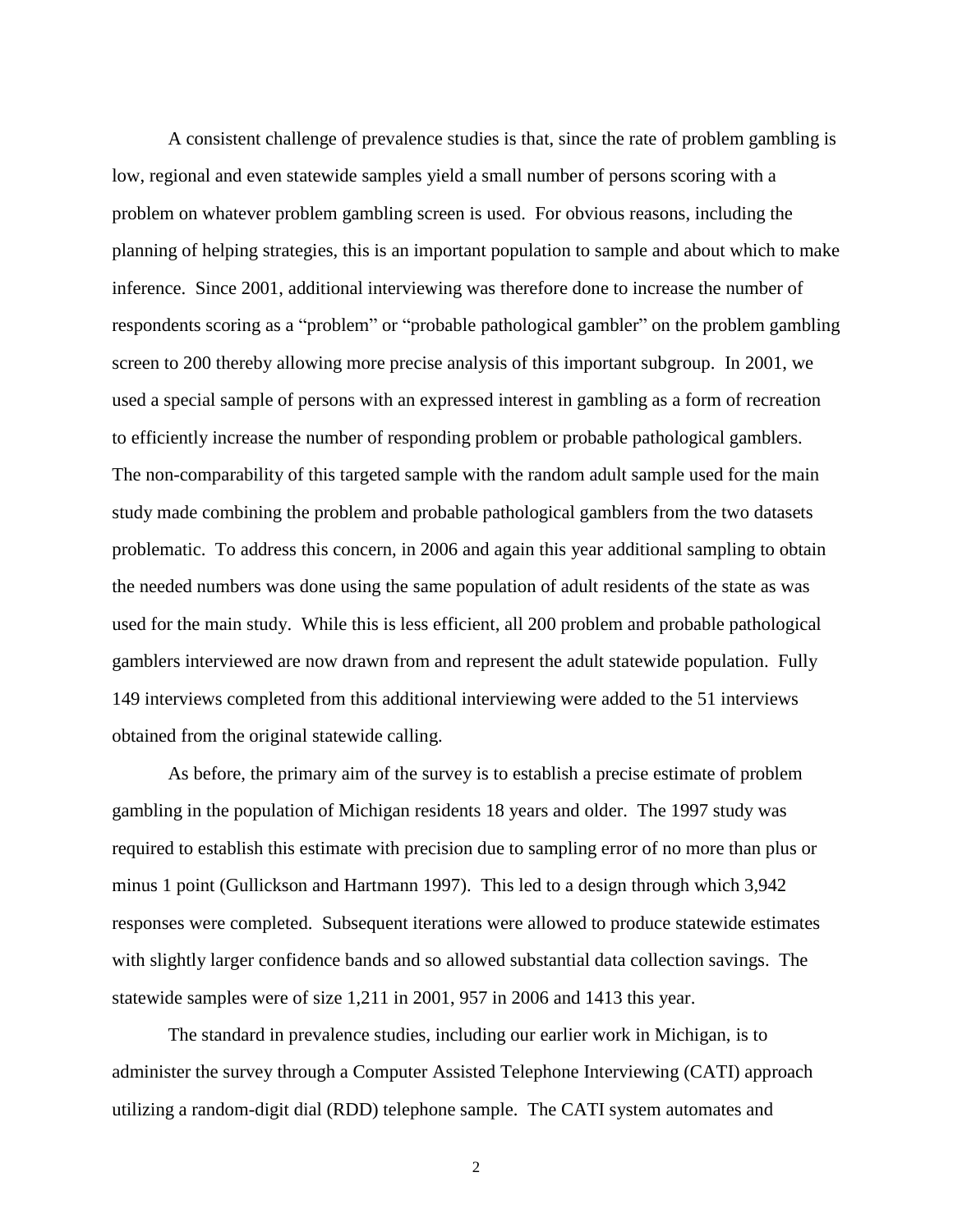A consistent challenge of prevalence studies is that, since the rate of problem gambling is low, regional and even statewide samples yield a small number of persons scoring with a problem on whatever problem gambling screen is used. For obvious reasons, including the planning of helping strategies, this is an important population to sample and about which to make inference. Since 2001, additional interviewing was therefore done to increase the number of respondents scoring as a "problem" or "probable pathological gambler" on the problem gambling screen to 200 thereby allowing more precise analysis of this important subgroup. In 2001, we used a special sample of persons with an expressed interest in gambling as a form of recreation to efficiently increase the number of responding problem or probable pathological gamblers. The non-comparability of this targeted sample with the random adult sample used for the main study made combining the problem and probable pathological gamblers from the two datasets problematic. To address this concern, in 2006 and again this year additional sampling to obtain the needed numbers was done using the same population of adult residents of the state as was used for the main study. While this is less efficient, all 200 problem and probable pathological gamblers interviewed are now drawn from and represent the adult statewide population. Fully 149 interviews completed from this additional interviewing were added to the 51 interviews obtained from the original statewide calling.

As before, the primary aim of the survey is to establish a precise estimate of problem gambling in the population of Michigan residents 18 years and older. The 1997 study was required to establish this estimate with precision due to sampling error of no more than plus or minus 1 point (Gullickson and Hartmann 1997). This led to a design through which 3,942 responses were completed. Subsequent iterations were allowed to produce statewide estimates with slightly larger confidence bands and so allowed substantial data collection savings. The statewide samples were of size 1,211 in 2001, 957 in 2006 and 1413 this year.

The standard in prevalence studies, including our earlier work in Michigan, is to administer the survey through a Computer Assisted Telephone Interviewing (CATI) approach utilizing a random-digit dial (RDD) telephone sample. The CATI system automates and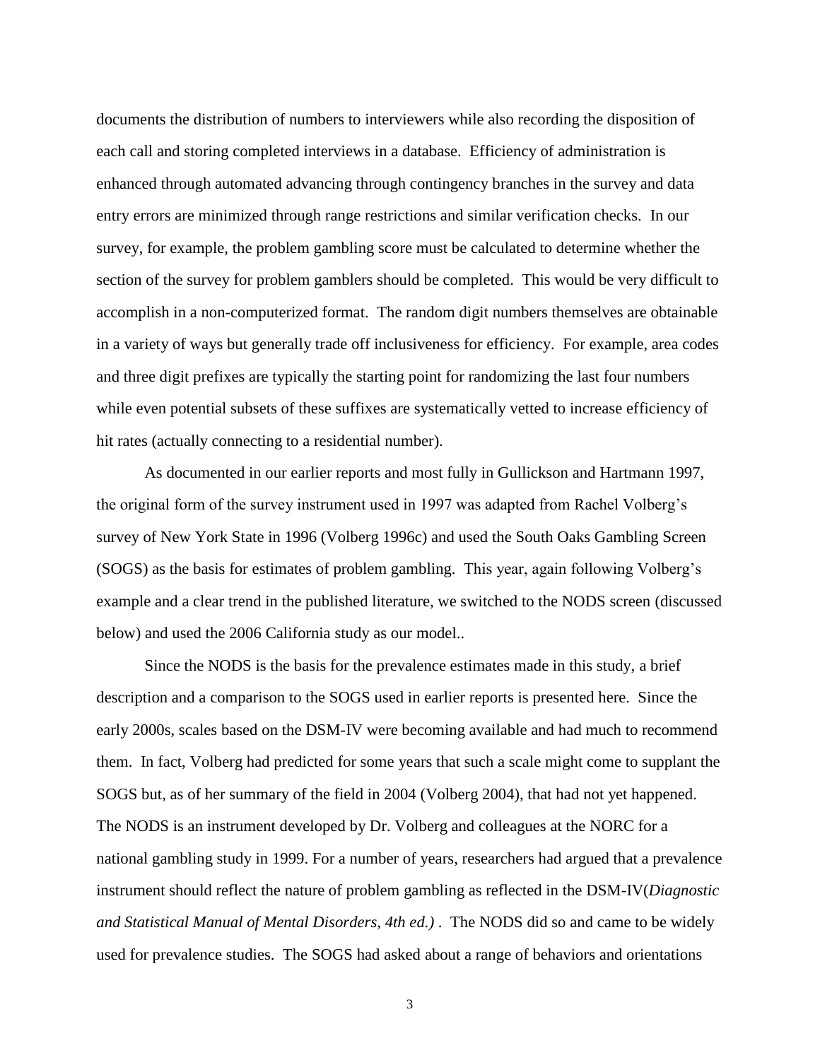documents the distribution of numbers to interviewers while also recording the disposition of each call and storing completed interviews in a database. Efficiency of administration is enhanced through automated advancing through contingency branches in the survey and data entry errors are minimized through range restrictions and similar verification checks. In our survey, for example, the problem gambling score must be calculated to determine whether the section of the survey for problem gamblers should be completed. This would be very difficult to accomplish in a non-computerized format. The random digit numbers themselves are obtainable in a variety of ways but generally trade off inclusiveness for efficiency. For example, area codes and three digit prefixes are typically the starting point for randomizing the last four numbers while even potential subsets of these suffixes are systematically vetted to increase efficiency of hit rates (actually connecting to a residential number).

As documented in our earlier reports and most fully in Gullickson and Hartmann 1997, the original form of the survey instrument used in 1997 was adapted from Rachel Volberg's survey of New York State in 1996 (Volberg 1996c) and used the South Oaks Gambling Screen (SOGS) as the basis for estimates of problem gambling. This year, again following Volberg's example and a clear trend in the published literature, we switched to the NODS screen (discussed below) and used the 2006 California study as our model..

Since the NODS is the basis for the prevalence estimates made in this study, a brief description and a comparison to the SOGS used in earlier reports is presented here. Since the early 2000s, scales based on the DSM-IV were becoming available and had much to recommend them. In fact, Volberg had predicted for some years that such a scale might come to supplant the SOGS but, as of her summary of the field in 2004 (Volberg 2004), that had not yet happened. The NODS is an instrument developed by Dr. Volberg and colleagues at the NORC for a national gambling study in 1999. For a number of years, researchers had argued that a prevalence instrument should reflect the nature of problem gambling as reflected in the DSM-IV(*Diagnostic and Statistical Manual of Mental Disorders, 4th ed.)* . The NODS did so and came to be widely used for prevalence studies. The SOGS had asked about a range of behaviors and orientations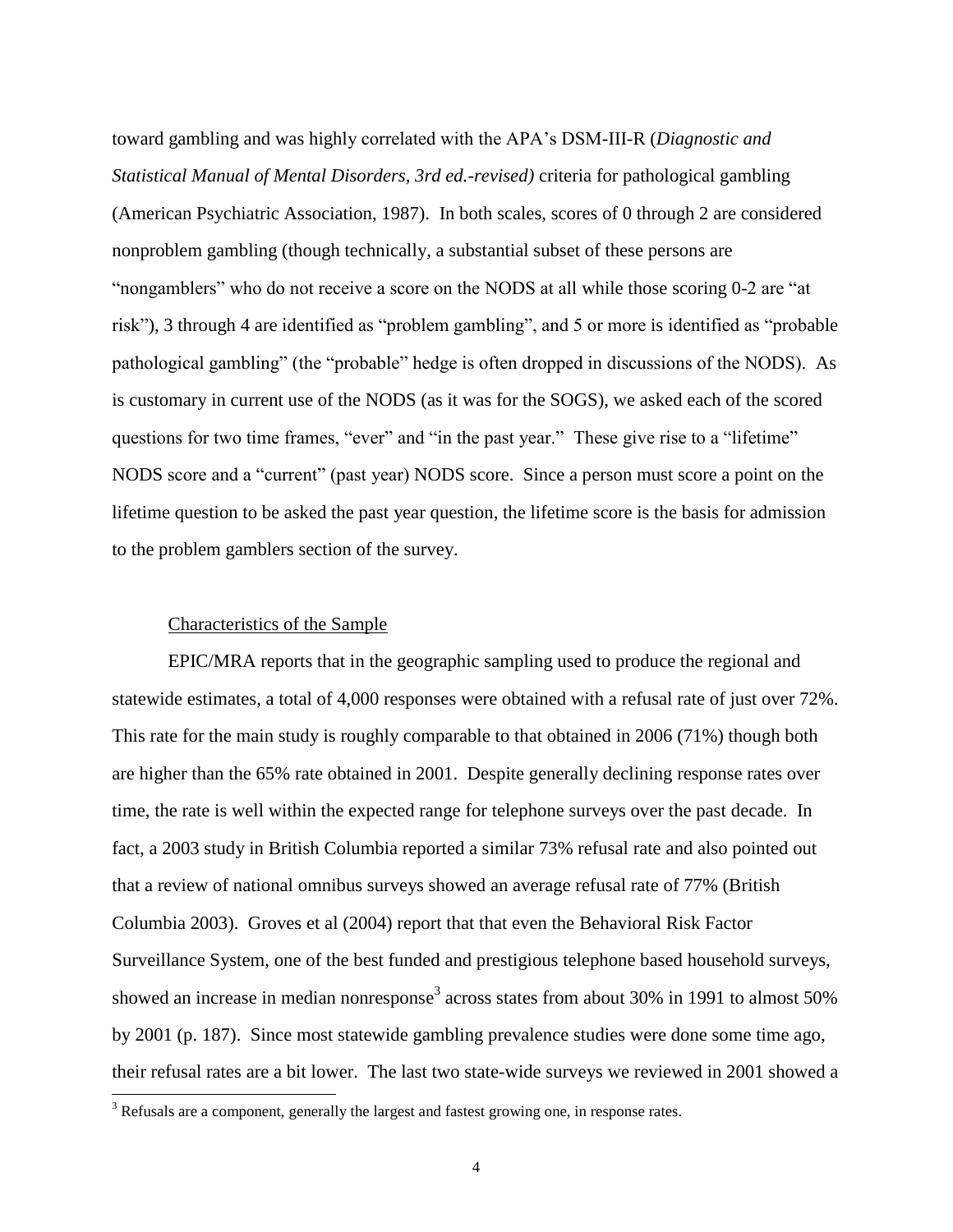toward gambling and was highly correlated with the APA's DSM-III-R (*Diagnostic and Statistical Manual of Mental Disorders, 3rd ed.-revised)* criteria for pathological gambling (American Psychiatric Association, 1987). In both scales, scores of 0 through 2 are considered nonproblem gambling (though technically, a substantial subset of these persons are "nongamblers" who do not receive a score on the NODS at all while those scoring 0-2 are "at risk"), 3 through 4 are identified as "problem gambling", and 5 or more is identified as "probable pathological gambling" (the "probable" hedge is often dropped in discussions of the NODS). As is customary in current use of the NODS (as it was for the SOGS), we asked each of the scored questions for two time frames, "ever" and "in the past year." These give rise to a "lifetime" NODS score and a "current" (past year) NODS score. Since a person must score a point on the lifetime question to be asked the past year question, the lifetime score is the basis for admission to the problem gamblers section of the survey.

Characteristics of the Sample

EPIC/MRA reports that in the geographic sampling used to produce the regional and statewide estimates, a total of 4,000 responses were obtained with a refusal rate of just over 72%. This rate for the main study is roughly comparable to that obtained in 2006 (71%) though both are higher than the 65% rate obtained in 2001. Despite generally declining response rates over time, the rate is well within the expected range for telephone surveys over the past decade. In fact, a 2003 study in British Columbia reported a similar 73% refusal rate and also pointed out that a review of national omnibus surveys showed an average refusal rate of 77% (British Columbia 2003). Groves et al (2004) report that that even the Behavioral Risk Factor Surveillance System, one of the best funded and prestigious telephone based household surveys, showed an increase in median nonresponse[3] across states from about 30% in 1991 to almost 50% by 2001 (p. 187). Since most statewide gambling prevalence studies were done some time ago, their refusal rates are a bit lower. The last two state-wide surveys we reviewed in 2001 showed a

[3] Refusals are a component, generally the largest and fastest growing one, in response rates.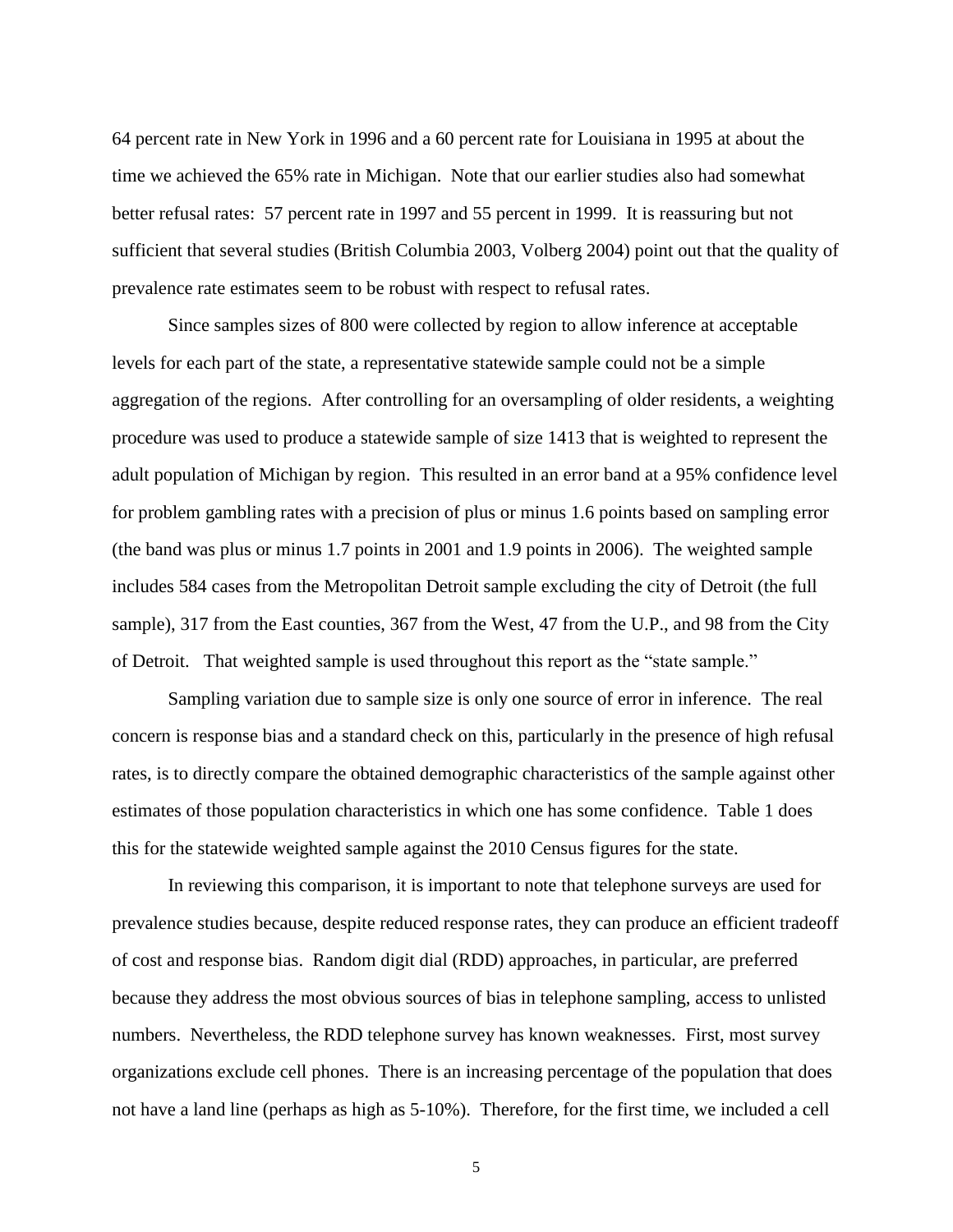64 percent rate in New York in 1996 and a 60 percent rate for Louisiana in 1995 at about the time we achieved the 65% rate in Michigan. Note that our earlier studies also had somewhat better refusal rates: 57 percent rate in 1997 and 55 percent in 1999. It is reassuring but not sufficient that several studies (British Columbia 2003, Volberg 2004) point out that the quality of prevalence rate estimates seem to be robust with respect to refusal rates.

Since samples sizes of 800 were collected by region to allow inference at acceptable levels for each part of the state, a representative statewide sample could not be a simple aggregation of the regions. After controlling for an oversampling of older residents, a weighting procedure was used to produce a statewide sample of size 1413 that is weighted to represent the adult population of Michigan by region. This resulted in an error band at a 95% confidence level for problem gambling rates with a precision of plus or minus 1.6 points based on sampling error (the band was plus or minus 1.7 points in 2001 and 1.9 points in 2006). The weighted sample includes 584 cases from the Metropolitan Detroit sample excluding the city of Detroit (the full sample), 317 from the East counties, 367 from the West, 47 from the U.P., and 98 from the City of Detroit. That weighted sample is used throughout this report as the "state sample."

Sampling variation due to sample size is only one source of error in inference. The real concern is response bias and a standard check on this, particularly in the presence of high refusal rates, is to directly compare the obtained demographic characteristics of the sample against other estimates of those population characteristics in which one has some confidence. Table 1 does this for the statewide weighted sample against the 2010 Census figures for the state.

In reviewing this comparison, it is important to note that telephone surveys are used for prevalence studies because, despite reduced response rates, they can produce an efficient tradeoff of cost and response bias. Random digit dial (RDD) approaches, in particular, are preferred because they address the most obvious sources of bias in telephone sampling, access to unlisted numbers. Nevertheless, the RDD telephone survey has known weaknesses. First, most survey organizations exclude cell phones. There is an increasing percentage of the population that does not have a land line (perhaps as high as 5-10%). Therefore, for the first time, we included a cell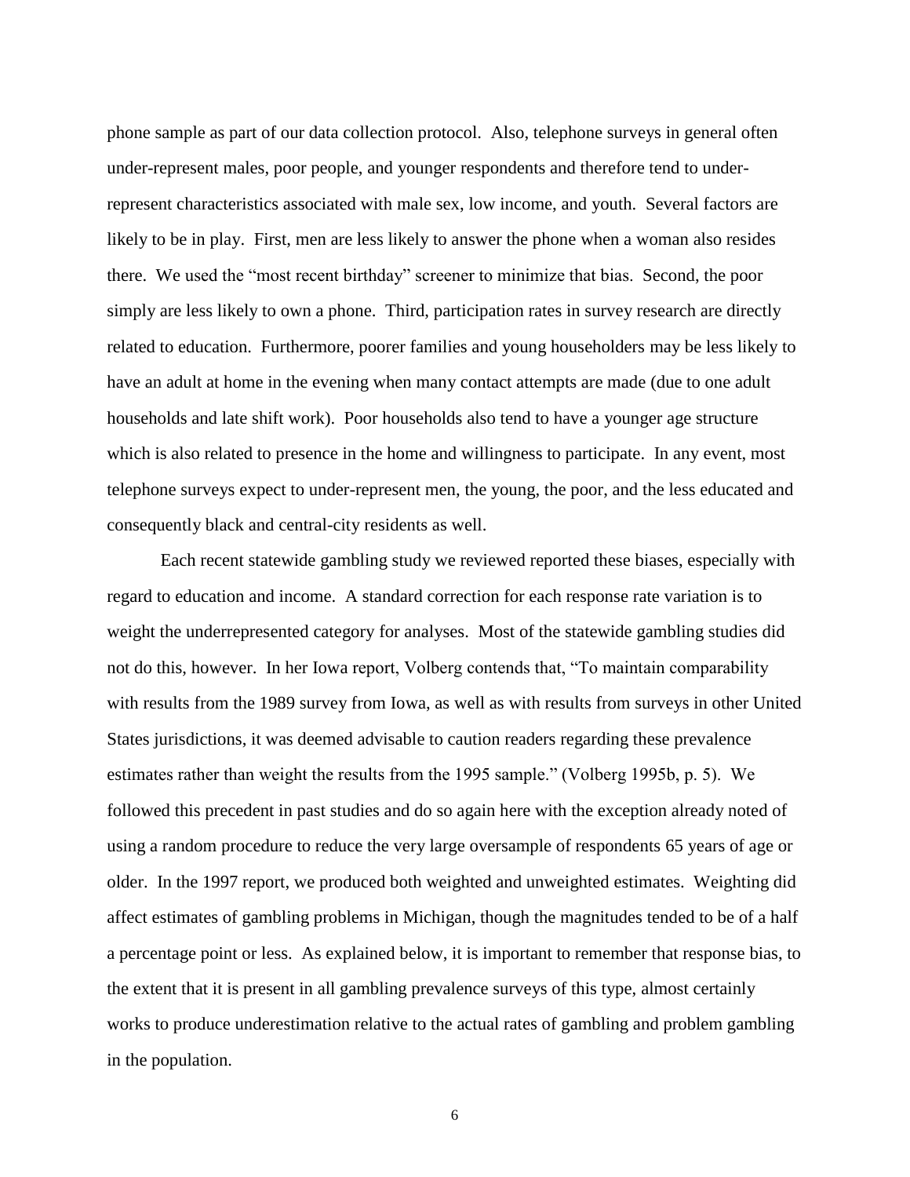phone sample as part of our data collection protocol. Also, telephone surveys in general often under-represent males, poor people, and younger respondents and therefore tend to under-represent characteristics associated with male sex, low income, and youth. Several factors are likely to be in play. First, men are less likely to answer the phone when a woman also resides there. We used the "most recent birthday" screener to minimize that bias. Second, the poor simply are less likely to own a phone. Third, participation rates in survey research are directly related to education. Furthermore, poorer families and young householders may be less likely to have an adult at home in the evening when many contact attempts are made (due to one adult households and late shift work). Poor households also tend to have a younger age structure which is also related to presence in the home and willingness to participate. In any event, most telephone surveys expect to under-represent men, the young, the poor, and the less educated and consequently black and central-city residents as well.

Each recent statewide gambling study we reviewed reported these biases, especially with regard to education and income. A standard correction for each response rate variation is to weight the underrepresented category for analyses. Most of the statewide gambling studies did not do this, however. In her Iowa report, Volberg contends that, "To maintain comparability with results from the 1989 survey from Iowa, as well as with results from surveys in other United States jurisdictions, it was deemed advisable to caution readers regarding these prevalence estimates rather than weight the results from the 1995 sample." (Volberg 1995b, p. 5). We followed this precedent in past studies and do so again here with the exception already noted of using a random procedure to reduce the very large oversample of respondents 65 years of age or older. In the 1997 report, we produced both weighted and unweighted estimates. Weighting did affect estimates of gambling problems in Michigan, though the magnitudes tended to be of a half a percentage point or less. As explained below, it is important to remember that response bias, to the extent that it is present in all gambling prevalence surveys of this type, almost certainly works to produce underestimation relative to the actual rates of gambling and problem gambling in the population.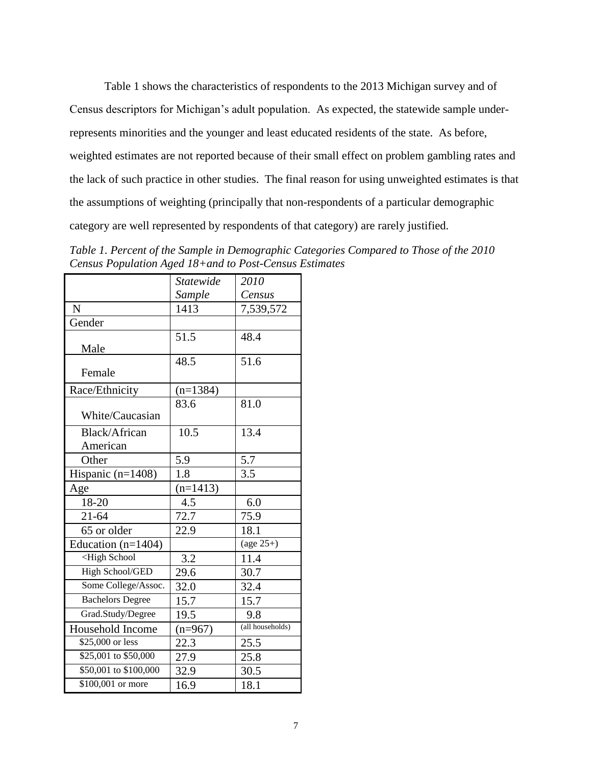Table 1 shows the characteristics of respondents to the 2013 Michigan survey and of Census descriptors for Michigan's adult population. As expected, the statewide sample under-represents minorities and the younger and least educated residents of the state. As before, weighted estimates are not reported because of their small effect on problem gambling rates and the lack of such practice in other studies. The final reason for using unweighted estimates is that the assumptions of weighting (principally that non-respondents of a particular demographic category are well represented by respondents of that category) are rarely justified.

*Table 1. Percent of the Sample in Demographic Categories Compared to Those of the 2010 Census Population Aged 18+and to Post-Census Estimates*

| | *Statewide Sample* | *2010 Census* |
|---|---|---|
| N | 1413 | 7,539,572 |
| Gender | | |
| Male | 51.5 | 48.4 |
| Female | 48.5 | 51.6 |
| Race/Ethnicity | (n=1384) | |
| White/Caucasian | 83.6 | 81.0 |
| Black/African American | 10.5 | 13.4 |
| Other | 5.9 | 5.7 |
| Hispanic (n=1408) | 1.8 | 3.5 |
| Age | (n=1413) | |
| 18-20 | 4.5 | 6.0 |
| 21-64 | 72.7 | 75.9 |
| 65 or older | 22.9 | 18.1 |
| Education (n=1404) | | (age 25+) |
| <High School | 3.2 | 11.4 |
| High School/GED | 29.6 | 30.7 |
| Some College/Assoc. | 32.0 | 32.4 |
| Bachelors Degree | 15.7 | 15.7 |
| Grad.Study/Degree | 19.5 | 9.8 |
| Household Income | (n=967) | (all households) |
| $25,000 or less | 22.3 | 25.5 |
| $25,001 to $50,000 | 27.9 | 25.8 |
| $50,001 to $100,000 | 32.9 | 30.5 |
| $100,001 or more | 16.9 | 18.1 |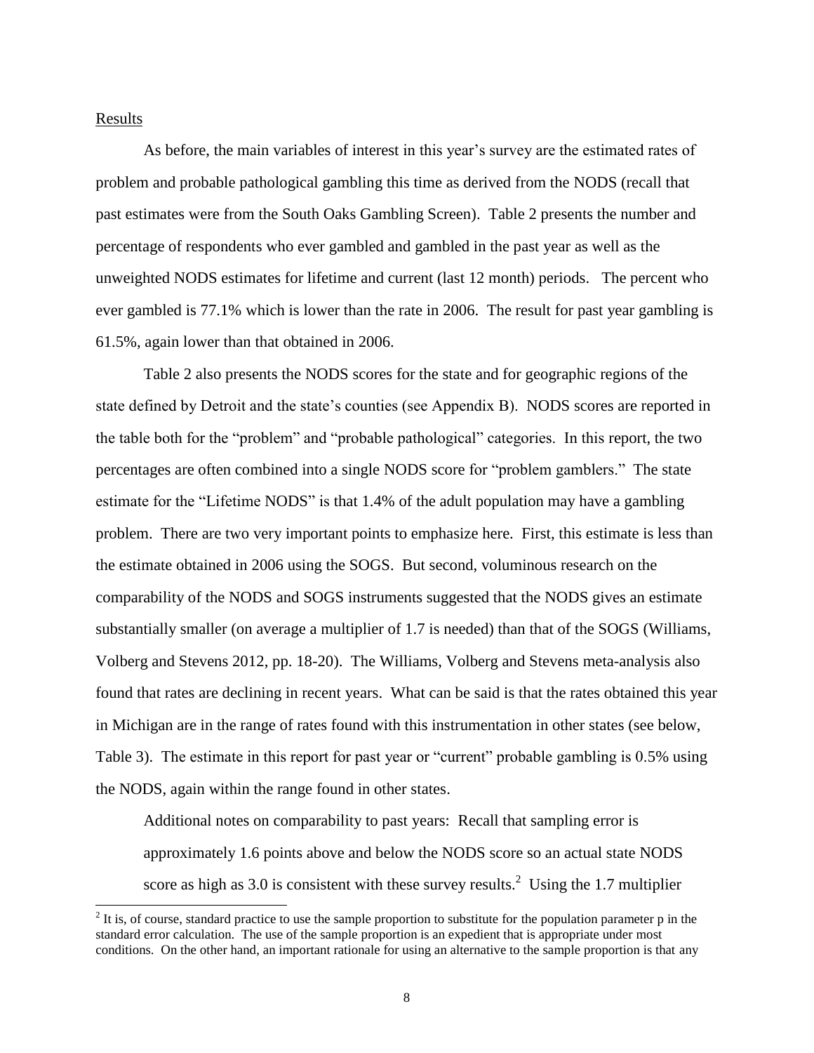Results

As before, the main variables of interest in this year's survey are the estimated rates of problem and probable pathological gambling this time as derived from the NODS (recall that past estimates were from the South Oaks Gambling Screen). Table 2 presents the number and percentage of respondents who ever gambled and gambled in the past year as well as the unweighted NODS estimates for lifetime and current (last 12 month) periods. The percent who ever gambled is 77.1% which is lower than the rate in 2006. The result for past year gambling is 61.5%, again lower than that obtained in 2006.

Table 2 also presents the NODS scores for the state and for geographic regions of the state defined by Detroit and the state's counties (see Appendix B). NODS scores are reported in the table both for the "problem" and "probable pathological" categories. In this report, the two percentages are often combined into a single NODS score for "problem gamblers." The state estimate for the "Lifetime NODS" is that 1.4% of the adult population may have a gambling problem. There are two very important points to emphasize here. First, this estimate is less than the estimate obtained in 2006 using the SOGS. But second, voluminous research on the comparability of the NODS and SOGS instruments suggested that the NODS gives an estimate substantially smaller (on average a multiplier of 1.7 is needed) than that of the SOGS (Williams, Volberg and Stevens 2012, pp. 18-20). The Williams, Volberg and Stevens meta-analysis also found that rates are declining in recent years. What can be said is that the rates obtained this year in Michigan are in the range of rates found with this instrumentation in other states (see below, Table 3). The estimate in this report for past year or "current" probable gambling is 0.5% using the NODS, again within the range found in other states.

> Additional notes on comparability to past years: Recall that sampling error is approximately 1.6 points above and below the NODS score so an actual state NODS score as high as 3.0 is consistent with these survey results.[2] Using the 1.7 multiplier

[2] It is, of course, standard practice to use the sample proportion to substitute for the population parameter p in the standard error calculation. The use of the sample proportion is an expedient that is appropriate under most conditions. On the other hand, an important rationale for using an alternative to the sample proportion is that any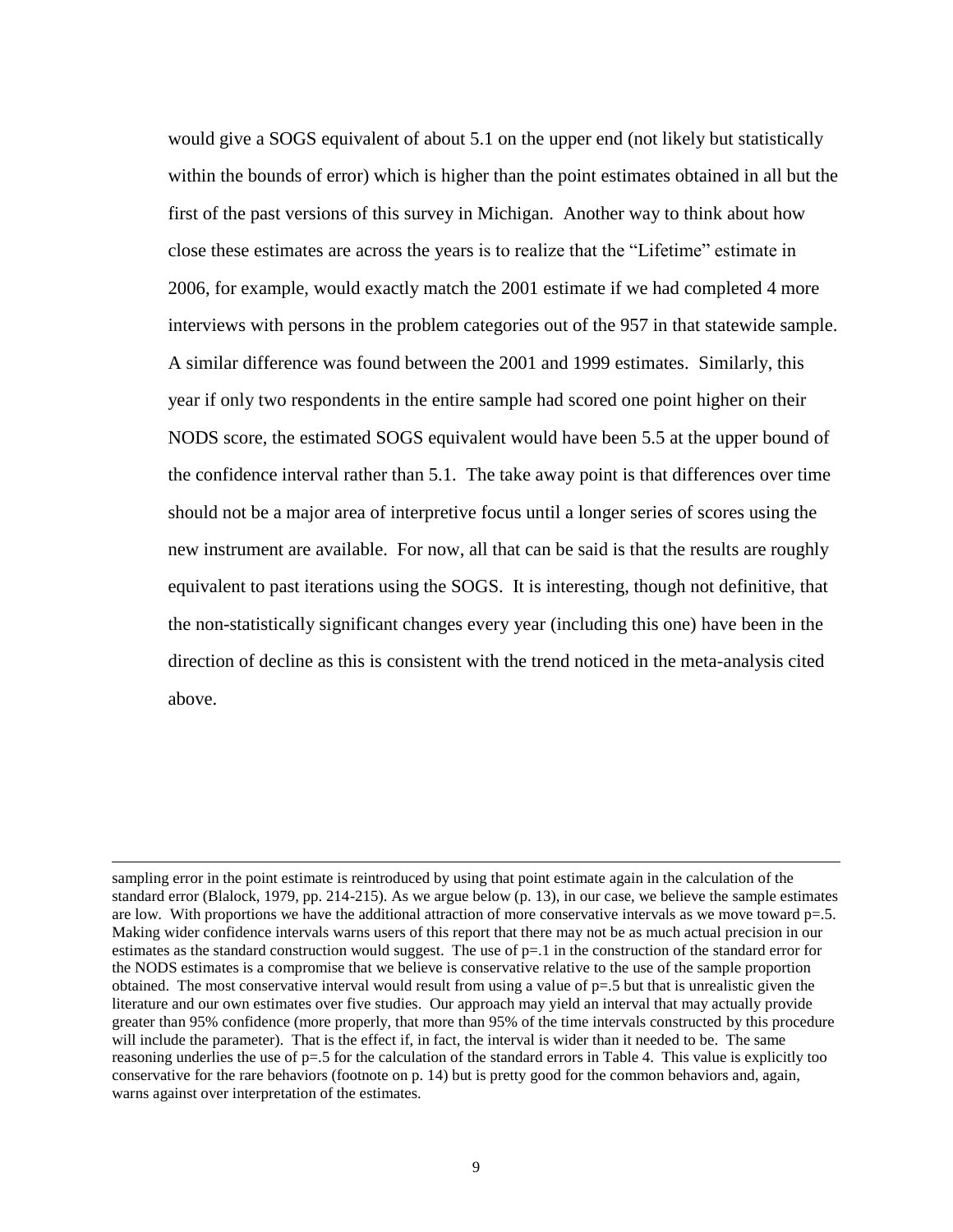would give a SOGS equivalent of about 5.1 on the upper end (not likely but statistically within the bounds of error) which is higher than the point estimates obtained in all but the first of the past versions of this survey in Michigan. Another way to think about how close these estimates are across the years is to realize that the "Lifetime" estimate in 2006, for example, would exactly match the 2001 estimate if we had completed 4 more interviews with persons in the problem categories out of the 957 in that statewide sample. A similar difference was found between the 2001 and 1999 estimates. Similarly, this year if only two respondents in the entire sample had scored one point higher on their NODS score, the estimated SOGS equivalent would have been 5.5 at the upper bound of the confidence interval rather than 5.1. The take away point is that differences over time should not be a major area of interpretive focus until a longer series of scores using the new instrument are available. For now, all that can be said is that the results are roughly equivalent to past iterations using the SOGS. It is interesting, though not definitive, that the non-statistically significant changes every year (including this one) have been in the direction of decline as this is consistent with the trend noticed in the meta-analysis cited above.

---

sampling error in the point estimate is reintroduced by using that point estimate again in the calculation of the standard error (Blalock, 1979, pp. 214-215). As we argue below (p. 13), in our case, we believe the sample estimates are low. With proportions we have the additional attraction of more conservative intervals as we move toward $p=.5$. Making wider confidence intervals warns users of this report that there may not be as much actual precision in our estimates as the standard construction would suggest. The use of $p=.1$ in the construction of the standard error for the NODS estimates is a compromise that we believe is conservative relative to the use of the sample proportion obtained. The most conservative interval would result from using a value of $p=.5$ but that is unrealistic given the literature and our own estimates over five studies. Our approach may yield an interval that may actually provide greater than 95% confidence (more properly, that more than 95% of the time intervals constructed by this procedure will include the parameter). That is the effect if, in fact, the interval is wider than it needed to be. The same reasoning underlies the use of $p=.5$ for the calculation of the standard errors in Table 4. This value is explicitly too conservative for the rare behaviors (footnote on p. 14) but is pretty good for the common behaviors and, again, warns against over interpretation of the estimates.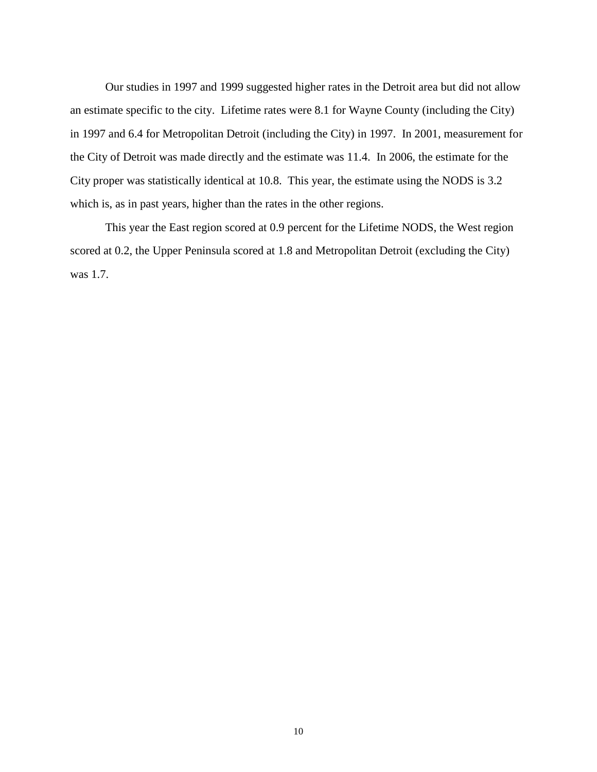Our studies in 1997 and 1999 suggested higher rates in the Detroit area but did not allow an estimate specific to the city. Lifetime rates were 8.1 for Wayne County (including the City) in 1997 and 6.4 for Metropolitan Detroit (including the City) in 1997. In 2001, measurement for the City of Detroit was made directly and the estimate was 11.4. In 2006, the estimate for the City proper was statistically identical at 10.8. This year, the estimate using the NODS is 3.2 which is, as in past years, higher than the rates in the other regions.

This year the East region scored at 0.9 percent for the Lifetime NODS, the West region scored at 0.2, the Upper Peninsula scored at 1.8 and Metropolitan Detroit (excluding the City) was 1.7.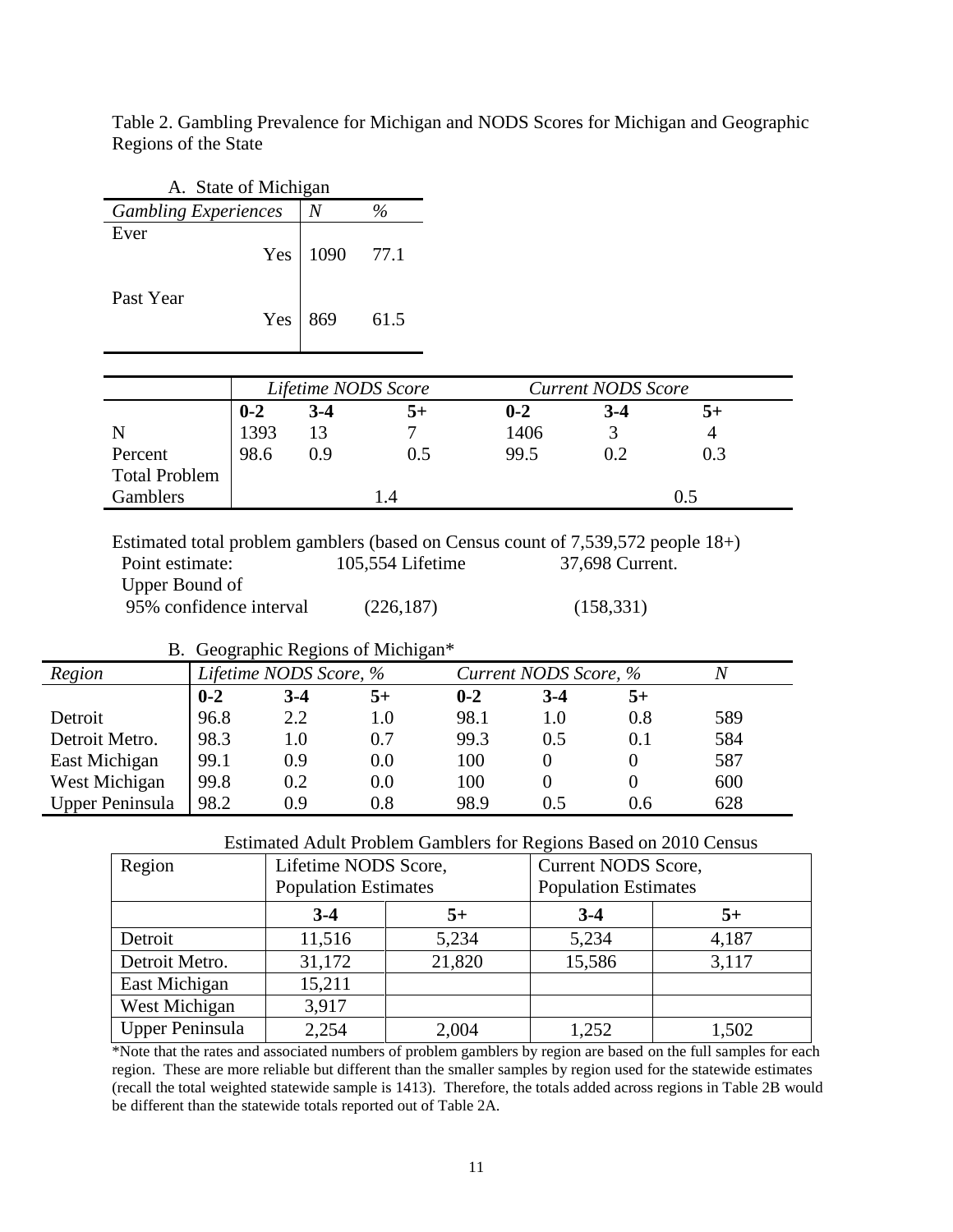Table 2. Gambling Prevalence for Michigan and NODS Scores for Michigan and Geographic Regions of the State

A. State of Michigan

| *Gambling Experiences* | *N* | *%* |
|---|---|---|
| Ever | | |
| Yes | 1090 | 77.1 |
| Past Year | | |
| Yes | 869 | 61.5 |

| | *Lifetime NODS Score* | | | *Current NODS Score* | | |
|---|---|---|---|---|---|---|
| | **0-2** | **3-4** | **5+** | **0-2** | **3-4** | **5+** |
| N | 1393 | 13 | 7 | 1406 | 3 | 4 |
| Percent | 98.6 | 0.9 | 0.5 | 99.5 | 0.2 | 0.3 |
| Total Problem Gamblers | | 1.4 | | | 0.5 | |

Estimated total problem gamblers (based on Census count of 7,539,572 people 18+)

| | Lifetime | Current |
|---|---|---|
| Point estimate: | 105,554 Lifetime | 37,698 Current. |
| Upper Bound of 95% confidence interval | (226,187) | (158,331) |

B. Geographic Regions of Michigan*

| *Region* | *Lifetime NODS Score, %* | | | *Current NODS Score, %* | | | *N* |
|---|---|---|---|---|---|---|---|
| | **0-2** | **3-4** | **5+** | **0-2** | **3-4** | **5+** | |
| Detroit | 96.8 | 2.2 | 1.0 | 98.1 | 1.0 | 0.8 | 589 |
| Detroit Metro. | 98.3 | 1.0 | 0.7 | 99.3 | 0.5 | 0.1 | 584 |
| East Michigan | 99.1 | 0.9 | 0.0 | 100 | 0 | 0 | 587 |
| West Michigan | 99.8 | 0.2 | 0.0 | 100 | 0 | 0 | 600 |
| Upper Peninsula | 98.2 | 0.9 | 0.8 | 98.9 | 0.5 | 0.6 | 628 |

Estimated Adult Problem Gamblers for Regions Based on 2010 Census

| Region | Lifetime NODS Score, Population Estimates | | Current NODS Score, Population Estimates | |
|---|---|---|---|---|
| | **3-4** | **5+** | **3-4** | **5+** |
| Detroit | 11,516 | 5,234 | 5,234 | 4,187 |
| Detroit Metro. | 31,172 | 21,820 | 15,586 | 3,117 |
| East Michigan | 15,211 | | | |
| West Michigan | 3,917 | | | |
| Upper Peninsula | 2,254 | 2,004 | 1,252 | 1,502 |

*Note that the rates and associated numbers of problem gamblers by region are based on the full samples for each region. These are more reliable but different than the smaller samples by region used for the statewide estimates (recall the total weighted statewide sample is 1413). Therefore, the totals added across regions in Table 2B would be different than the statewide totals reported out of Table 2A.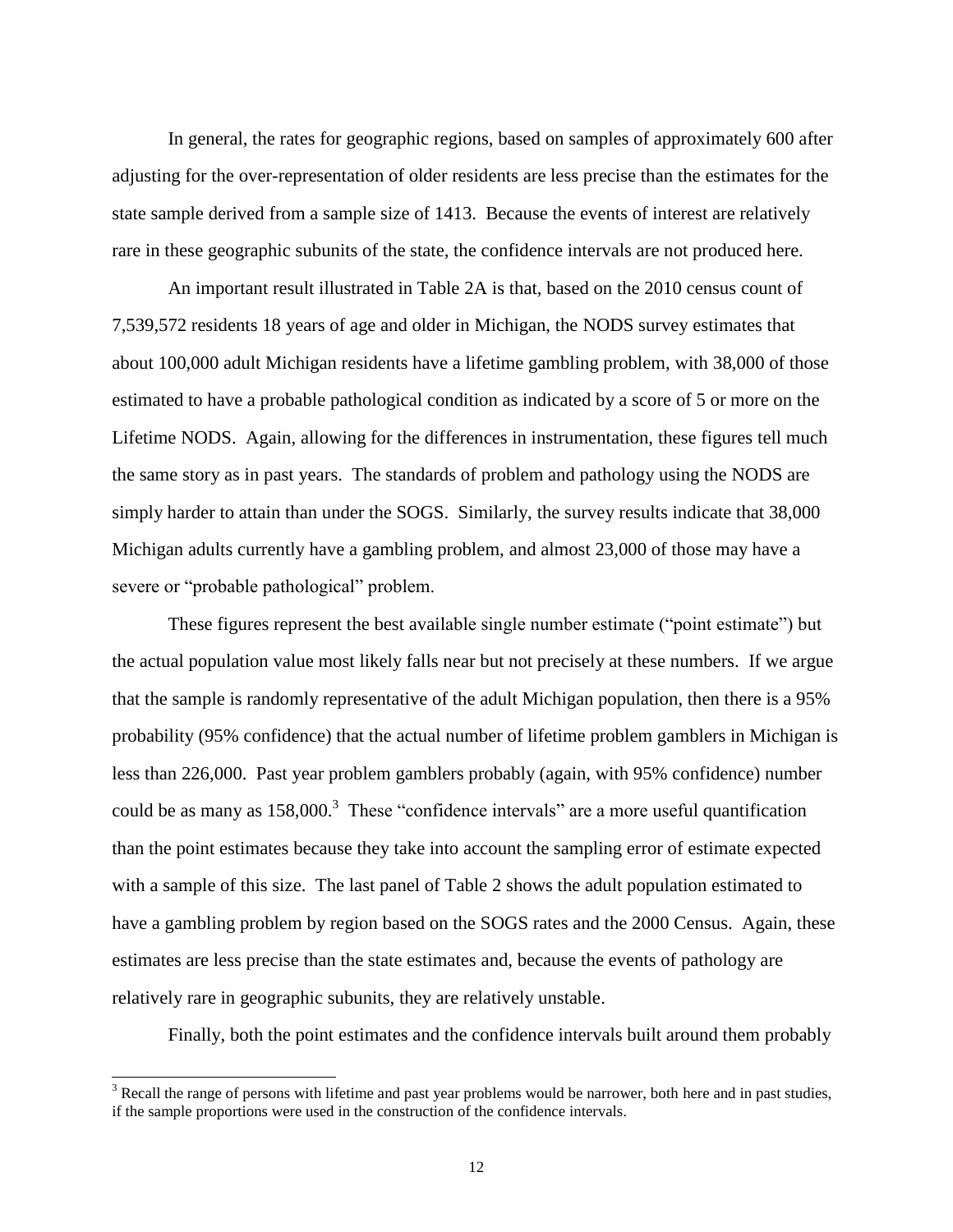In general, the rates for geographic regions, based on samples of approximately 600 after adjusting for the over-representation of older residents are less precise than the estimates for the state sample derived from a sample size of 1413. Because the events of interest are relatively rare in these geographic subunits of the state, the confidence intervals are not produced here.

An important result illustrated in Table 2A is that, based on the 2010 census count of 7,539,572 residents 18 years of age and older in Michigan, the NODS survey estimates that about 100,000 adult Michigan residents have a lifetime gambling problem, with 38,000 of those estimated to have a probable pathological condition as indicated by a score of 5 or more on the Lifetime NODS. Again, allowing for the differences in instrumentation, these figures tell much the same story as in past years. The standards of problem and pathology using the NODS are simply harder to attain than under the SOGS. Similarly, the survey results indicate that 38,000 Michigan adults currently have a gambling problem, and almost 23,000 of those may have a severe or "probable pathological" problem.

These figures represent the best available single number estimate ("point estimate") but the actual population value most likely falls near but not precisely at these numbers. If we argue that the sample is randomly representative of the adult Michigan population, then there is a 95% probability (95% confidence) that the actual number of lifetime problem gamblers in Michigan is less than 226,000. Past year problem gamblers probably (again, with 95% confidence) number could be as many as 158,000.[3] These "confidence intervals" are a more useful quantification than the point estimates because they take into account the sampling error of estimate expected with a sample of this size. The last panel of Table 2 shows the adult population estimated to have a gambling problem by region based on the SOGS rates and the 2000 Census. Again, these estimates are less precise than the state estimates and, because the events of pathology are relatively rare in geographic subunits, they are relatively unstable.

Finally, both the point estimates and the confidence intervals built around them probably

[3] Recall the range of persons with lifetime and past year problems would be narrower, both here and in past studies, if the sample proportions were used in the construction of the confidence intervals.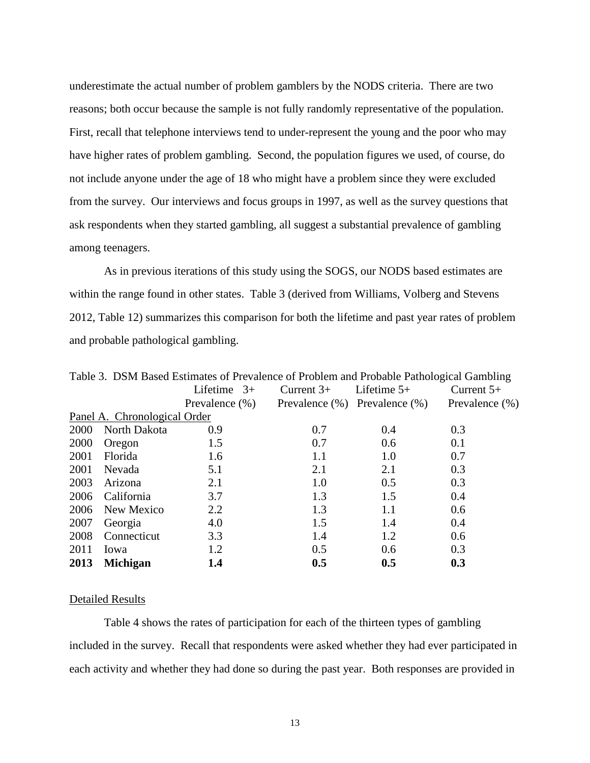underestimate the actual number of problem gamblers by the NODS criteria. There are two reasons; both occur because the sample is not fully randomly representative of the population. First, recall that telephone interviews tend to under-represent the young and the poor who may have higher rates of problem gambling. Second, the population figures we used, of course, do not include anyone under the age of 18 who might have a problem since they were excluded from the survey. Our interviews and focus groups in 1997, as well as the survey questions that ask respondents when they started gambling, all suggest a substantial prevalence of gambling among teenagers.

As in previous iterations of this study using the SOGS, our NODS based estimates are within the range found in other states. Table 3 (derived from Williams, Volberg and Stevens 2012, Table 12) summarizes this comparison for both the lifetime and past year rates of problem and probable pathological gambling.

Table 3. DSM Based Estimates of Prevalence of Problem and Probable Pathological Gambling

| | | Lifetime 3+ Prevalence (%) | Current 3+ Prevalence (%) | Lifetime 5+ Prevalence (%) | Current 5+ Prevalence (%) |
|---|---|---|---|---|---|
| Panel A. Chronological Order | | | | | |
| 2000 | North Dakota | 0.9 | 0.7 | 0.4 | 0.3 |
| 2000 | Oregon | 1.5 | 0.7 | 0.6 | 0.1 |
| 2001 | Florida | 1.6 | 1.1 | 1.0 | 0.7 |
| 2001 | Nevada | 5.1 | 2.1 | 2.1 | 0.3 |
| 2003 | Arizona | 2.1 | 1.0 | 0.5 | 0.3 |
| 2006 | California | 3.7 | 1.3 | 1.5 | 0.4 |
| 2006 | New Mexico | 2.2 | 1.3 | 1.1 | 0.6 |
| 2007 | Georgia | 4.0 | 1.5 | 1.4 | 0.4 |
| 2008 | Connecticut | 3.3 | 1.4 | 1.2 | 0.6 |
| 2011 | Iowa | 1.2 | 0.5 | 0.6 | 0.3 |
| **2013** | **Michigan** | **1.4** | **0.5** | **0.5** | **0.3** |

Detailed Results

Table 4 shows the rates of participation for each of the thirteen types of gambling included in the survey. Recall that respondents were asked whether they had ever participated in each activity and whether they had done so during the past year. Both responses are provided in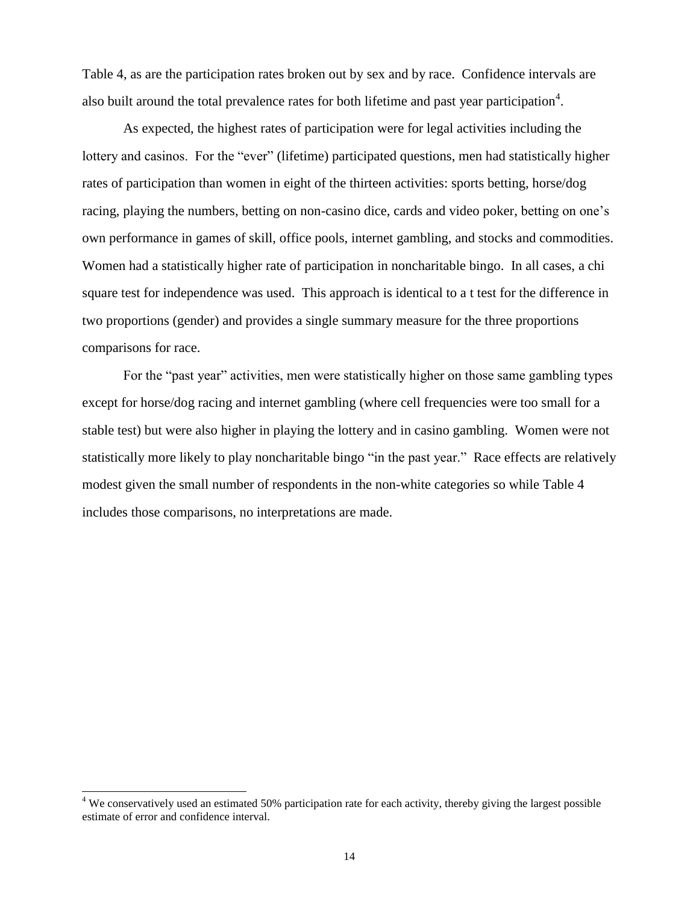Table 4, as are the participation rates broken out by sex and by race. Confidence intervals are also built around the total prevalence rates for both lifetime and past year participation[4].

As expected, the highest rates of participation were for legal activities including the lottery and casinos. For the "ever" (lifetime) participated questions, men had statistically higher rates of participation than women in eight of the thirteen activities: sports betting, horse/dog racing, playing the numbers, betting on non-casino dice, cards and video poker, betting on one's own performance in games of skill, office pools, internet gambling, and stocks and commodities. Women had a statistically higher rate of participation in noncharitable bingo. In all cases, a chi square test for independence was used. This approach is identical to a t test for the difference in two proportions (gender) and provides a single summary measure for the three proportions comparisons for race.

For the "past year" activities, men were statistically higher on those same gambling types except for horse/dog racing and internet gambling (where cell frequencies were too small for a stable test) but were also higher in playing the lottery and in casino gambling. Women were not statistically more likely to play noncharitable bingo "in the past year." Race effects are relatively modest given the small number of respondents in the non-white categories so while Table 4 includes those comparisons, no interpretations are made.

---

[4] We conservatively used an estimated 50% participation rate for each activity, thereby giving the largest possible estimate of error and confidence interval.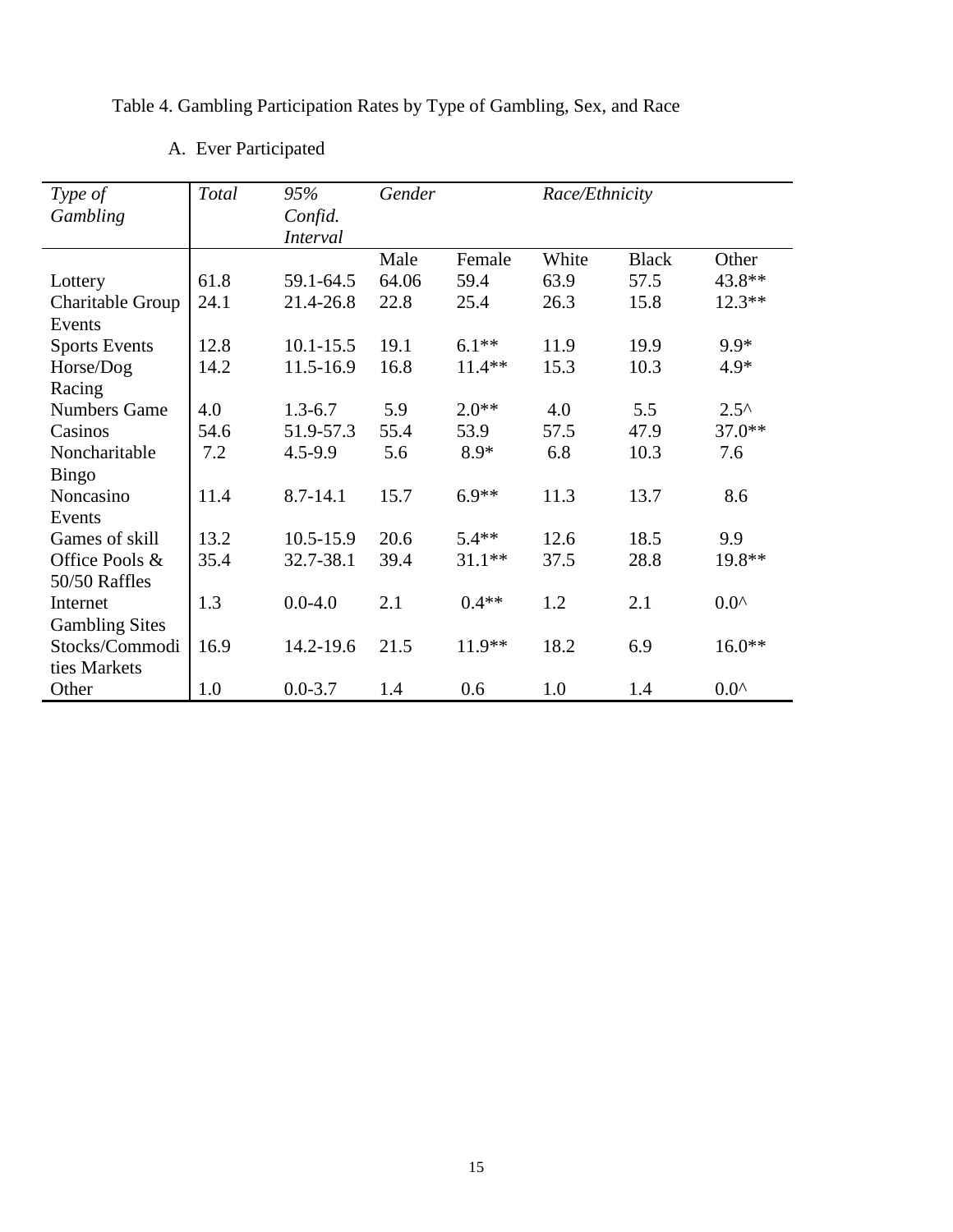Table 4. Gambling Participation Rates by Type of Gambling, Sex, and Race

A. Ever Participated

| *Type of Gambling* | *Total* | *95% Confid. Interval* | *Gender* | | *Race/Ethnicity* | | |
|---|---|---|---|---|---|---|---|
| | | | Male | Female | White | Black | Other |
| Lottery | 61.8 | 59.1-64.5 | 64.06 | 59.4 | 63.9 | 57.5 | 43.8** |
| Charitable Group Events | 24.1 | 21.4-26.8 | 22.8 | 25.4 | 26.3 | 15.8 | 12.3** |
| Sports Events | 12.8 | 10.1-15.5 | 19.1 | 6.1** | 11.9 | 19.9 | 9.9* |
| Horse/Dog Racing | 14.2 | 11.5-16.9 | 16.8 | 11.4** | 15.3 | 10.3 | 4.9* |
| Numbers Game | 4.0 | 1.3-6.7 | 5.9 | 2.0** | 4.0 | 5.5 | 2.5^ |
| Casinos | 54.6 | 51.9-57.3 | 55.4 | 53.9 | 57.5 | 47.9 | 37.0** |
| Noncharitable Bingo | 7.2 | 4.5-9.9 | 5.6 | 8.9* | 6.8 | 10.3 | 7.6 |
| Noncasino Events | 11.4 | 8.7-14.1 | 15.7 | 6.9** | 11.3 | 13.7 | 8.6 |
| Games of skill | 13.2 | 10.5-15.9 | 20.6 | 5.4** | 12.6 | 18.5 | 9.9 |
| Office Pools & 50/50 Raffles | 35.4 | 32.7-38.1 | 39.4 | 31.1** | 37.5 | 28.8 | 19.8** |
| Internet Gambling Sites | 1.3 | 0.0-4.0 | 2.1 | 0.4** | 1.2 | 2.1 | 0.0^ |
| Stocks/Commodities Markets | 16.9 | 14.2-19.6 | 21.5 | 11.9** | 18.2 | 6.9 | 16.0** |
| Other | 1.0 | 0.0-3.7 | 1.4 | 0.6 | 1.0 | 1.4 | 0.0^ |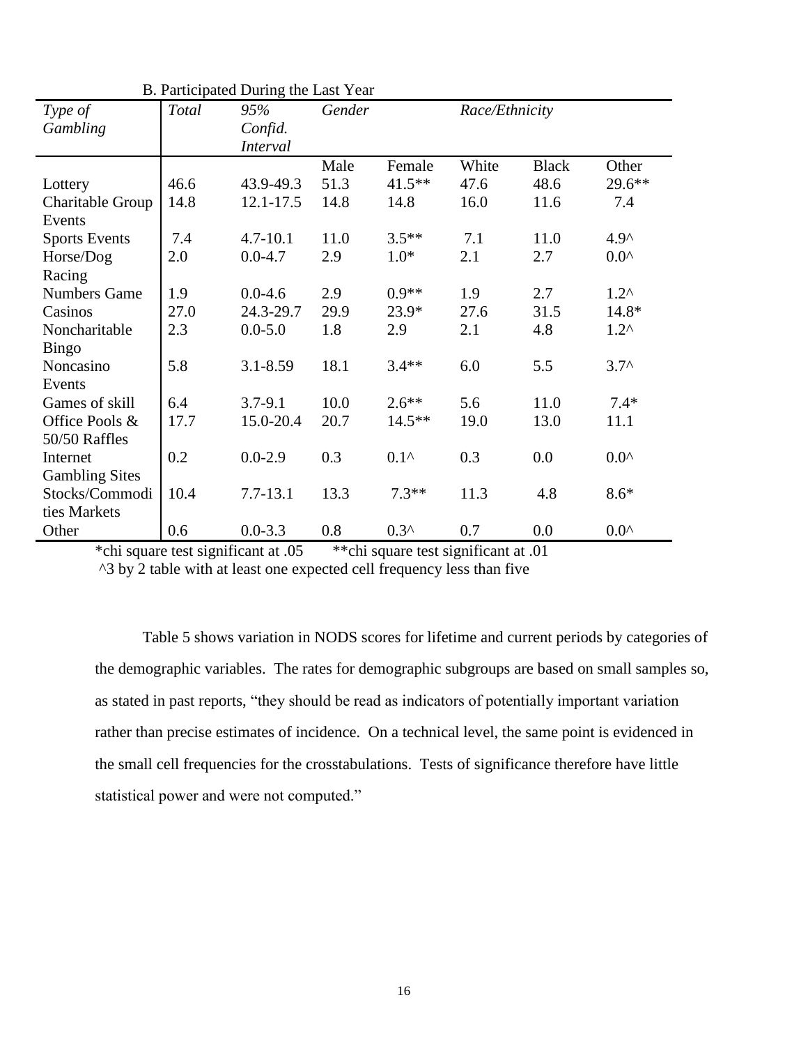B. Participated During the Last Year

| *Type of Gambling* | *Total* | *95% Confid. Interval* | *Gender* | | *Race/Ethnicity* | | |
|---|---|---|---|---|---|---|---|
| | | | Male | Female | White | Black | Other |
| Lottery | 46.6 | 43.9-49.3 | 51.3 | 41.5** | 47.6 | 48.6 | 29.6** |
| Charitable Group Events | 14.8 | 12.1-17.5 | 14.8 | 14.8 | 16.0 | 11.6 | 7.4 |
| Sports Events | 7.4 | 4.7-10.1 | 11.0 | 3.5** | 7.1 | 11.0 | 4.9^ |
| Horse/Dog Racing | 2.0 | 0.0-4.7 | 2.9 | 1.0* | 2.1 | 2.7 | 0.0^ |
| Numbers Game | 1.9 | 0.0-4.6 | 2.9 | 0.9** | 1.9 | 2.7 | 1.2^ |
| Casinos | 27.0 | 24.3-29.7 | 29.9 | 23.9* | 27.6 | 31.5 | 14.8* |
| Noncharitable Bingo | 2.3 | 0.0-5.0 | 1.8 | 2.9 | 2.1 | 4.8 | 1.2^ |
| Noncasino Events | 5.8 | 3.1-8.59 | 18.1 | 3.4** | 6.0 | 5.5 | 3.7^ |
| Games of skill | 6.4 | 3.7-9.1 | 10.0 | 2.6** | 5.6 | 11.0 | 7.4* |
| Office Pools & 50/50 Raffles | 17.7 | 15.0-20.4 | 20.7 | 14.5** | 19.0 | 13.0 | 11.1 |
| Internet Gambling Sites | 0.2 | 0.0-2.9 | 0.3 | 0.1^ | 0.3 | 0.0 | 0.0^ |
| Stocks/Commodities Markets | 10.4 | 7.7-13.1 | 13.3 | 7.3** | 11.3 | 4.8 | 8.6* |
| Other | 0.6 | 0.0-3.3 | 0.8 | 0.3^ | 0.7 | 0.0 | 0.0^ |

*chi square test significant at .05 **chi square test significant at .01

^3 by 2 table with at least one expected cell frequency less than five

Table 5 shows variation in NODS scores for lifetime and current periods by categories of the demographic variables. The rates for demographic subgroups are based on small samples so, as stated in past reports, "they should be read as indicators of potentially important variation rather than precise estimates of incidence. On a technical level, the same point is evidenced in the small cell frequencies for the crosstabulations. Tests of significance therefore have little statistical power and were not computed."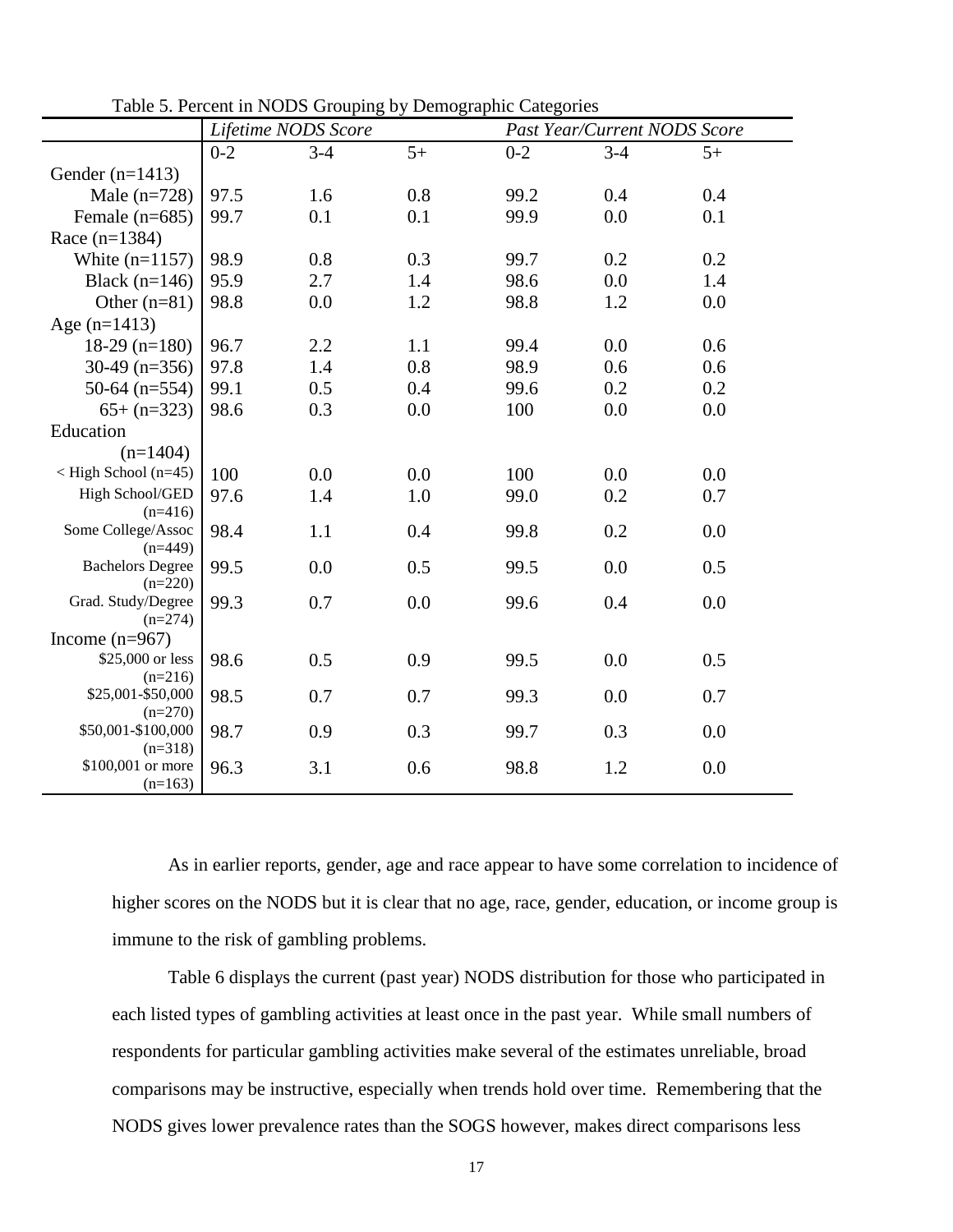Table 5. Percent in NODS Grouping by Demographic Categories

| | *Lifetime NODS Score* | | | *Past Year/Current NODS Score* | | |
|---|---|---|---|---|---|---|
| | 0-2 | 3-4 | 5+ | 0-2 | 3-4 | 5+ |
| Gender (n=1413) | | | | | | |
| Male (n=728) | 97.5 | 1.6 | 0.8 | 99.2 | 0.4 | 0.4 |
| Female (n=685) | 99.7 | 0.1 | 0.1 | 99.9 | 0.0 | 0.1 |
| Race (n=1384) | | | | | | |
| White (n=1157) | 98.9 | 0.8 | 0.3 | 99.7 | 0.2 | 0.2 |
| Black (n=146) | 95.9 | 2.7 | 1.4 | 98.6 | 0.0 | 1.4 |
| Other (n=81) | 98.8 | 0.0 | 1.2 | 98.8 | 1.2 | 0.0 |
| Age (n=1413) | | | | | | |
| 18-29 (n=180) | 96.7 | 2.2 | 1.1 | 99.4 | 0.0 | 0.6 |
| 30-49 (n=356) | 97.8 | 1.4 | 0.8 | 98.9 | 0.6 | 0.6 |
| 50-64 (n=554) | 99.1 | 0.5 | 0.4 | 99.6 | 0.2 | 0.2 |
| 65+ (n=323) | 98.6 | 0.3 | 0.0 | 100 | 0.0 | 0.0 |
| Education (n=1404) | | | | | | |
| < High School (n=45) | 100 | 0.0 | 0.0 | 100 | 0.0 | 0.0 |
| High School/GED (n=416) | 97.6 | 1.4 | 1.0 | 99.0 | 0.2 | 0.7 |
| Some College/Assoc (n=449) | 98.4 | 1.1 | 0.4 | 99.8 | 0.2 | 0.0 |
| Bachelors Degree (n=220) | 99.5 | 0.0 | 0.5 | 99.5 | 0.0 | 0.5 |
| Grad. Study/Degree (n=274) | 99.3 | 0.7 | 0.0 | 99.6 | 0.4 | 0.0 |
| Income (n=967) | | | | | | |
| $25,000 or less (n=216) | 98.6 | 0.5 | 0.9 | 99.5 | 0.0 | 0.5 |
| $25,001-$50,000 (n=270) | 98.5 | 0.7 | 0.7 | 99.3 | 0.0 | 0.7 |
| $50,001-$100,000 (n=318) | 98.7 | 0.9 | 0.3 | 99.7 | 0.3 | 0.0 |
| $100,001 or more (n=163) | 96.3 | 3.1 | 0.6 | 98.8 | 1.2 | 0.0 |

As in earlier reports, gender, age and race appear to have some correlation to incidence of higher scores on the NODS but it is clear that no age, race, gender, education, or income group is immune to the risk of gambling problems.

Table 6 displays the current (past year) NODS distribution for those who participated in each listed types of gambling activities at least once in the past year. While small numbers of respondents for particular gambling activities make several of the estimates unreliable, broad comparisons may be instructive, especially when trends hold over time. Remembering that the NODS gives lower prevalence rates than the SOGS however, makes direct comparisons less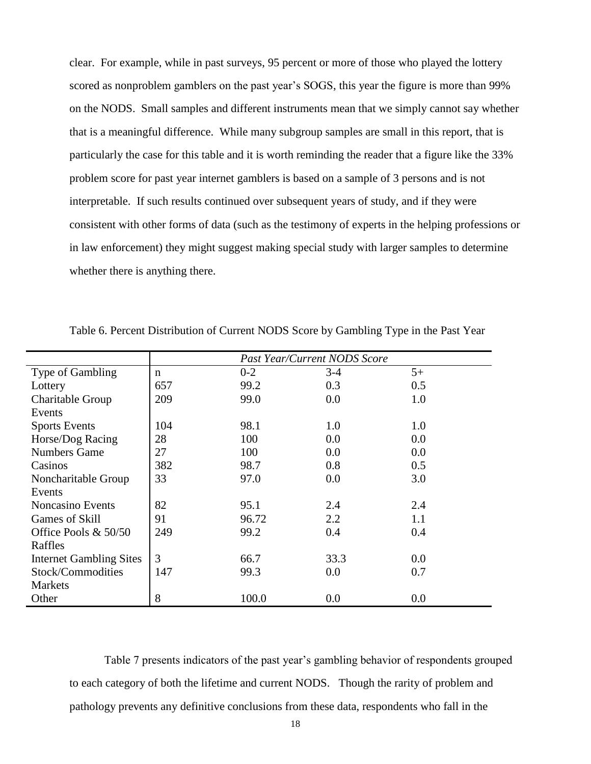clear. For example, while in past surveys, 95 percent or more of those who played the lottery scored as nonproblem gamblers on the past year's SOGS, this year the figure is more than 99% on the NODS. Small samples and different instruments mean that we simply cannot say whether that is a meaningful difference. While many subgroup samples are small in this report, that is particularly the case for this table and it is worth reminding the reader that a figure like the 33% problem score for past year internet gamblers is based on a sample of 3 persons and is not interpretable. If such results continued over subsequent years of study, and if they were consistent with other forms of data (such as the testimony of experts in the helping professions or in law enforcement) they might suggest making special study with larger samples to determine whether there is anything there.

Table 6. Percent Distribution of Current NODS Score by Gambling Type in the Past Year

| | *Past Year/Current NODS Score* | | | |
|---|---|---|---|---|
| Type of Gambling | n | 0-2 | 3-4 | 5+ |
| Lottery | 657 | 99.2 | 0.3 | 0.5 |
| Charitable Group Events | 209 | 99.0 | 0.0 | 1.0 |
| Sports Events | 104 | 98.1 | 1.0 | 1.0 |
| Horse/Dog Racing | 28 | 100 | 0.0 | 0.0 |
| Numbers Game | 27 | 100 | 0.0 | 0.0 |
| Casinos | 382 | 98.7 | 0.8 | 0.5 |
| Noncharitable Group Events | 33 | 97.0 | 0.0 | 3.0 |
| Noncasino Events | 82 | 95.1 | 2.4 | 2.4 |
| Games of Skill | 91 | 96.72 | 2.2 | 1.1 |
| Office Pools & 50/50 Raffles | 249 | 99.2 | 0.4 | 0.4 |
| Internet Gambling Sites | 3 | 66.7 | 33.3 | 0.0 |
| Stock/Commodities Markets | 147 | 99.3 | 0.0 | 0.7 |
| Other | 8 | 100.0 | 0.0 | 0.0 |

Table 7 presents indicators of the past year's gambling behavior of respondents grouped to each category of both the lifetime and current NODS. Though the rarity of problem and pathology prevents any definitive conclusions from these data, respondents who fall in the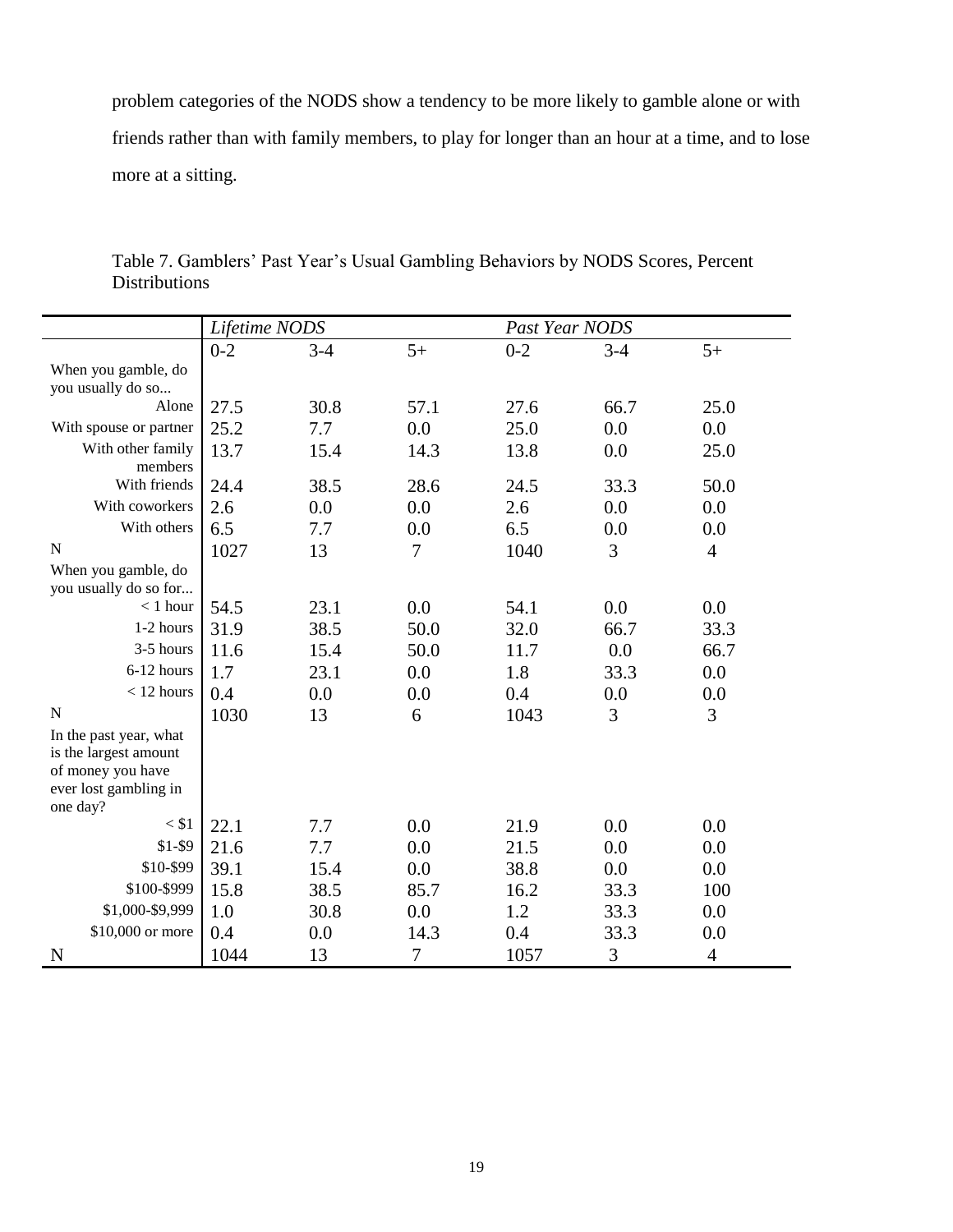problem categories of the NODS show a tendency to be more likely to gamble alone or with friends rather than with family members, to play for longer than an hour at a time, and to lose more at a sitting.

Table 7. Gamblers' Past Year's Usual Gambling Behaviors by NODS Scores, Percent Distributions

| | *Lifetime NODS* | | | *Past Year NODS* | | |
|---|---|---|---|---|---|---|
| | 0-2 | 3-4 | 5+ | 0-2 | 3-4 | 5+ |
| When you gamble, do you usually do so... | | | | | | |
| Alone | 27.5 | 30.8 | 57.1 | 27.6 | 66.7 | 25.0 |
| With spouse or partner | 25.2 | 7.7 | 0.0 | 25.0 | 0.0 | 0.0 |
| With other family members | 13.7 | 15.4 | 14.3 | 13.8 | 0.0 | 25.0 |
| With friends | 24.4 | 38.5 | 28.6 | 24.5 | 33.3 | 50.0 |
| With coworkers | 2.6 | 0.0 | 0.0 | 2.6 | 0.0 | 0.0 |
| With others | 6.5 | 7.7 | 0.0 | 6.5 | 0.0 | 0.0 |
| N | 1027 | 13 | 7 | 1040 | 3 | 4 |
| When you gamble, do you usually do so for... | | | | | | |
| < 1 hour | 54.5 | 23.1 | 0.0 | 54.1 | 0.0 | 0.0 |
| 1-2 hours | 31.9 | 38.5 | 50.0 | 32.0 | 66.7 | 33.3 |
| 3-5 hours | 11.6 | 15.4 | 50.0 | 11.7 | 0.0 | 66.7 |
| 6-12 hours | 1.7 | 23.1 | 0.0 | 1.8 | 33.3 | 0.0 |
| < 12 hours | 0.4 | 0.0 | 0.0 | 0.4 | 0.0 | 0.0 |
| N | 1030 | 13 | 6 | 1043 | 3 | 3 |
| In the past year, what is the largest amount of money you have ever lost gambling in one day? | | | | | | |
| < $1 | 22.1 | 7.7 | 0.0 | 21.9 | 0.0 | 0.0 |
| $1-$9 | 21.6 | 7.7 | 0.0 | 21.5 | 0.0 | 0.0 |
| $10-$99 | 39.1 | 15.4 | 0.0 | 38.8 | 0.0 | 0.0 |
| $100-$999 | 15.8 | 38.5 | 85.7 | 16.2 | 33.3 | 100 |
| $1,000-$9,999 | 1.0 | 30.8 | 0.0 | 1.2 | 33.3 | 0.0 |
| $10,000 or more | 0.4 | 0.0 | 14.3 | 0.4 | 33.3 | 0.0 |
| N | 1044 | 13 | 7 | 1057 | 3 | 4 |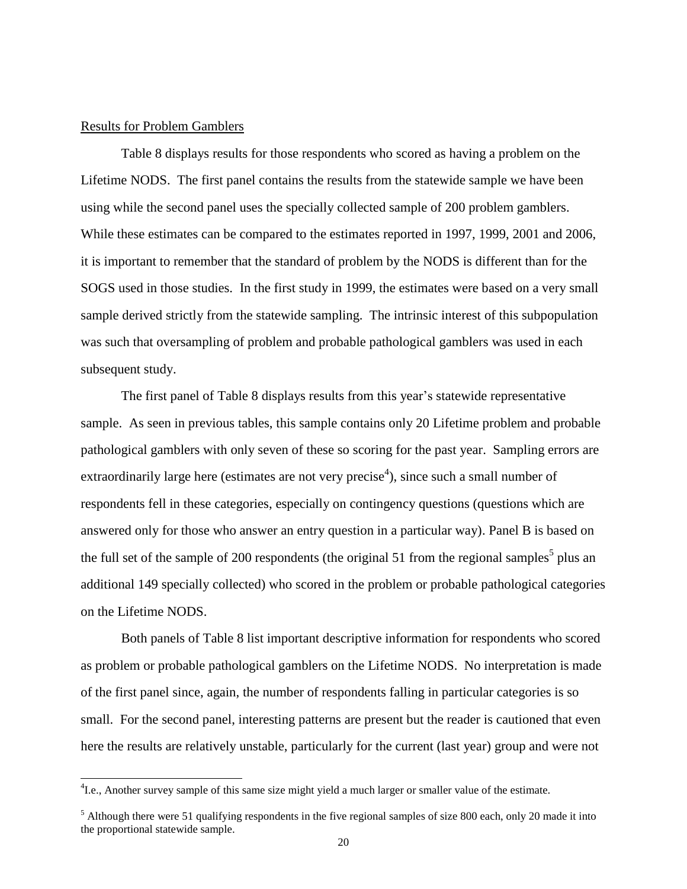Results for Problem Gamblers

Table 8 displays results for those respondents who scored as having a problem on the Lifetime NODS. The first panel contains the results from the statewide sample we have been using while the second panel uses the specially collected sample of 200 problem gamblers. While these estimates can be compared to the estimates reported in 1997, 1999, 2001 and 2006, it is important to remember that the standard of problem by the NODS is different than for the SOGS used in those studies. In the first study in 1999, the estimates were based on a very small sample derived strictly from the statewide sampling. The intrinsic interest of this subpopulation was such that oversampling of problem and probable pathological gamblers was used in each subsequent study.

The first panel of Table 8 displays results from this year's statewide representative sample. As seen in previous tables, this sample contains only 20 Lifetime problem and probable pathological gamblers with only seven of these so scoring for the past year. Sampling errors are extraordinarily large here (estimates are not very precise[4]), since such a small number of respondents fell in these categories, especially on contingency questions (questions which are answered only for those who answer an entry question in a particular way). Panel B is based on the full set of the sample of 200 respondents (the original 51 from the regional samples[5] plus an additional 149 specially collected) who scored in the problem or probable pathological categories on the Lifetime NODS.

Both panels of Table 8 list important descriptive information for respondents who scored as problem or probable pathological gamblers on the Lifetime NODS. No interpretation is made of the first panel since, again, the number of respondents falling in particular categories is so small. For the second panel, interesting patterns are present but the reader is cautioned that even here the results are relatively unstable, particularly for the current (last year) group and were not

[4] I.e., Another survey sample of this same size might yield a much larger or smaller value of the estimate.

[5] Although there were 51 qualifying respondents in the five regional samples of size 800 each, only 20 made it into the proportional statewide sample.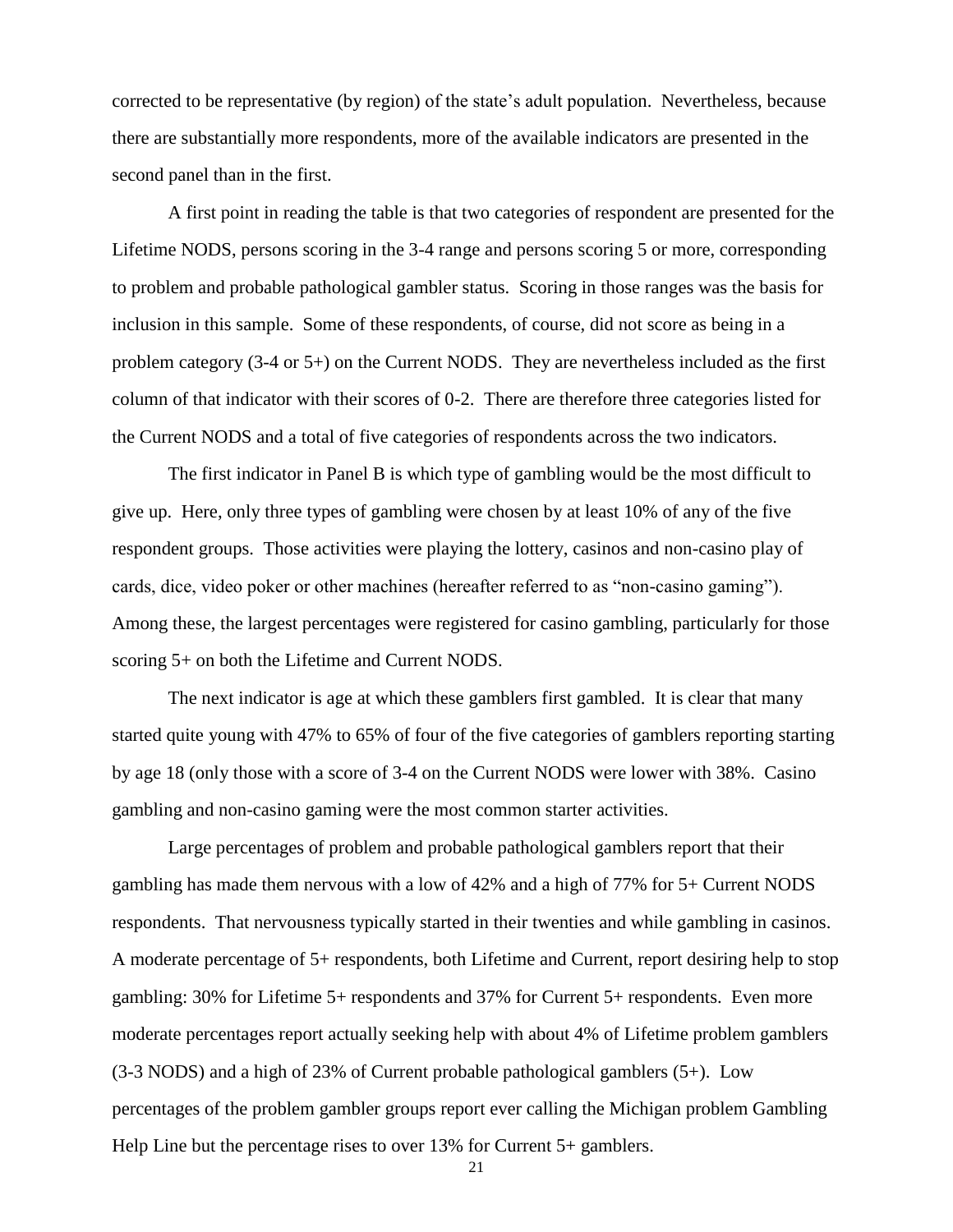corrected to be representative (by region) of the state's adult population. Nevertheless, because there are substantially more respondents, more of the available indicators are presented in the second panel than in the first.

A first point in reading the table is that two categories of respondent are presented for the Lifetime NODS, persons scoring in the 3-4 range and persons scoring 5 or more, corresponding to problem and probable pathological gambler status. Scoring in those ranges was the basis for inclusion in this sample. Some of these respondents, of course, did not score as being in a problem category (3-4 or 5+) on the Current NODS. They are nevertheless included as the first column of that indicator with their scores of 0-2. There are therefore three categories listed for the Current NODS and a total of five categories of respondents across the two indicators.

The first indicator in Panel B is which type of gambling would be the most difficult to give up. Here, only three types of gambling were chosen by at least 10% of any of the five respondent groups. Those activities were playing the lottery, casinos and non-casino play of cards, dice, video poker or other machines (hereafter referred to as "non-casino gaming"). Among these, the largest percentages were registered for casino gambling, particularly for those scoring 5+ on both the Lifetime and Current NODS.

The next indicator is age at which these gamblers first gambled. It is clear that many started quite young with 47% to 65% of four of the five categories of gamblers reporting starting by age 18 (only those with a score of 3-4 on the Current NODS were lower with 38%. Casino gambling and non-casino gaming were the most common starter activities.

Large percentages of problem and probable pathological gamblers report that their gambling has made them nervous with a low of 42% and a high of 77% for 5+ Current NODS respondents. That nervousness typically started in their twenties and while gambling in casinos. A moderate percentage of 5+ respondents, both Lifetime and Current, report desiring help to stop gambling: 30% for Lifetime 5+ respondents and 37% for Current 5+ respondents. Even more moderate percentages report actually seeking help with about 4% of Lifetime problem gamblers (3-3 NODS) and a high of 23% of Current probable pathological gamblers (5+). Low percentages of the problem gambler groups report ever calling the Michigan problem Gambling Help Line but the percentage rises to over 13% for Current 5+ gamblers.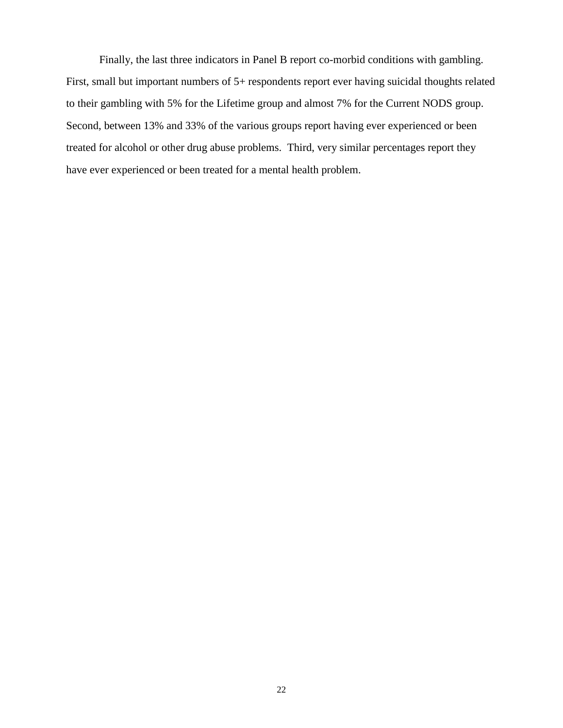Finally, the last three indicators in Panel B report co-morbid conditions with gambling. First, small but important numbers of 5+ respondents report ever having suicidal thoughts related to their gambling with 5% for the Lifetime group and almost 7% for the Current NODS group. Second, between 13% and 33% of the various groups report having ever experienced or been treated for alcohol or other drug abuse problems. Third, very similar percentages report they have ever experienced or been treated for a mental health problem.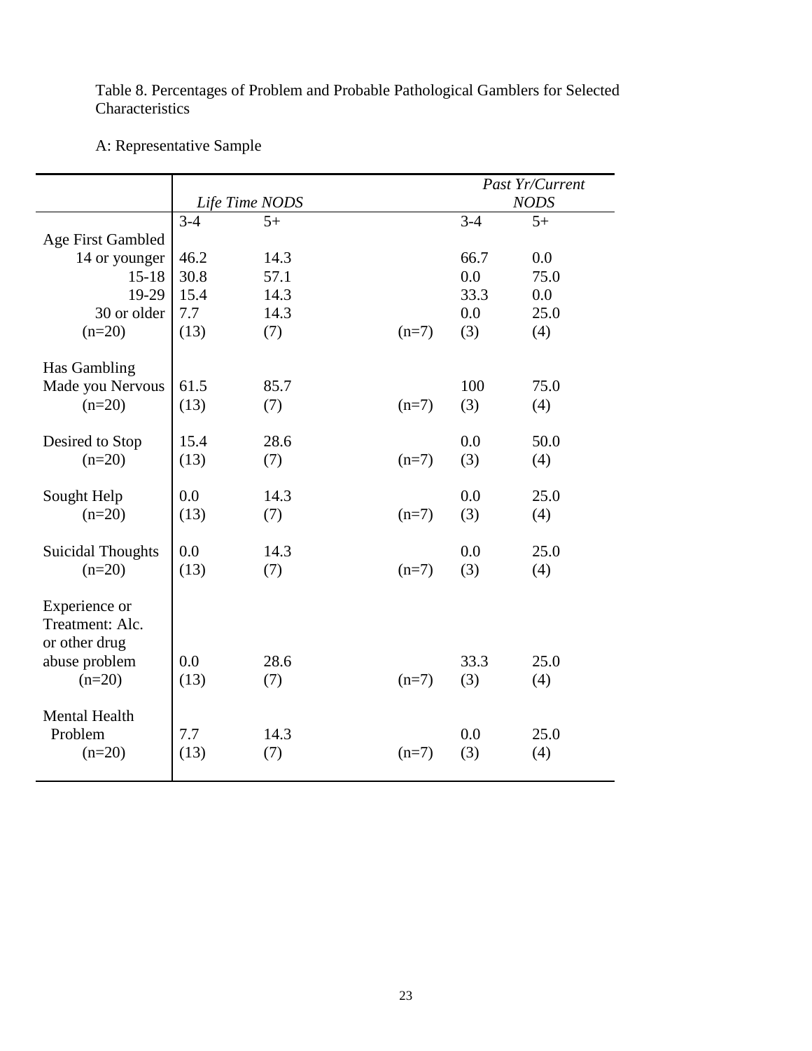Table 8. Percentages of Problem and Probable Pathological Gamblers for Selected Characteristics

A: Representative Sample

| | *Life Time NODS* | | | *Past Yr/Current NODS* | |
|---|---|---|---|---|---|
| | 3-4 | 5+ | | 3-4 | 5+ |
| Age First Gambled | | | | | |
| 14 or younger | 46.2 | 14.3 | | 66.7 | 0.0 |
| 15-18 | 30.8 | 57.1 | | 0.0 | 75.0 |
| 19-29 | 15.4 | 14.3 | | 33.3 | 0.0 |
| 30 or older | 7.7 | 14.3 | | 0.0 | 25.0 |
| (n=20) | (13) | (7) | (n=7) | (3) | (4) |
| Has Gambling Made you Nervous | 61.5 | 85.7 | | 100 | 75.0 |
| (n=20) | (13) | (7) | (n=7) | (3) | (4) |
| Desired to Stop | 15.4 | 28.6 | | 0.0 | 50.0 |
| (n=20) | (13) | (7) | (n=7) | (3) | (4) |
| Sought Help | 0.0 | 14.3 | | 0.0 | 25.0 |
| (n=20) | (13) | (7) | (n=7) | (3) | (4) |
| Suicidal Thoughts | 0.0 | 14.3 | | 0.0 | 25.0 |
| (n=20) | (13) | (7) | (n=7) | (3) | (4) |
| Experience or Treatment: Alc. or other drug abuse problem | 0.0 | 28.6 | | 33.3 | 25.0 |
| (n=20) | (13) | (7) | (n=7) | (3) | (4) |
| Mental Health Problem | 7.7 | 14.3 | | 0.0 | 25.0 |
| (n=20) | (13) | (7) | (n=7) | (3) | (4) |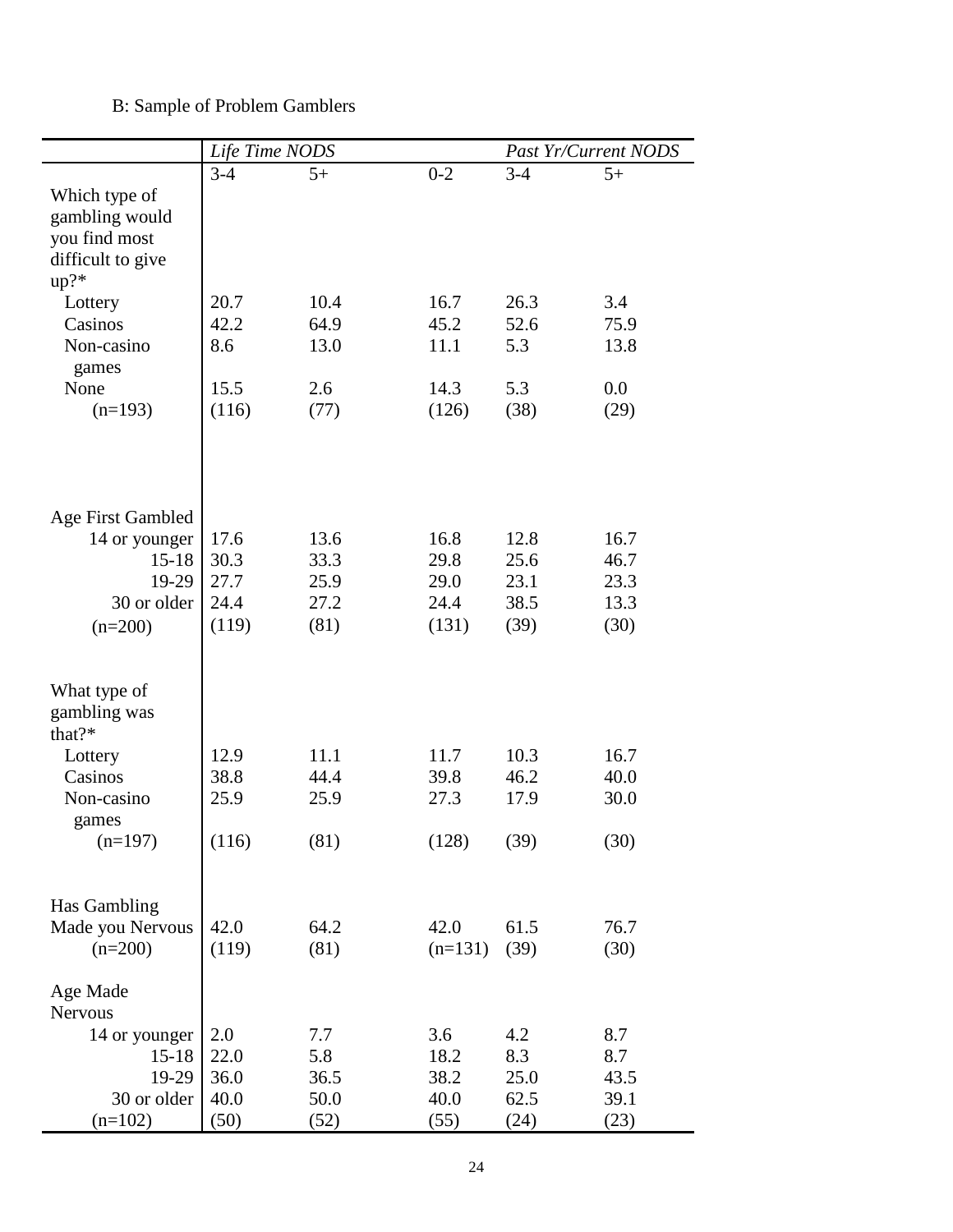B: Sample of Problem Gamblers

| | *Life Time NODS* | | | *Past Yr/Current NODS* | |
|---|---|---|---|---|---|
| | 3-4 | 5+ | 0-2 | 3-4 | 5+ |
| Which type of gambling would you find most difficult to give up?* | | | | | |
| Lottery | 20.7 | 10.4 | 16.7 | 26.3 | 3.4 |
| Casinos | 42.2 | 64.9 | 45.2 | 52.6 | 75.9 |
| Non-casino games | 8.6 | 13.0 | 11.1 | 5.3 | 13.8 |
| None | 15.5 | 2.6 | 14.3 | 5.3 | 0.0 |
| (n=193) | (116) | (77) | (126) | (38) | (29) |
| Age First Gambled | | | | | |
| 14 or younger | 17.6 | 13.6 | 16.8 | 12.8 | 16.7 |
| 15-18 | 30.3 | 33.3 | 29.8 | 25.6 | 46.7 |
| 19-29 | 27.7 | 25.9 | 29.0 | 23.1 | 23.3 |
| 30 or older | 24.4 | 27.2 | 24.4 | 38.5 | 13.3 |
| (n=200) | (119) | (81) | (131) | (39) | (30) |
| What type of gambling was that?* | | | | | |
| Lottery | 12.9 | 11.1 | 11.7 | 10.3 | 16.7 |
| Casinos | 38.8 | 44.4 | 39.8 | 46.2 | 40.0 |
| Non-casino games | 25.9 | 25.9 | 27.3 | 17.9 | 30.0 |
| (n=197) | (116) | (81) | (128) | (39) | (30) |
| Has Gambling Made you Nervous | 42.0 | 64.2 | 42.0 | 61.5 | 76.7 |
| (n=200) | (119) | (81) | (n=131) | (39) | (30) |
| Age Made Nervous | | | | | |
| 14 or younger | 2.0 | 7.7 | 3.6 | 4.2 | 8.7 |
| 15-18 | 22.0 | 5.8 | 18.2 | 8.3 | 8.7 |
| 19-29 | 36.0 | 36.5 | 38.2 | 25.0 | 43.5 |
| 30 or older | 40.0 | 50.0 | 40.0 | 62.5 | 39.1 |
| (n=102) | (50) | (52) | (55) | (24) | (23) |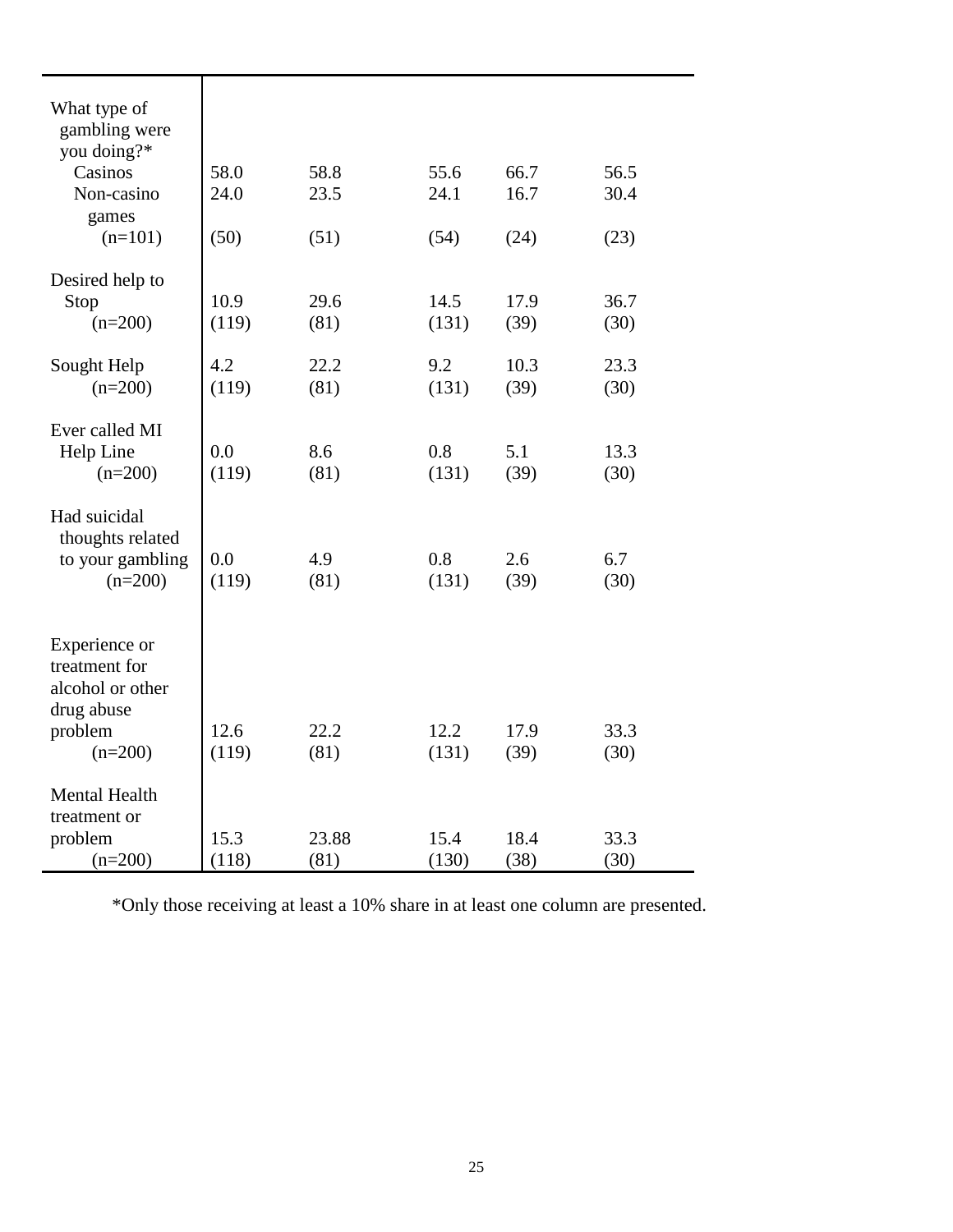| | | | | | |
|---|---|---|---|---|---|
| What type of gambling were you doing?* | | | | | |
| Casinos | 58.0 | 58.8 | 55.6 | 66.7 | 56.5 |
| Non-casino games | 24.0 | 23.5 | 24.1 | 16.7 | 30.4 |
| (n=101) | (50) | (51) | (54) | (24) | (23) |
| Desired help to Stop | 10.9 | 29.6 | 14.5 | 17.9 | 36.7 |
| (n=200) | (119) | (81) | (131) | (39) | (30) |
| Sought Help | 4.2 | 22.2 | 9.2 | 10.3 | 23.3 |
| (n=200) | (119) | (81) | (131) | (39) | (30) |
| Ever called MI Help Line | 0.0 | 8.6 | 0.8 | 5.1 | 13.3 |
| (n=200) | (119) | (81) | (131) | (39) | (30) |
| Had suicidal thoughts related to your gambling | 0.0 | 4.9 | 0.8 | 2.6 | 6.7 |
| (n=200) | (119) | (81) | (131) | (39) | (30) |
| Experience or treatment for alcohol or other drug abuse problem | 12.6 | 22.2 | 12.2 | 17.9 | 33.3 |
| (n=200) | (119) | (81) | (131) | (39) | (30) |
| Mental Health treatment or problem | 15.3 | 23.88 | 15.4 | 18.4 | 33.3 |
| (n=200) | (118) | (81) | (130) | (38) | (30) |

*Only those receiving at least a 10% share in at least one column are presented.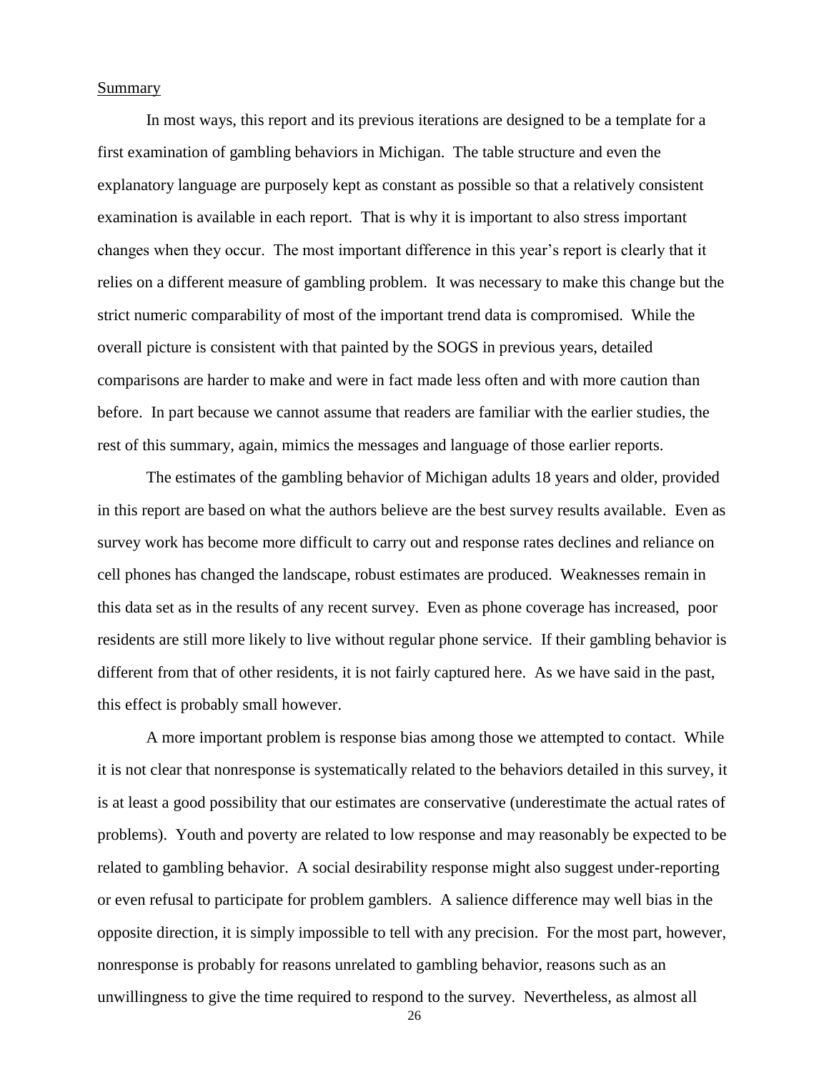## Summary

In most ways, this report and its previous iterations are designed to be a template for a first examination of gambling behaviors in Michigan. The table structure and even the explanatory language are purposely kept as constant as possible so that a relatively consistent examination is available in each report. That is why it is important to also stress important changes when they occur. The most important difference in this year's report is clearly that it relies on a different measure of gambling problem. It was necessary to make this change but the strict numeric comparability of most of the important trend data is compromised. While the overall picture is consistent with that painted by the SOGS in previous years, detailed comparisons are harder to make and were in fact made less often and with more caution than before. In part because we cannot assume that readers are familiar with the earlier studies, the rest of this summary, again, mimics the messages and language of those earlier reports.

The estimates of the gambling behavior of Michigan adults 18 years and older, provided in this report are based on what the authors believe are the best survey results available. Even as survey work has become more difficult to carry out and response rates declines and reliance on cell phones has changed the landscape, robust estimates are produced. Weaknesses remain in this data set as in the results of any recent survey. Even as phone coverage has increased, poor residents are still more likely to live without regular phone service. If their gambling behavior is different from that of other residents, it is not fairly captured here. As we have said in the past, this effect is probably small however.

A more important problem is response bias among those we attempted to contact. While it is not clear that nonresponse is systematically related to the behaviors detailed in this survey, it is at least a good possibility that our estimates are conservative (underestimate the actual rates of problems). Youth and poverty are related to low response and may reasonably be expected to be related to gambling behavior. A social desirability response might also suggest under-reporting or even refusal to participate for problem gamblers. A salience difference may well bias in the opposite direction, it is simply impossible to tell with any precision. For the most part, however, nonresponse is probably for reasons unrelated to gambling behavior, reasons such as an unwillingness to give the time required to respond to the survey. Nevertheless, as almost all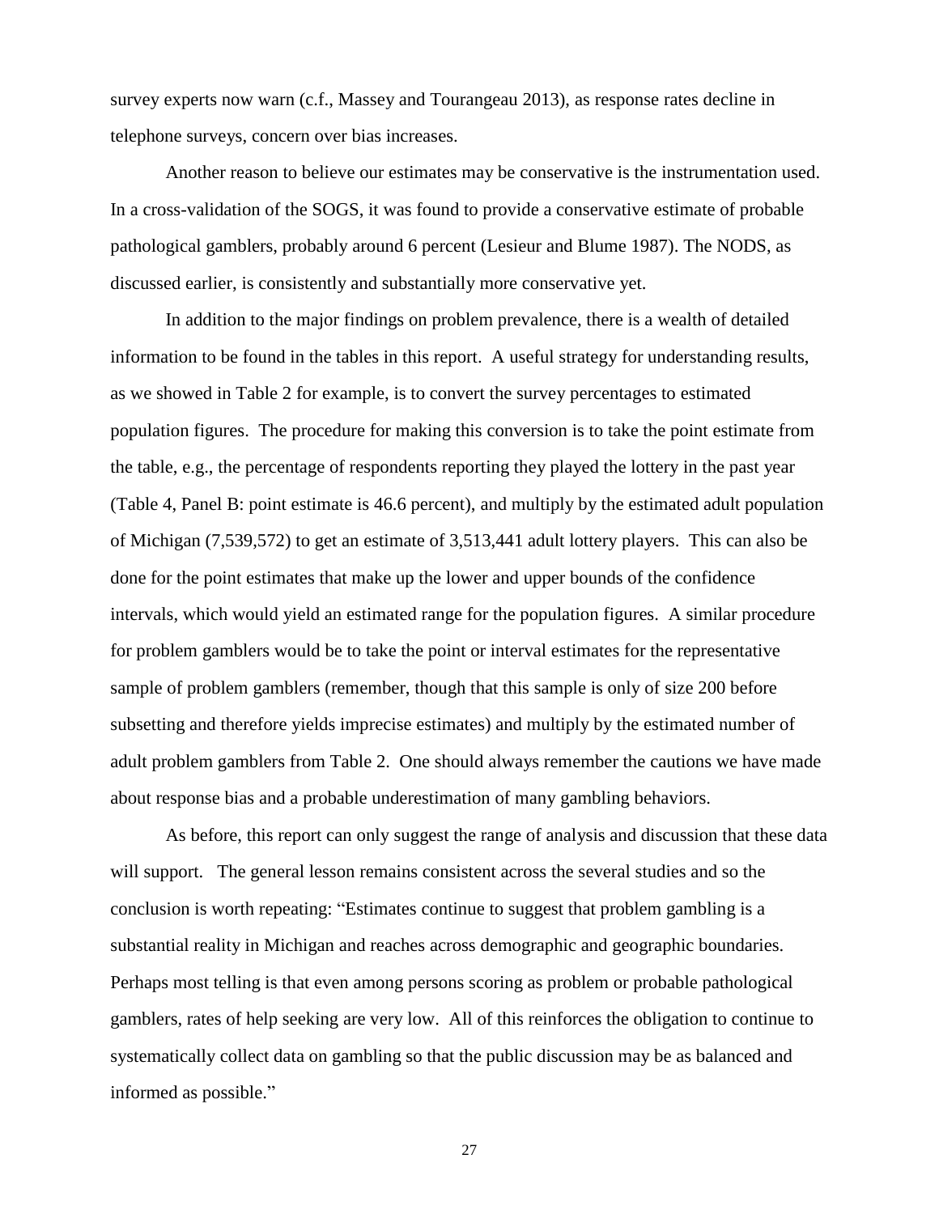survey experts now warn (c.f., Massey and Tourangeau 2013), as response rates decline in telephone surveys, concern over bias increases.

Another reason to believe our estimates may be conservative is the instrumentation used. In a cross-validation of the SOGS, it was found to provide a conservative estimate of probable pathological gamblers, probably around 6 percent (Lesieur and Blume 1987). The NODS, as discussed earlier, is consistently and substantially more conservative yet.

In addition to the major findings on problem prevalence, there is a wealth of detailed information to be found in the tables in this report. A useful strategy for understanding results, as we showed in Table 2 for example, is to convert the survey percentages to estimated population figures. The procedure for making this conversion is to take the point estimate from the table, e.g., the percentage of respondents reporting they played the lottery in the past year (Table 4, Panel B: point estimate is 46.6 percent), and multiply by the estimated adult population of Michigan (7,539,572) to get an estimate of 3,513,441 adult lottery players. This can also be done for the point estimates that make up the lower and upper bounds of the confidence intervals, which would yield an estimated range for the population figures. A similar procedure for problem gamblers would be to take the point or interval estimates for the representative sample of problem gamblers (remember, though that this sample is only of size 200 before subsetting and therefore yields imprecise estimates) and multiply by the estimated number of adult problem gamblers from Table 2. One should always remember the cautions we have made about response bias and a probable underestimation of many gambling behaviors.

As before, this report can only suggest the range of analysis and discussion that these data will support. The general lesson remains consistent across the several studies and so the conclusion is worth repeating: "Estimates continue to suggest that problem gambling is a substantial reality in Michigan and reaches across demographic and geographic boundaries. Perhaps most telling is that even among persons scoring as problem or probable pathological gamblers, rates of help seeking are very low. All of this reinforces the obligation to continue to systematically collect data on gambling so that the public discussion may be as balanced and informed as possible."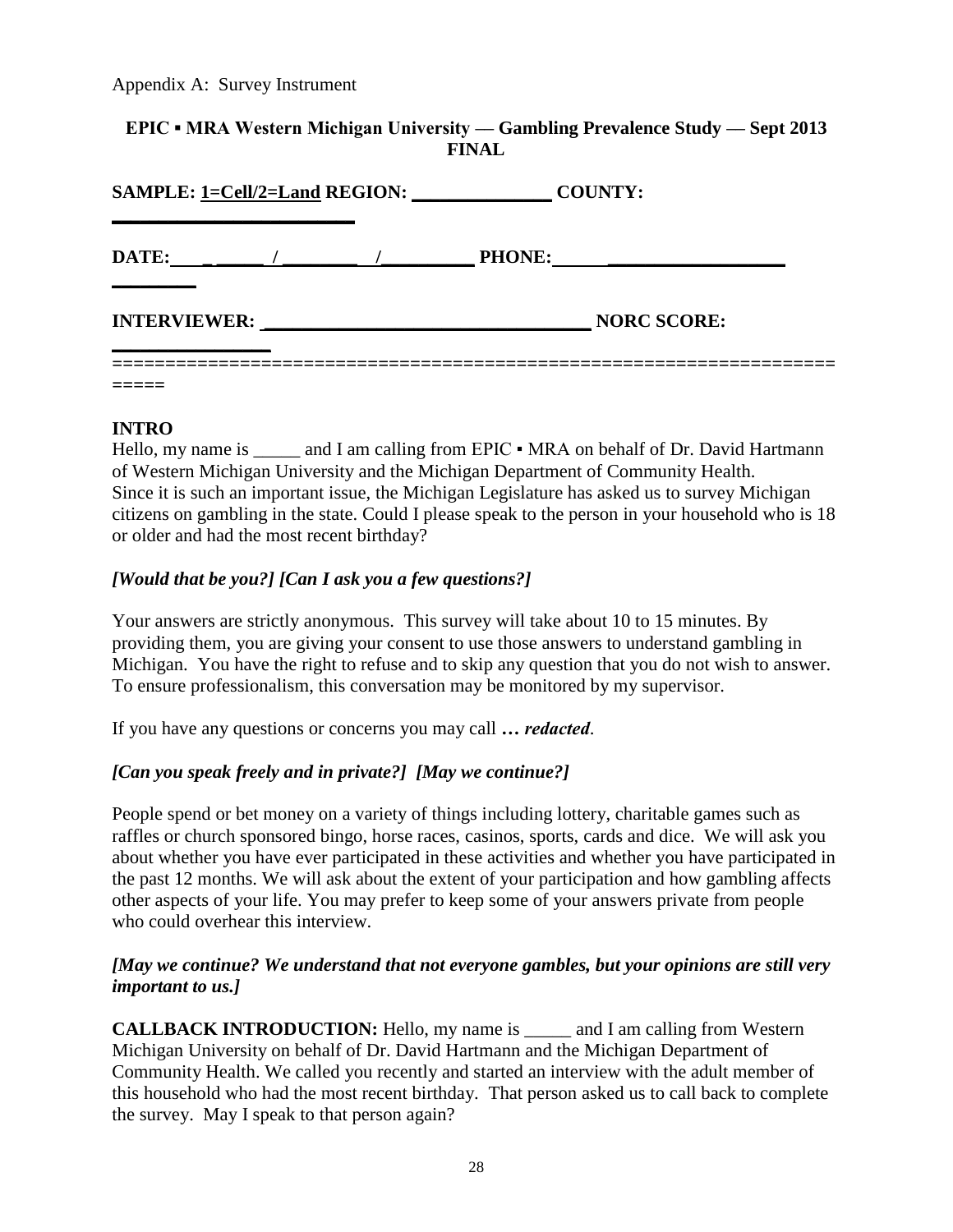Appendix A: Survey Instrument

**EPIC ▪ MRA Western Michigan University — Gambling Prevalence Study — Sept 2013 FINAL**

**SAMPLE: 1=Cell/2=Land REGION: _______________ COUNTY: ___________________________**

**DATE: ___ _____ / ________ /_________ PHONE: ______ ___________________ _________**

**INTERVIEWER: __________________________________ NORC SCORE: ________________**

=====================================================================

## INTRO

Hello, my name is _____ and I am calling from EPIC ▪ MRA on behalf of Dr. David Hartmann of Western Michigan University and the Michigan Department of Community Health. Since it is such an important issue, the Michigan Legislature has asked us to survey Michigan citizens on gambling in the state. Could I please speak to the person in your household who is 18 or older and had the most recent birthday?

***[Would that be you?] [Can I ask you a few questions?]***

Your answers are strictly anonymous. This survey will take about 10 to 15 minutes. By providing them, you are giving your consent to use those answers to understand gambling in Michigan. You have the right to refuse and to skip any question that you do not wish to answer. To ensure professionalism, this conversation may be monitored by my supervisor.

If you have any questions or concerns you may call ***… redacted***.

***[Can you speak freely and in private?] [May we continue?]***

People spend or bet money on a variety of things including lottery, charitable games such as raffles or church sponsored bingo, horse races, casinos, sports, cards and dice. We will ask you about whether you have ever participated in these activities and whether you have participated in the past 12 months. We will ask about the extent of your participation and how gambling affects other aspects of your life. You may prefer to keep some of your answers private from people who could overhear this interview.

***[May we continue? We understand that not everyone gambles, but your opinions are still very important to us.]***

**CALLBACK INTRODUCTION:** Hello, my name is _____ and I am calling from Western Michigan University on behalf of Dr. David Hartmann and the Michigan Department of Community Health. We called you recently and started an interview with the adult member of this household who had the most recent birthday. That person asked us to call back to complete the survey. May I speak to that person again?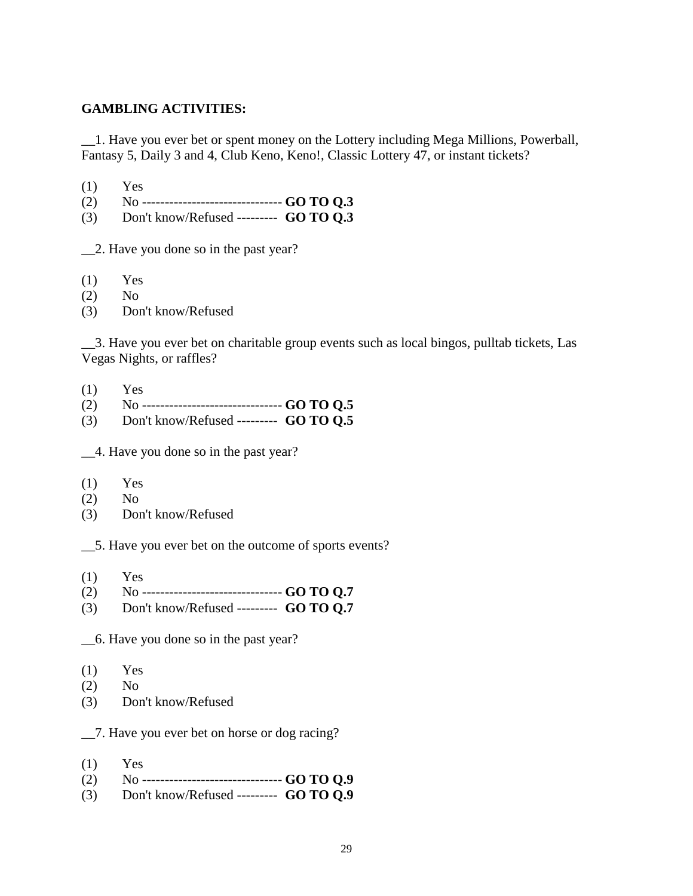**GAMBLING ACTIVITIES:**

__1. Have you ever bet or spent money on the Lottery including Mega Millions, Powerball, Fantasy 5, Daily 3 and 4, Club Keno, Keno!, Classic Lottery 47, or instant tickets?

(1) Yes
(2) No ------------------------------- **GO TO Q.3**
(3) Don't know/Refused --------- **GO TO Q.3**

__2. Have you done so in the past year?

(1) Yes
(2) No
(3) Don't know/Refused

__3. Have you ever bet on charitable group events such as local bingos, pulltab tickets, Las Vegas Nights, or raffles?

(1) Yes
(2) No ------------------------------- **GO TO Q.5**
(3) Don't know/Refused --------- **GO TO Q.5**

__4. Have you done so in the past year?

(1) Yes
(2) No
(3) Don't know/Refused

__5. Have you ever bet on the outcome of sports events?

(1) Yes
(2) No ------------------------------- **GO TO Q.7**
(3) Don't know/Refused --------- **GO TO Q.7**

__6. Have you done so in the past year?

(1) Yes
(2) No
(3) Don't know/Refused

__7. Have you ever bet on horse or dog racing?

(1) Yes
(2) No ------------------------------- **GO TO Q.9**
(3) Don't know/Refused --------- **GO TO Q.9**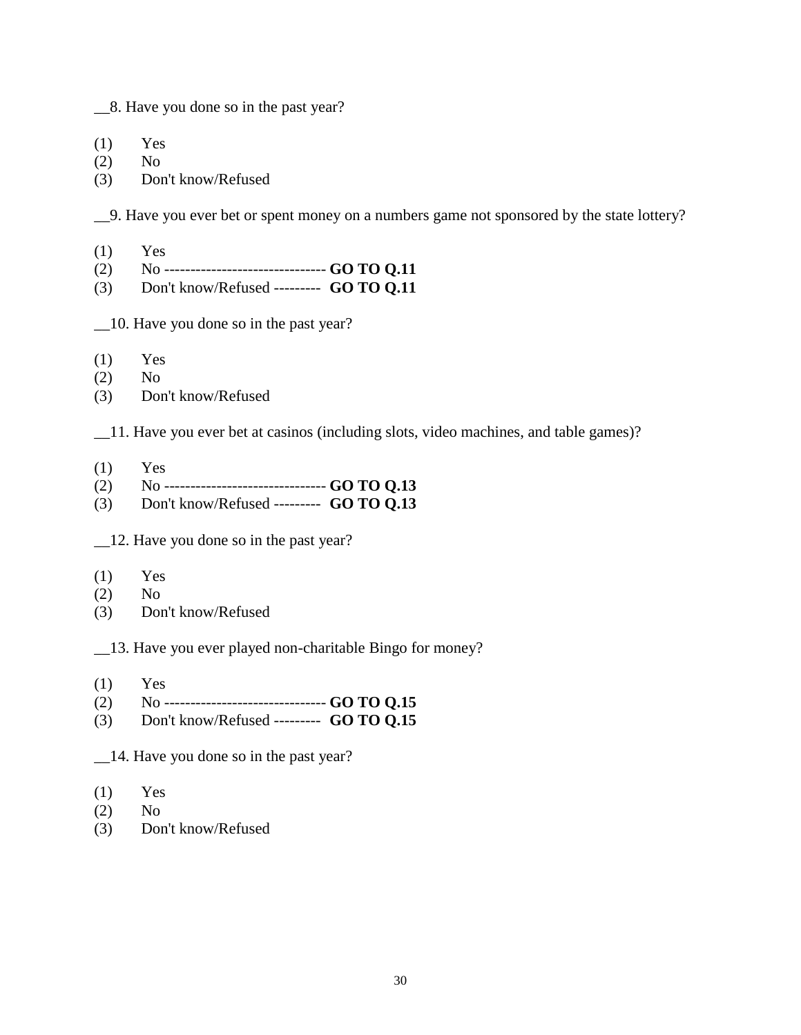__8. Have you done so in the past year?

(1) Yes
(2) No
(3) Don't know/Refused

__9. Have you ever bet or spent money on a numbers game not sponsored by the state lottery?

(1) Yes
(2) No ------------------------------- **GO TO Q.11**
(3) Don't know/Refused --------- **GO TO Q.11**

__10. Have you done so in the past year?

(1) Yes
(2) No
(3) Don't know/Refused

__11. Have you ever bet at casinos (including slots, video machines, and table games)?

(1) Yes
(2) No ------------------------------- **GO TO Q.13**
(3) Don't know/Refused --------- **GO TO Q.13**

__12. Have you done so in the past year?

(1) Yes
(2) No
(3) Don't know/Refused

__13. Have you ever played non-charitable Bingo for money?

(1) Yes
(2) No ------------------------------- **GO TO Q.15**
(3) Don't know/Refused --------- **GO TO Q.15**

__14. Have you done so in the past year?

(1) Yes
(2) No
(3) Don't know/Refused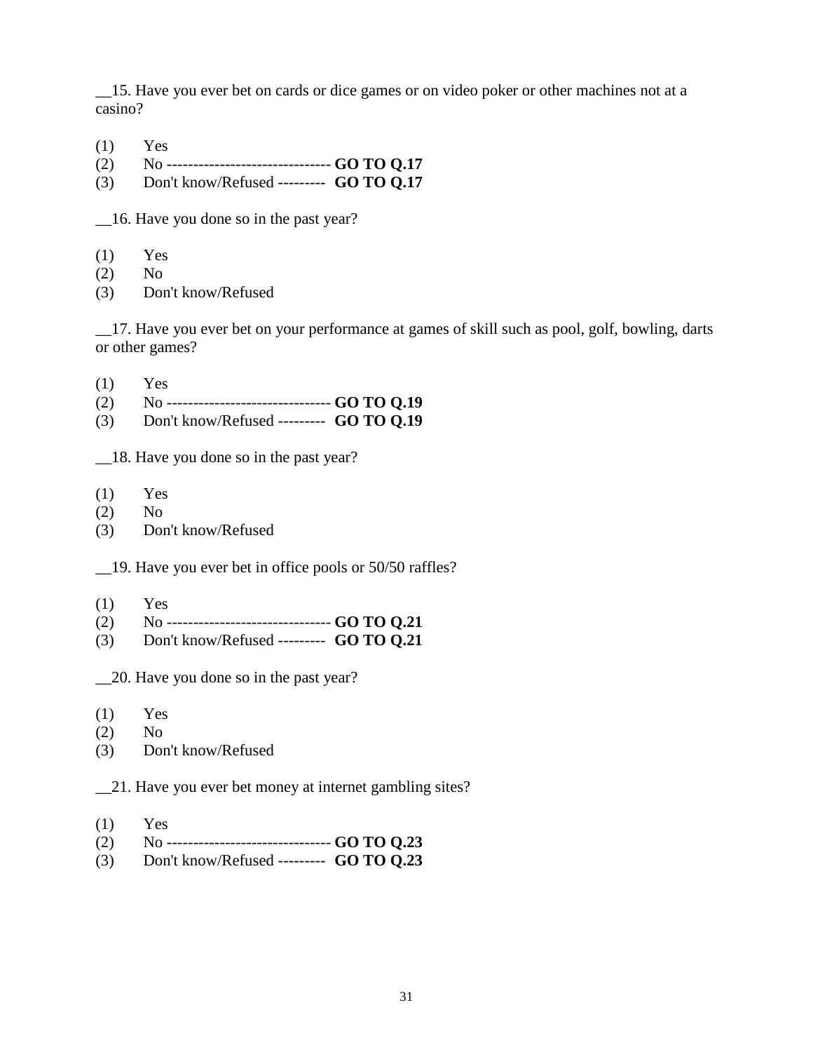__15. Have you ever bet on cards or dice games or on video poker or other machines not at a casino?

(1) Yes
(2) No ------------------------------- **GO TO Q.17**
(3) Don't know/Refused --------- **GO TO Q.17**

__16. Have you done so in the past year?

(1) Yes
(2) No
(3) Don't know/Refused

__17. Have you ever bet on your performance at games of skill such as pool, golf, bowling, darts or other games?

(1) Yes
(2) No ------------------------------- **GO TO Q.19**
(3) Don't know/Refused --------- **GO TO Q.19**

__18. Have you done so in the past year?

(1) Yes
(2) No
(3) Don't know/Refused

__19. Have you ever bet in office pools or 50/50 raffles?

(1) Yes
(2) No ------------------------------- **GO TO Q.21**
(3) Don't know/Refused --------- **GO TO Q.21**

__20. Have you done so in the past year?

(1) Yes
(2) No
(3) Don't know/Refused

__21. Have you ever bet money at internet gambling sites?

(1) Yes
(2) No ------------------------------- **GO TO Q.23**
(3) Don't know/Refused --------- **GO TO Q.23**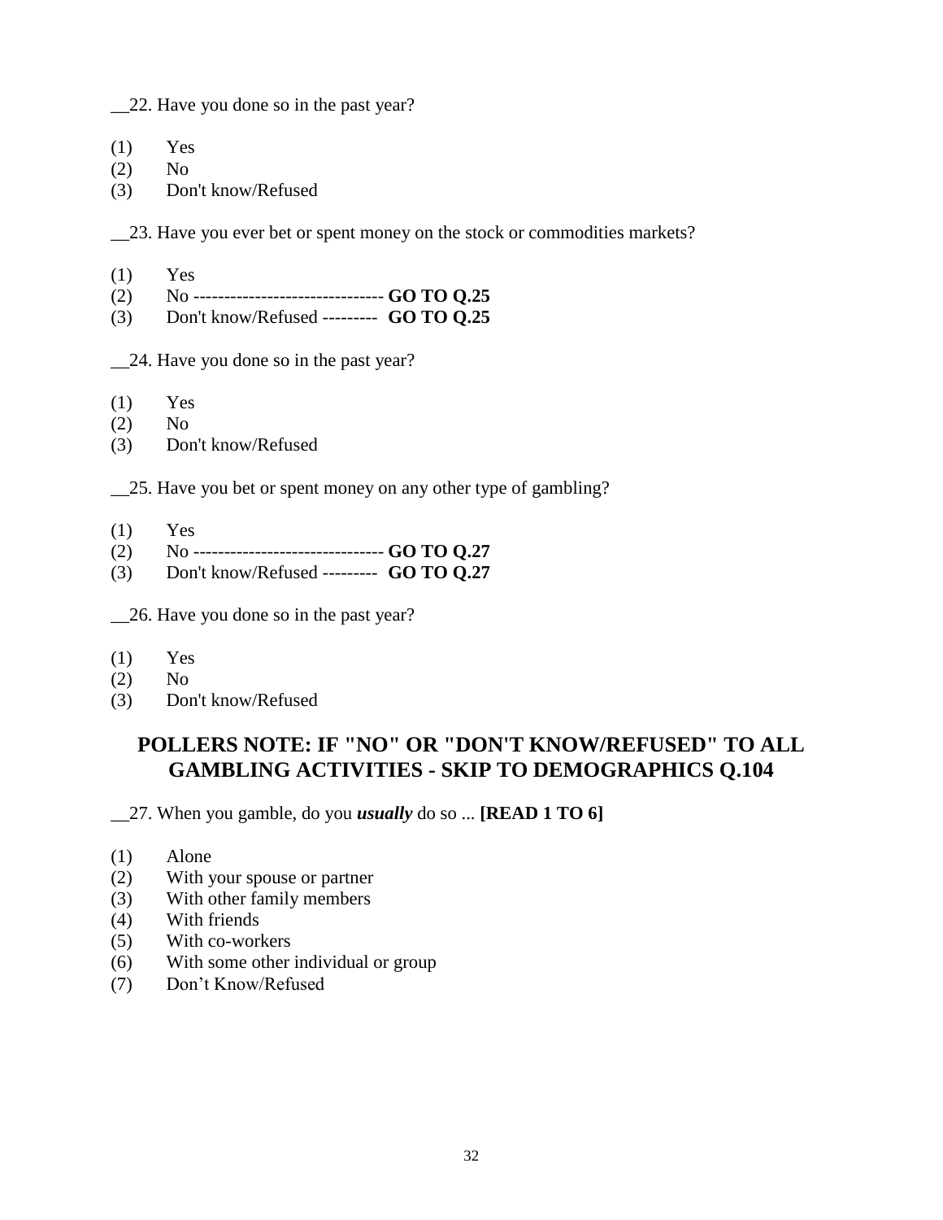__22. Have you done so in the past year?

(1) Yes
(2) No
(3) Don't know/Refused

__23. Have you ever bet or spent money on the stock or commodities markets?

(1) Yes
(2) No ------------------------------ **GO TO Q.25**
(3) Don't know/Refused --------- **GO TO Q.25**

__24. Have you done so in the past year?

(1) Yes
(2) No
(3) Don't know/Refused

__25. Have you bet or spent money on any other type of gambling?

(1) Yes
(2) No ------------------------------ **GO TO Q.27**
(3) Don't know/Refused --------- **GO TO Q.27**

__26. Have you done so in the past year?

(1) Yes
(2) No
(3) Don't know/Refused

## POLLERS NOTE: IF "NO" OR "DON'T KNOW/REFUSED" TO ALL GAMBLING ACTIVITIES - SKIP TO DEMOGRAPHICS Q.104

__27. When you gamble, do you ***usually*** do so ... **[READ 1 TO 6]**

(1) Alone
(2) With your spouse or partner
(3) With other family members
(4) With friends
(5) With co-workers
(6) With some other individual or group
(7) Don’t Know/Refused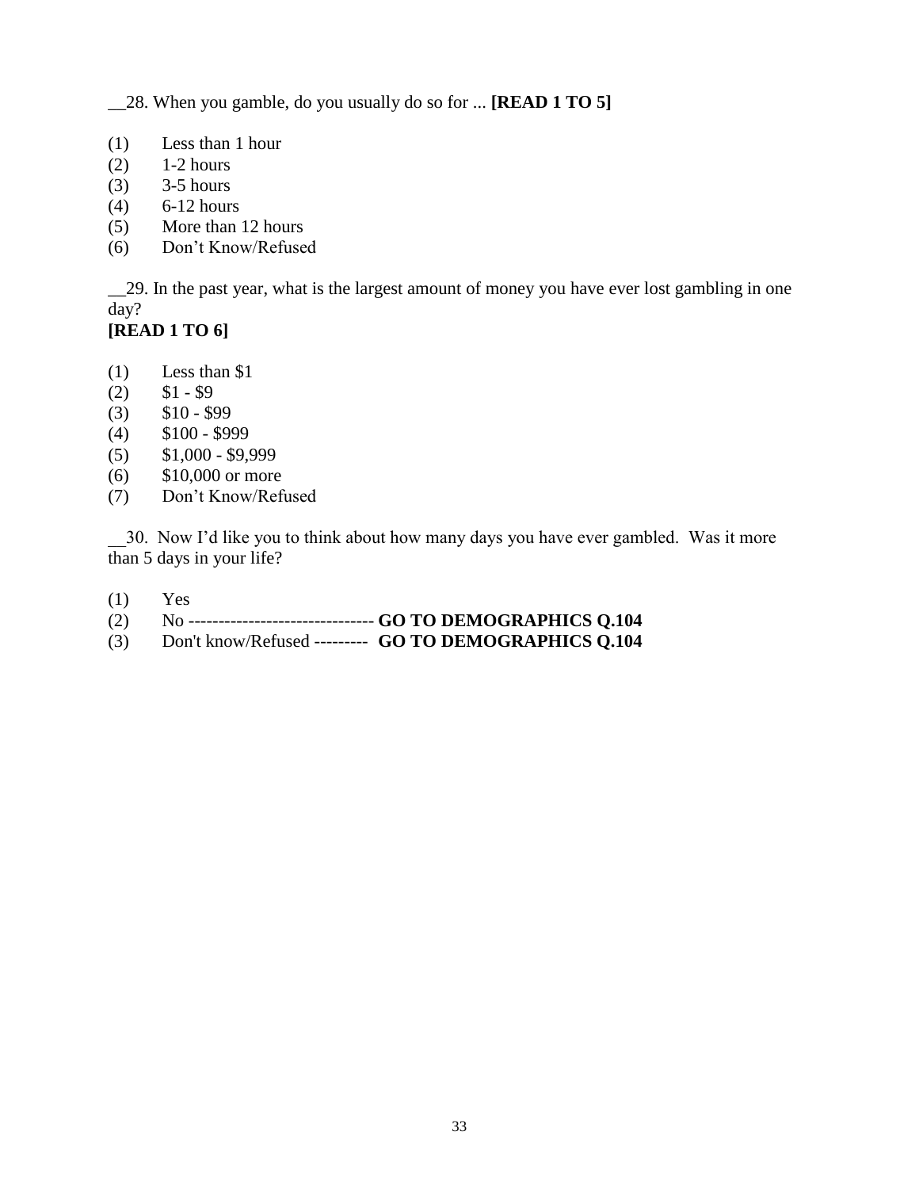__28. When you gamble, do you usually do so for ... **[READ 1 TO 5]**

(1) Less than 1 hour
(2) 1-2 hours
(3) 3-5 hours
(4) 6-12 hours
(5) More than 12 hours
(6) Don't Know/Refused

__29. In the past year, what is the largest amount of money you have ever lost gambling in one day?
**[READ 1 TO 6]**

(1) Less than $1
(2) $1 - $9
(3) $10 - $99
(4) $100 - $999
(5) $1,000 - $9,999
(6) $10,000 or more
(7) Don't Know/Refused

__30. Now I'd like you to think about how many days you have ever gambled. Was it more than 5 days in your life?

(1) Yes
(2) No ------------------------------- **GO TO DEMOGRAPHICS Q.104**
(3) Don't know/Refused --------- **GO TO DEMOGRAPHICS Q.104**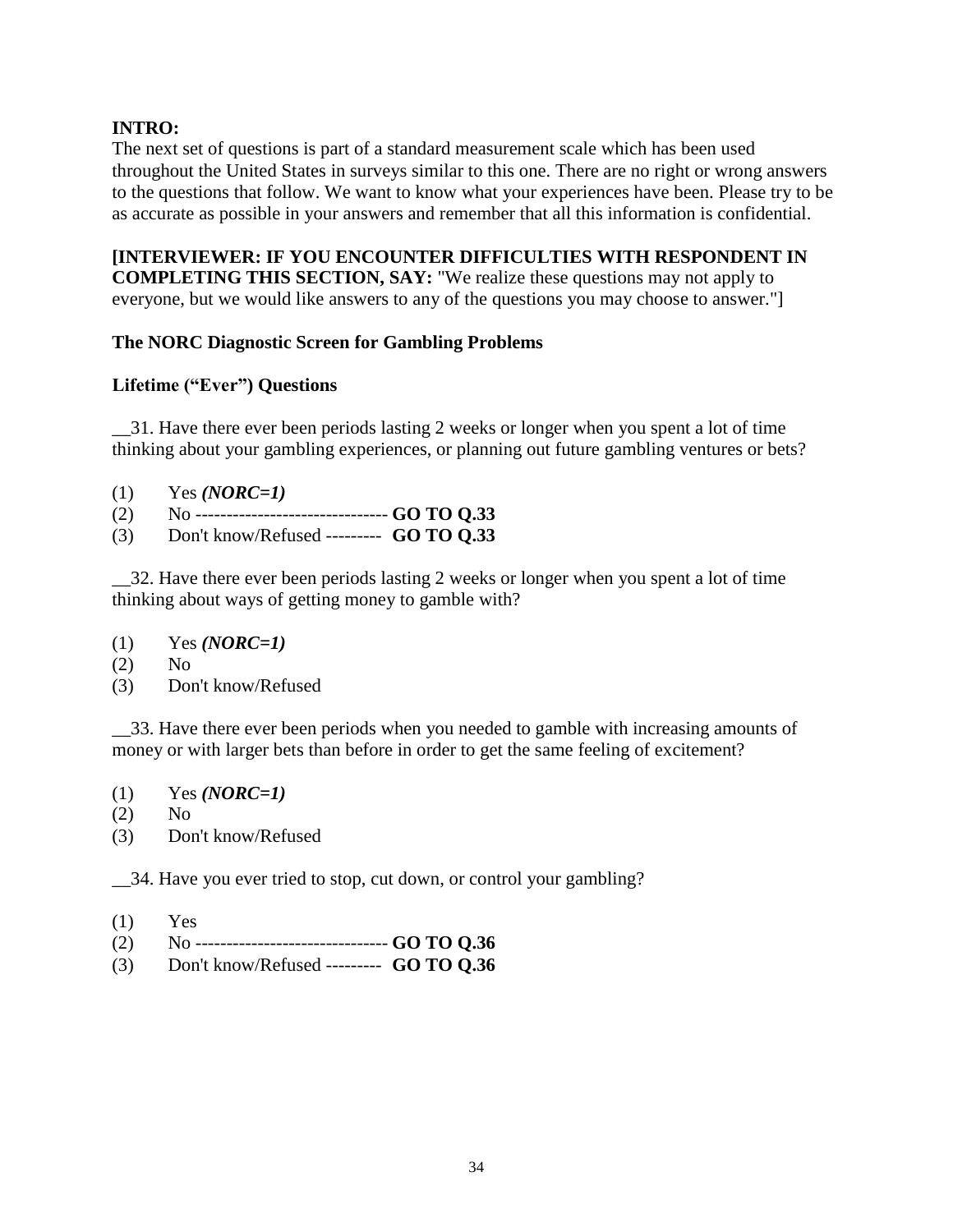**INTRO:**
The next set of questions is part of a standard measurement scale which has been used throughout the United States in surveys similar to this one. There are no right or wrong answers to the questions that follow. We want to know what your experiences have been. Please try to be as accurate as possible in your answers and remember that all this information is confidential.

**[INTERVIEWER: IF YOU ENCOUNTER DIFFICULTIES WITH RESPONDENT IN COMPLETING THIS SECTION, SAY:** "We realize these questions may not apply to everyone, but we would like answers to any of the questions you may choose to answer."]

**The NORC Diagnostic Screen for Gambling Problems**

**Lifetime ("Ever") Questions**

__31. Have there ever been periods lasting 2 weeks or longer when you spent a lot of time thinking about your gambling experiences, or planning out future gambling ventures or bets?

(1) Yes ***(NORC=1)***
(2) No ------------------------------- **GO TO Q.33**
(3) Don't know/Refused --------- **GO TO Q.33**

__32. Have there ever been periods lasting 2 weeks or longer when you spent a lot of time thinking about ways of getting money to gamble with?

(1) Yes ***(NORC=1)***
(2) No
(3) Don't know/Refused

__33. Have there ever been periods when you needed to gamble with increasing amounts of money or with larger bets than before in order to get the same feeling of excitement?

(1) Yes ***(NORC=1)***
(2) No
(3) Don't know/Refused

__34. Have you ever tried to stop, cut down, or control your gambling?

(1) Yes
(2) No ------------------------------- **GO TO Q.36**
(3) Don't know/Refused --------- **GO TO Q.36**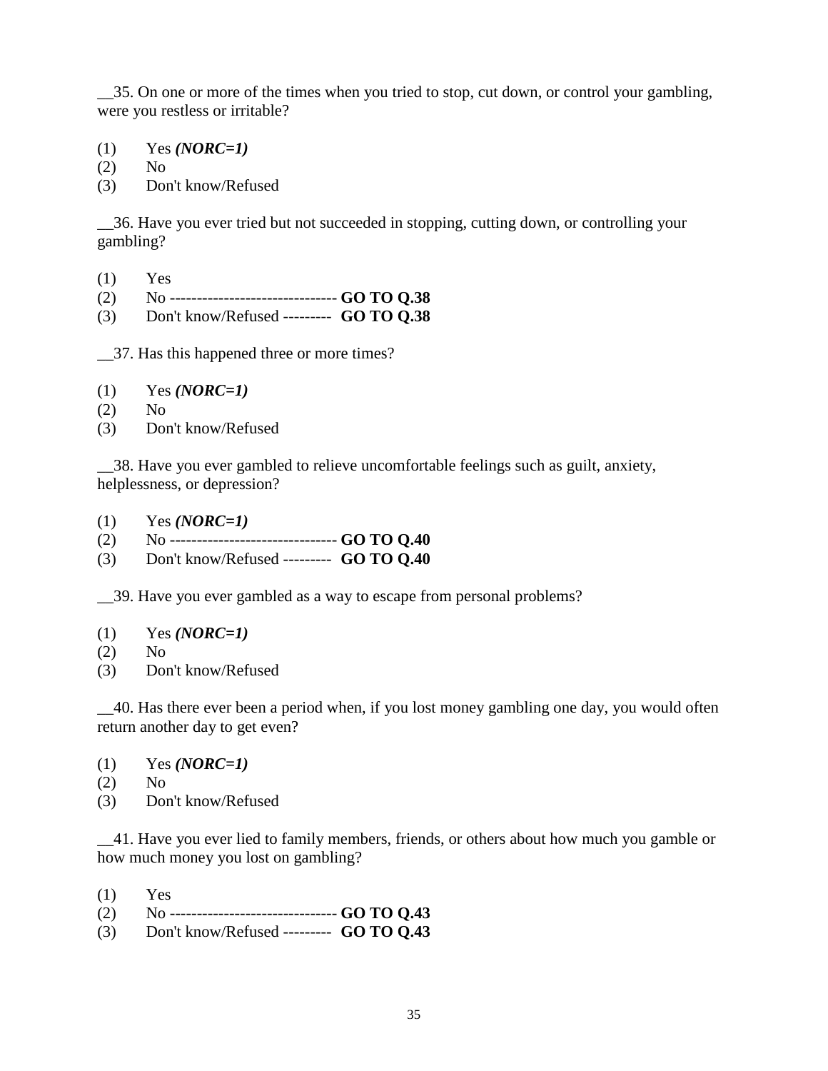__35. On one or more of the times when you tried to stop, cut down, or control your gambling, were you restless or irritable?

(1) Yes ***(NORC=1)***
(2) No
(3) Don't know/Refused

__36. Have you ever tried but not succeeded in stopping, cutting down, or controlling your gambling?

(1) Yes
(2) No ------------------------------- **GO TO Q.38**
(3) Don't know/Refused --------- **GO TO Q.38**

__37. Has this happened three or more times?

(1) Yes ***(NORC=1)***
(2) No
(3) Don't know/Refused

__38. Have you ever gambled to relieve uncomfortable feelings such as guilt, anxiety, helplessness, or depression?

(1) Yes ***(NORC=1)***
(2) No ------------------------------- **GO TO Q.40**
(3) Don't know/Refused --------- **GO TO Q.40**

__39. Have you ever gambled as a way to escape from personal problems?

(1) Yes ***(NORC=1)***
(2) No
(3) Don't know/Refused

__40. Has there ever been a period when, if you lost money gambling one day, you would often return another day to get even?

(1) Yes ***(NORC=1)***
(2) No
(3) Don't know/Refused

__41. Have you ever lied to family members, friends, or others about how much you gamble or how much money you lost on gambling?

(1) Yes
(2) No ------------------------------- **GO TO Q.43**
(3) Don't know/Refused --------- **GO TO Q.43**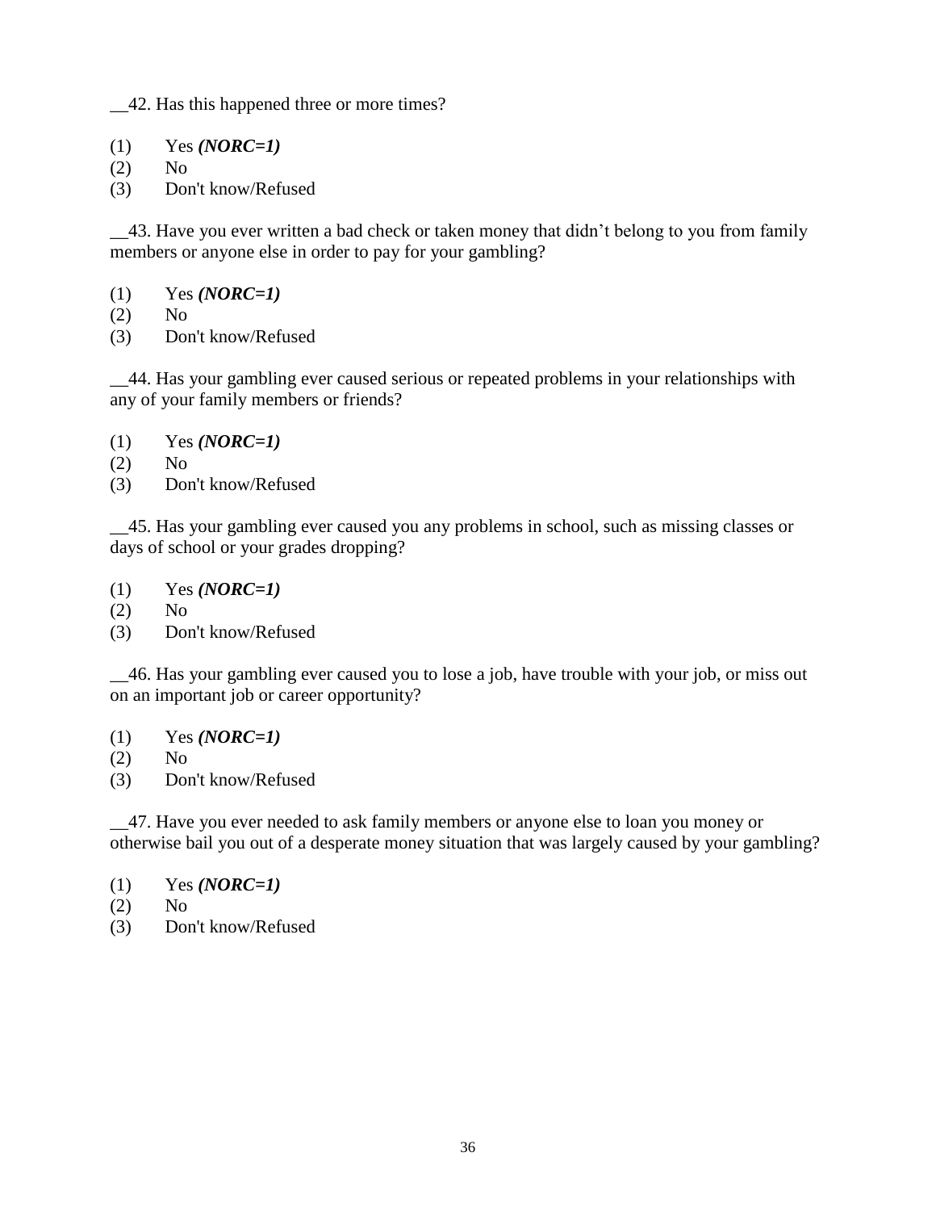__42. Has this happened three or more times?

(1) Yes ***(NORC=1)***
(2) No
(3) Don't know/Refused

__43. Have you ever written a bad check or taken money that didn’t belong to you from family members or anyone else in order to pay for your gambling?

(1) Yes ***(NORC=1)***
(2) No
(3) Don't know/Refused

__44. Has your gambling ever caused serious or repeated problems in your relationships with any of your family members or friends?

(1) Yes ***(NORC=1)***
(2) No
(3) Don't know/Refused

__45. Has your gambling ever caused you any problems in school, such as missing classes or days of school or your grades dropping?

(1) Yes ***(NORC=1)***
(2) No
(3) Don't know/Refused

__46. Has your gambling ever caused you to lose a job, have trouble with your job, or miss out on an important job or career opportunity?

(1) Yes ***(NORC=1)***
(2) No
(3) Don't know/Refused

__47. Have you ever needed to ask family members or anyone else to loan you money or otherwise bail you out of a desperate money situation that was largely caused by your gambling?

(1) Yes ***(NORC=1)***
(2) No
(3) Don't know/Refused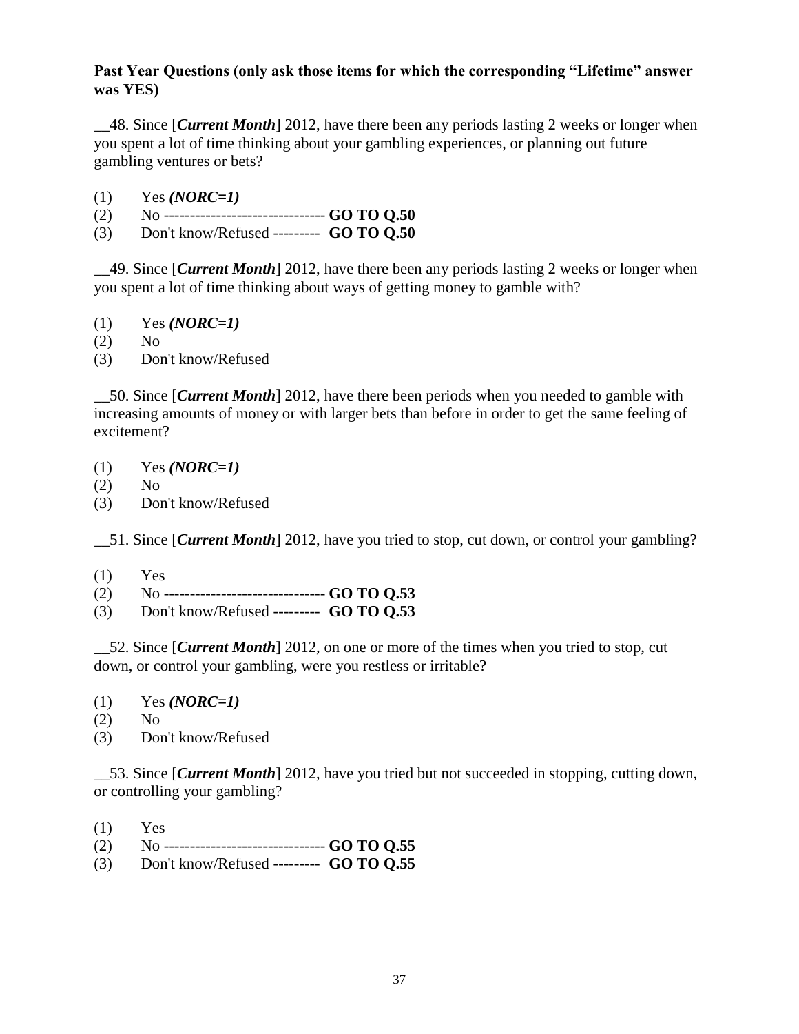**Past Year Questions (only ask those items for which the corresponding "Lifetime" answer was YES)**

__48. Since [***Current Month***] 2012, have there been any periods lasting 2 weeks or longer when you spent a lot of time thinking about your gambling experiences, or planning out future gambling ventures or bets?

(1) Yes ***(NORC=1)***
(2) No ------------------------------- **GO TO Q.50**
(3) Don't know/Refused --------- **GO TO Q.50**

__49. Since [***Current Month***] 2012, have there been any periods lasting 2 weeks or longer when you spent a lot of time thinking about ways of getting money to gamble with?

(1) Yes ***(NORC=1)***
(2) No
(3) Don't know/Refused

__50. Since [***Current Month***] 2012, have there been periods when you needed to gamble with increasing amounts of money or with larger bets than before in order to get the same feeling of excitement?

(1) Yes ***(NORC=1)***
(2) No
(3) Don't know/Refused

__51. Since [***Current Month***] 2012, have you tried to stop, cut down, or control your gambling?

(1) Yes
(2) No ------------------------------- **GO TO Q.53**
(3) Don't know/Refused --------- **GO TO Q.53**

__52. Since [***Current Month***] 2012, on one or more of the times when you tried to stop, cut down, or control your gambling, were you restless or irritable?

(1) Yes ***(NORC=1)***
(2) No
(3) Don't know/Refused

__53. Since [***Current Month***] 2012, have you tried but not succeeded in stopping, cutting down, or controlling your gambling?

(1) Yes
(2) No ------------------------------- **GO TO Q.55**
(3) Don't know/Refused --------- **GO TO Q.55**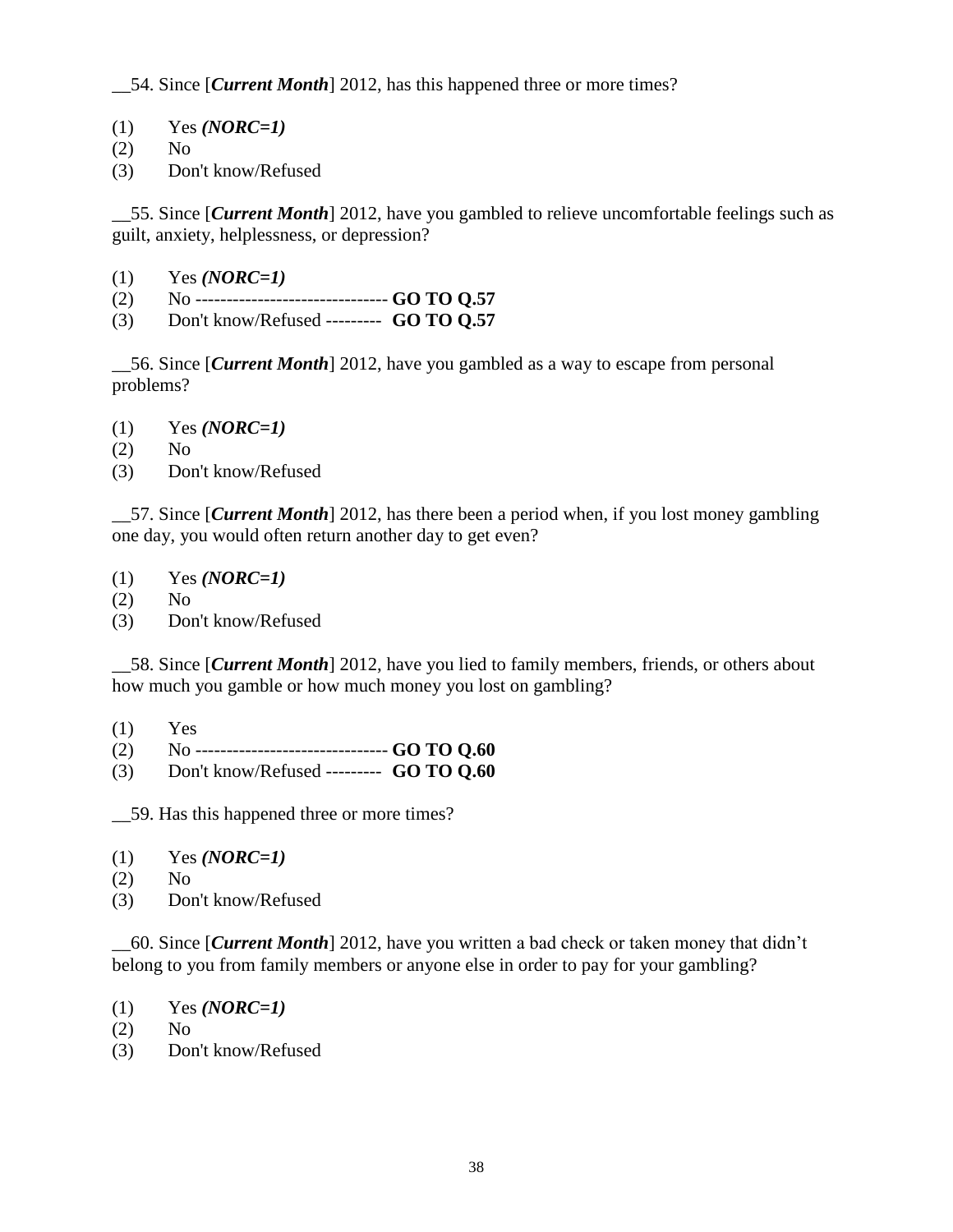__54. Since [***Current Month***] 2012, has this happened three or more times?

(1) Yes ***(NORC=1)***
(2) No
(3) Don't know/Refused

__55. Since [***Current Month***] 2012, have you gambled to relieve uncomfortable feelings such as guilt, anxiety, helplessness, or depression?

(1) Yes ***(NORC=1)***
(2) No ------------------------------- **GO TO Q.57**
(3) Don't know/Refused --------- **GO TO Q.57**

__56. Since [***Current Month***] 2012, have you gambled as a way to escape from personal problems?

(1) Yes ***(NORC=1)***
(2) No
(3) Don't know/Refused

__57. Since [***Current Month***] 2012, has there been a period when, if you lost money gambling one day, you would often return another day to get even?

(1) Yes ***(NORC=1)***
(2) No
(3) Don't know/Refused

__58. Since [***Current Month***] 2012, have you lied to family members, friends, or others about how much you gamble or how much money you lost on gambling?

(1) Yes
(2) No ------------------------------- **GO TO Q.60**
(3) Don't know/Refused --------- **GO TO Q.60**

__59. Has this happened three or more times?

(1) Yes ***(NORC=1)***
(2) No
(3) Don't know/Refused

__60. Since [***Current Month***] 2012, have you written a bad check or taken money that didn't belong to you from family members or anyone else in order to pay for your gambling?

(1) Yes ***(NORC=1)***
(2) No
(3) Don't know/Refused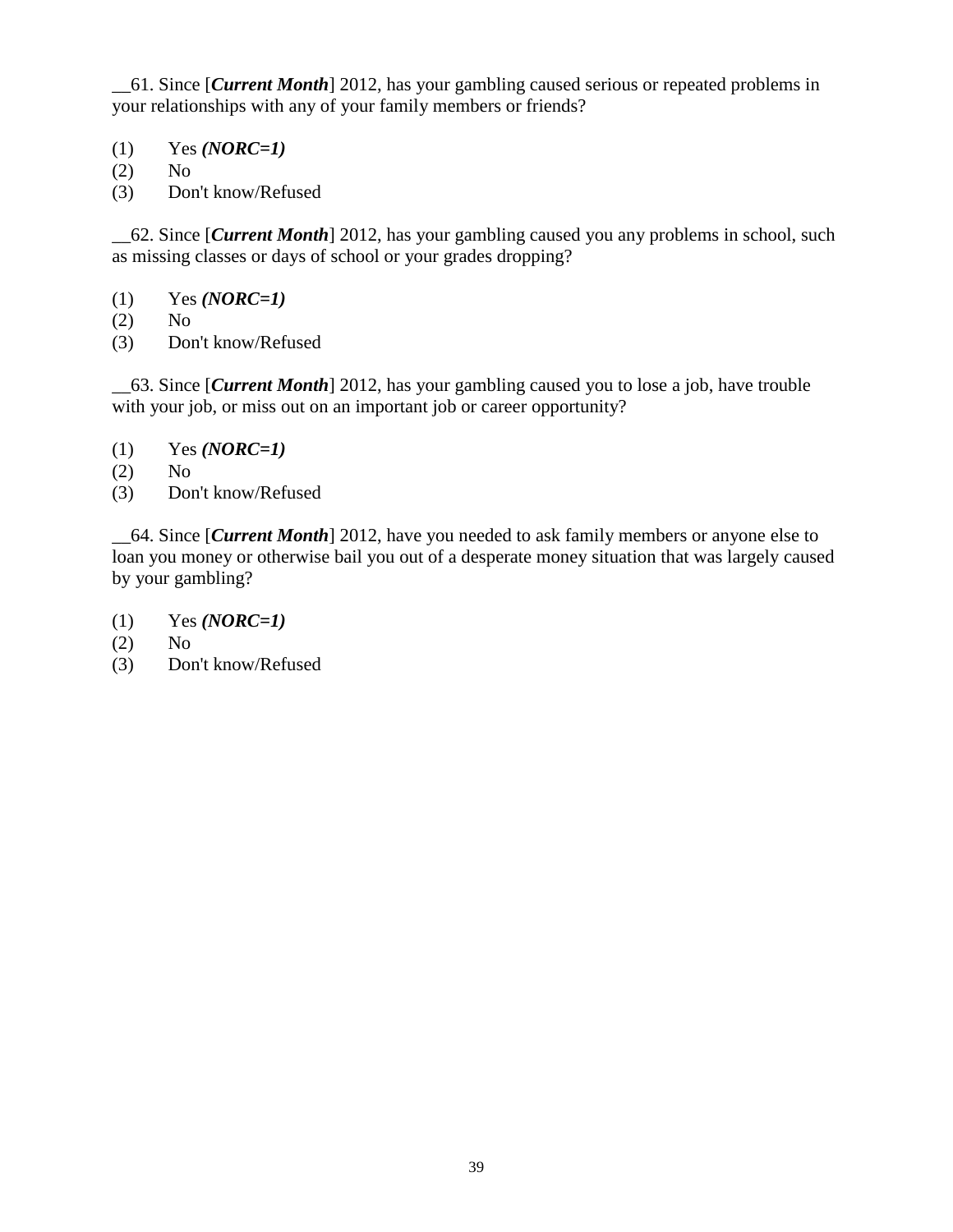__61. Since [***Current Month***] 2012, has your gambling caused serious or repeated problems in your relationships with any of your family members or friends?

(1) Yes ***(NORC=1)***
(2) No
(3) Don't know/Refused

__62. Since [***Current Month***] 2012, has your gambling caused you any problems in school, such as missing classes or days of school or your grades dropping?

(1) Yes ***(NORC=1)***
(2) No
(3) Don't know/Refused

__63. Since [***Current Month***] 2012, has your gambling caused you to lose a job, have trouble with your job, or miss out on an important job or career opportunity?

(1) Yes ***(NORC=1)***
(2) No
(3) Don't know/Refused

__64. Since [***Current Month***] 2012, have you needed to ask family members or anyone else to loan you money or otherwise bail you out of a desperate money situation that was largely caused by your gambling?

(1) Yes ***(NORC=1)***
(2) No
(3) Don't know/Refused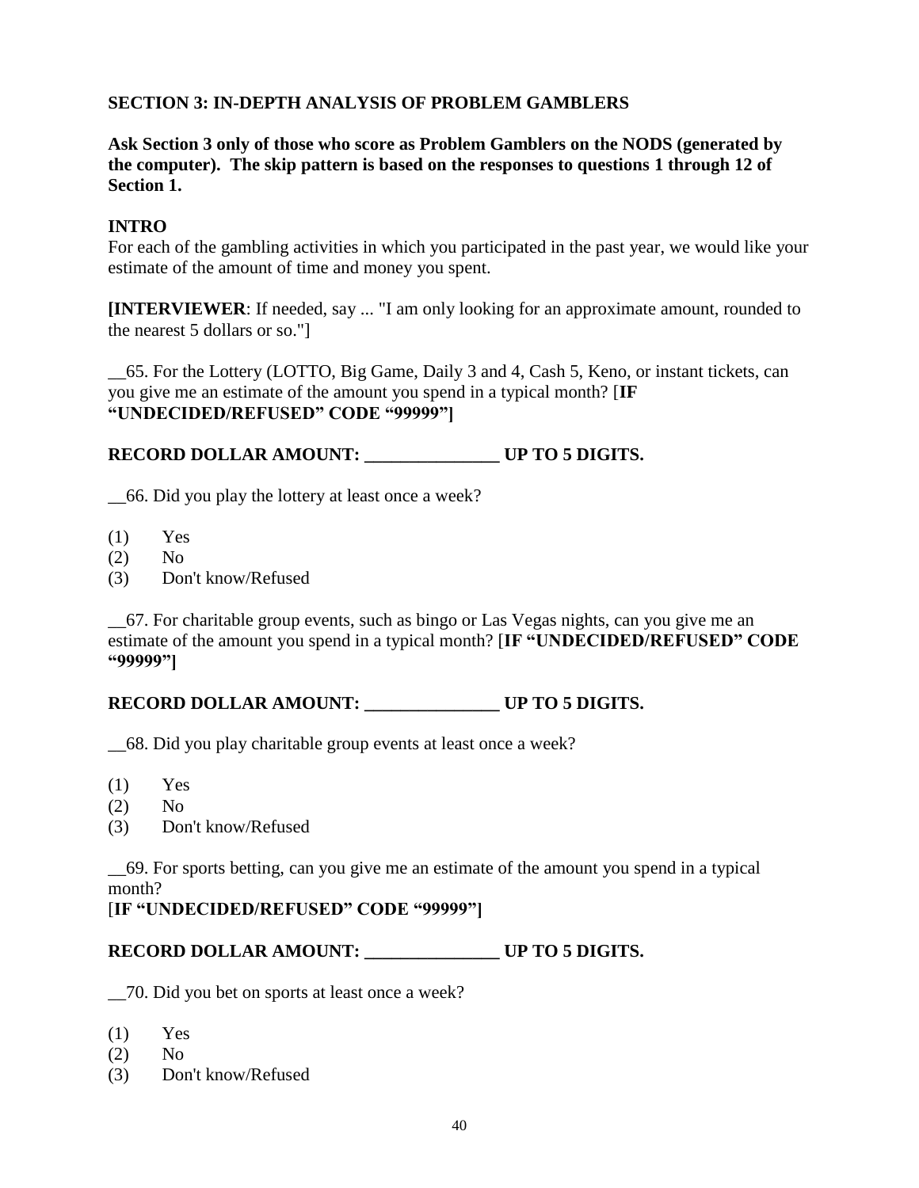**SECTION 3: IN-DEPTH ANALYSIS OF PROBLEM GAMBLERS**

**Ask Section 3 only of those who score as Problem Gamblers on the NODS (generated by the computer). The skip pattern is based on the responses to questions 1 through 12 of Section 1.**

**INTRO**

For each of the gambling activities in which you participated in the past year, we would like your estimate of the amount of time and money you spent.

**[INTERVIEWER**: If needed, say ... "I am only looking for an approximate amount, rounded to the nearest 5 dollars or so."]

__65. For the Lottery (LOTTO, Big Game, Daily 3 and 4, Cash 5, Keno, or instant tickets, can you give me an estimate of the amount you spend in a typical month? [**IF "UNDECIDED/REFUSED" CODE "99999"]**

**RECORD DOLLAR AMOUNT: _______________ UP TO 5 DIGITS.**

__66. Did you play the lottery at least once a week?

(1) Yes
(2) No
(3) Don't know/Refused

__67. For charitable group events, such as bingo or Las Vegas nights, can you give me an estimate of the amount you spend in a typical month? [**IF "UNDECIDED/REFUSED" CODE "99999"]**

**RECORD DOLLAR AMOUNT: _______________ UP TO 5 DIGITS.**

__68. Did you play charitable group events at least once a week?

(1) Yes
(2) No
(3) Don't know/Refused

__69. For sports betting, can you give me an estimate of the amount you spend in a typical month?
[**IF "UNDECIDED/REFUSED" CODE "99999"]**

**RECORD DOLLAR AMOUNT: _______________ UP TO 5 DIGITS.**

__70. Did you bet on sports at least once a week?

(1) Yes
(2) No
(3) Don't know/Refused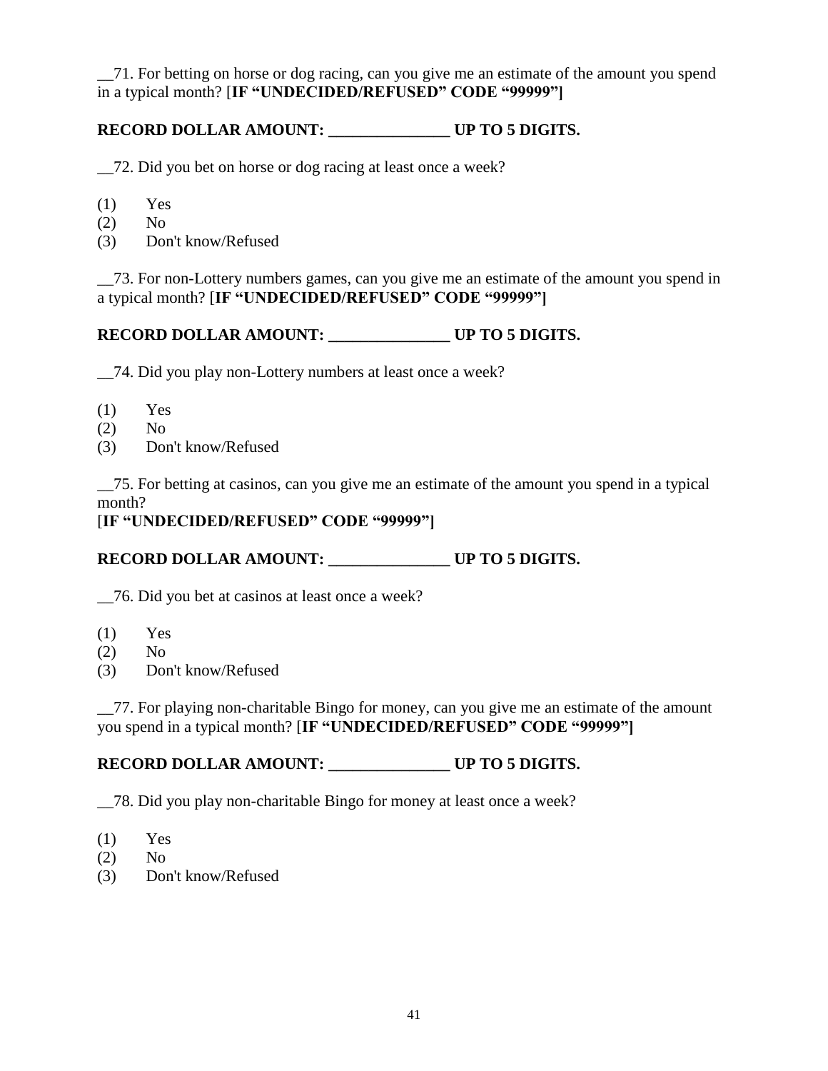__71. For betting on horse or dog racing, can you give me an estimate of the amount you spend in a typical month? [**IF "UNDECIDED/REFUSED" CODE "99999"]**

**RECORD DOLLAR AMOUNT: _______________ UP TO 5 DIGITS.**

__72. Did you bet on horse or dog racing at least once a week?

(1) Yes
(2) No
(3) Don't know/Refused

__73. For non-Lottery numbers games, can you give me an estimate of the amount you spend in a typical month? [**IF "UNDECIDED/REFUSED" CODE "99999"]**

**RECORD DOLLAR AMOUNT: _______________ UP TO 5 DIGITS.**

__74. Did you play non-Lottery numbers at least once a week?

(1) Yes
(2) No
(3) Don't know/Refused

__75. For betting at casinos, can you give me an estimate of the amount you spend in a typical month?
[**IF "UNDECIDED/REFUSED" CODE "99999"]**

**RECORD DOLLAR AMOUNT: _______________ UP TO 5 DIGITS.**

__76. Did you bet at casinos at least once a week?

(1) Yes
(2) No
(3) Don't know/Refused

__77. For playing non-charitable Bingo for money, can you give me an estimate of the amount you spend in a typical month? [**IF "UNDECIDED/REFUSED" CODE "99999"]**

**RECORD DOLLAR AMOUNT: _______________ UP TO 5 DIGITS.**

__78. Did you play non-charitable Bingo for money at least once a week?

(1) Yes
(2) No
(3) Don't know/Refused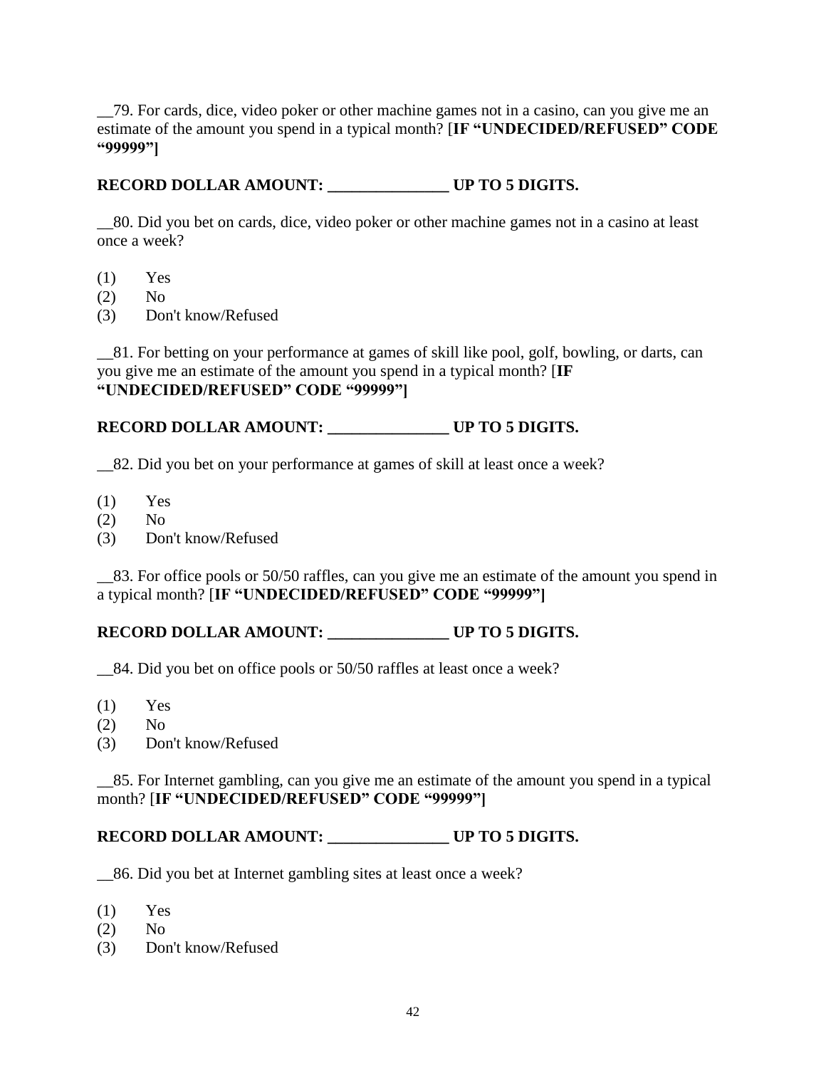__79. For cards, dice, video poker or other machine games not in a casino, can you give me an estimate of the amount you spend in a typical month? [**IF "UNDECIDED/REFUSED" CODE "99999"]**

**RECORD DOLLAR AMOUNT: _______________ UP TO 5 DIGITS.**

__80. Did you bet on cards, dice, video poker or other machine games not in a casino at least once a week?

(1) Yes
(2) No
(3) Don't know/Refused

__81. For betting on your performance at games of skill like pool, golf, bowling, or darts, can you give me an estimate of the amount you spend in a typical month? [**IF "UNDECIDED/REFUSED" CODE "99999"]**

**RECORD DOLLAR AMOUNT: _______________ UP TO 5 DIGITS.**

__82. Did you bet on your performance at games of skill at least once a week?

(1) Yes
(2) No
(3) Don't know/Refused

__83. For office pools or 50/50 raffles, can you give me an estimate of the amount you spend in a typical month? [**IF "UNDECIDED/REFUSED" CODE "99999"]**

**RECORD DOLLAR AMOUNT: _______________ UP TO 5 DIGITS.**

__84. Did you bet on office pools or 50/50 raffles at least once a week?

(1) Yes
(2) No
(3) Don't know/Refused

__85. For Internet gambling, can you give me an estimate of the amount you spend in a typical month? [**IF "UNDECIDED/REFUSED" CODE "99999"]**

**RECORD DOLLAR AMOUNT: _______________ UP TO 5 DIGITS.**

__86. Did you bet at Internet gambling sites at least once a week?

(1) Yes
(2) No
(3) Don't know/Refused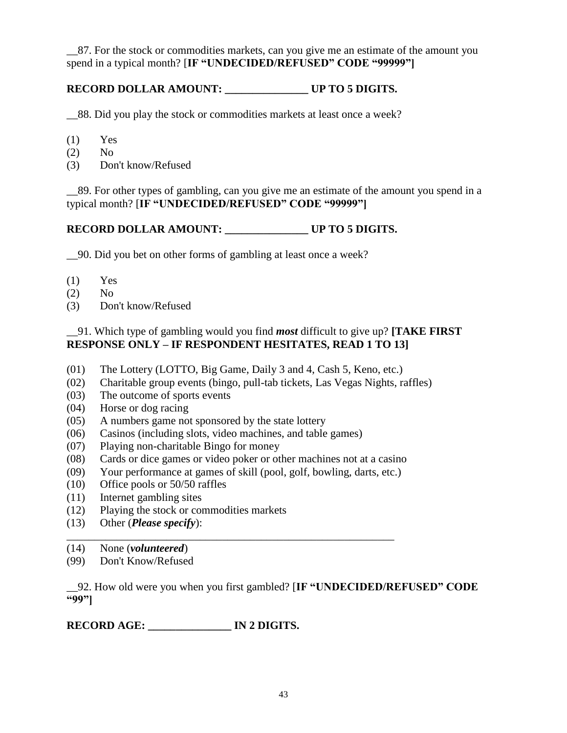__87. For the stock or commodities markets, can you give me an estimate of the amount you spend in a typical month? [**IF "UNDECIDED/REFUSED" CODE "99999"]**

**RECORD DOLLAR AMOUNT: _______________ UP TO 5 DIGITS.**

__88. Did you play the stock or commodities markets at least once a week?

(1) Yes
(2) No
(3) Don't know/Refused

__89. For other types of gambling, can you give me an estimate of the amount you spend in a typical month? [**IF "UNDECIDED/REFUSED" CODE "99999"]**

**RECORD DOLLAR AMOUNT: _______________ UP TO 5 DIGITS.**

__90. Did you bet on other forms of gambling at least once a week?

(1) Yes
(2) No
(3) Don't know/Refused

__91. Which type of gambling would you find ***most*** difficult to give up? **[TAKE FIRST RESPONSE ONLY – IF RESPONDENT HESITATES, READ 1 TO 13]**

(01) The Lottery (LOTTO, Big Game, Daily 3 and 4, Cash 5, Keno, etc.)
(02) Charitable group events (bingo, pull-tab tickets, Las Vegas Nights, raffles)
(03) The outcome of sports events
(04) Horse or dog racing
(05) A numbers game not sponsored by the state lottery
(06) Casinos (including slots, video machines, and table games)
(07) Playing non-charitable Bingo for money
(08) Cards or dice games or video poker or other machines not at a casino
(09) Your performance at games of skill (pool, golf, bowling, darts, etc.)
(10) Office pools or 50/50 raffles
(11) Internet gambling sites
(12) Playing the stock or commodities markets
(13) Other (***Please specify***):
_________________________________________________________________
(14) None (***volunteered***)
(99) Don't Know/Refused

__92. How old were you when you first gambled? [**IF "UNDECIDED/REFUSED" CODE "99"]**

**RECORD AGE: _______________ IN 2 DIGITS.**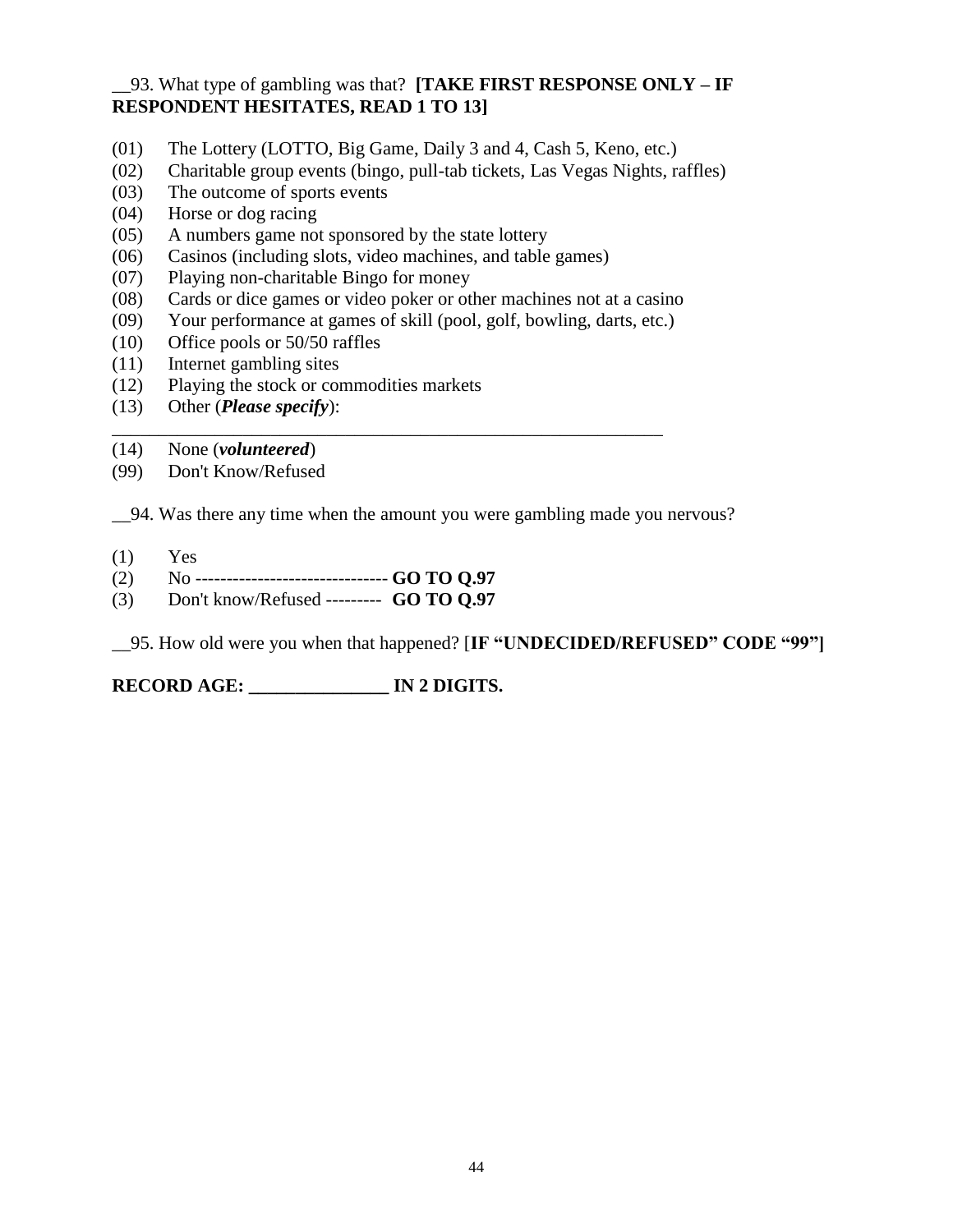__93. What type of gambling was that? **[TAKE FIRST RESPONSE ONLY – IF RESPONDENT HESITATES, READ 1 TO 13]**

(01) The Lottery (LOTTO, Big Game, Daily 3 and 4, Cash 5, Keno, etc.)
(02) Charitable group events (bingo, pull-tab tickets, Las Vegas Nights, raffles)
(03) The outcome of sports events
(04) Horse or dog racing
(05) A numbers game not sponsored by the state lottery
(06) Casinos (including slots, video machines, and table games)
(07) Playing non-charitable Bingo for money
(08) Cards or dice games or video poker or other machines not at a casino
(09) Your performance at games of skill (pool, golf, bowling, darts, etc.)
(10) Office pools or 50/50 raffles
(11) Internet gambling sites
(12) Playing the stock or commodities markets
(13) Other (***Please specify***): ____________________________________________________________
(14) None (***volunteered***)
(99) Don't Know/Refused

__94. Was there any time when the amount you were gambling made you nervous?

(1) Yes
(2) No ------------------------------- **GO TO Q.97**
(3) Don't know/Refused --------- **GO TO Q.97**

__95. How old were you when that happened? [**IF "UNDECIDED/REFUSED" CODE "99"]**

**RECORD AGE: _______________ IN 2 DIGITS.**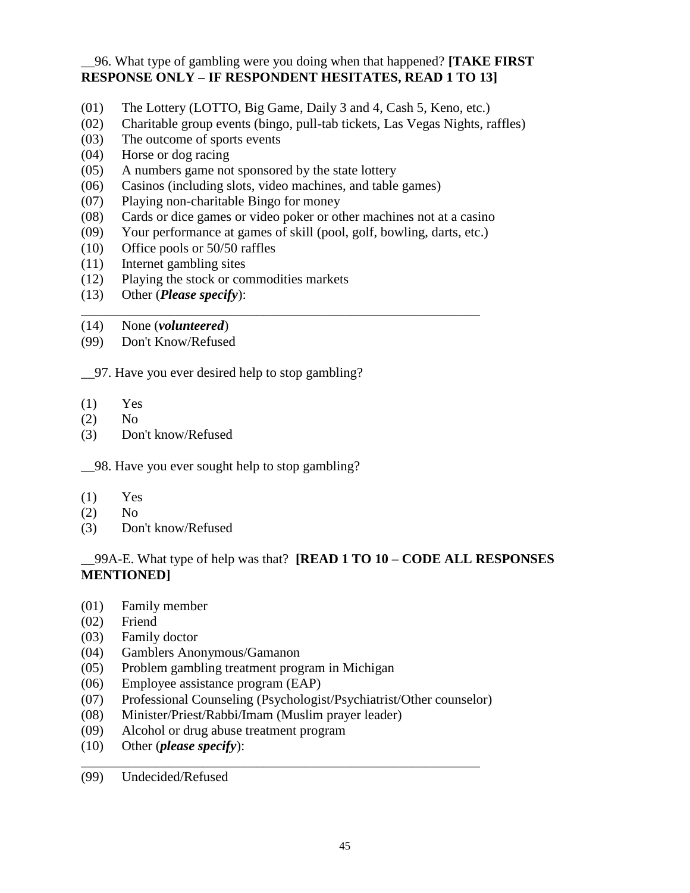__96. What type of gambling were you doing when that happened? **[TAKE FIRST RESPONSE ONLY – IF RESPONDENT HESITATES, READ 1 TO 13]**

(01) The Lottery (LOTTO, Big Game, Daily 3 and 4, Cash 5, Keno, etc.)
(02) Charitable group events (bingo, pull-tab tickets, Las Vegas Nights, raffles)
(03) The outcome of sports events
(04) Horse or dog racing
(05) A numbers game not sponsored by the state lottery
(06) Casinos (including slots, video machines, and table games)
(07) Playing non-charitable Bingo for money
(08) Cards or dice games or video poker or other machines not at a casino
(09) Your performance at games of skill (pool, golf, bowling, darts, etc.)
(10) Office pools or 50/50 raffles
(11) Internet gambling sites
(12) Playing the stock or commodities markets
(13) Other (***Please specify***): ____________________________________________________________
(14) None (***volunteered***)
(99) Don't Know/Refused

__97. Have you ever desired help to stop gambling?

(1) Yes
(2) No
(3) Don't know/Refused

__98. Have you ever sought help to stop gambling?

(1) Yes
(2) No
(3) Don't know/Refused

__99A-E. What type of help was that? **[READ 1 TO 10 – CODE ALL RESPONSES MENTIONED]**

(01) Family member
(02) Friend
(03) Family doctor
(04) Gamblers Anonymous/Gamanon
(05) Problem gambling treatment program in Michigan
(06) Employee assistance program (EAP)
(07) Professional Counseling (Psychologist/Psychiatrist/Other counselor)
(08) Minister/Priest/Rabbi/Imam (Muslim prayer leader)
(09) Alcohol or drug abuse treatment program
(10) Other (***please specify***): ____________________________________________________________
(99) Undecided/Refused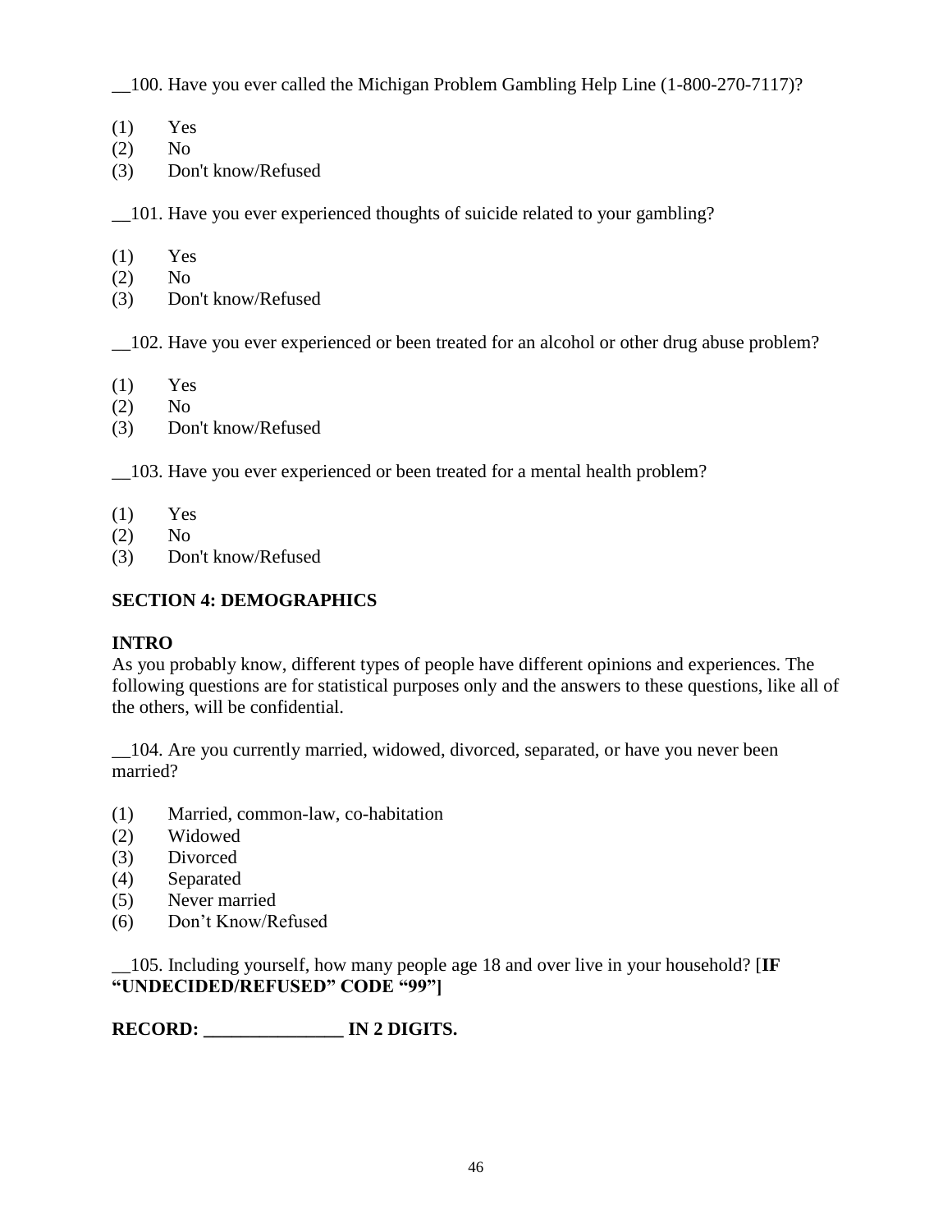__100. Have you ever called the Michigan Problem Gambling Help Line (1-800-270-7117)?

(1) Yes
(2) No
(3) Don't know/Refused

__101. Have you ever experienced thoughts of suicide related to your gambling?

(1) Yes
(2) No
(3) Don't know/Refused

__102. Have you ever experienced or been treated for an alcohol or other drug abuse problem?

(1) Yes
(2) No
(3) Don't know/Refused

__103. Have you ever experienced or been treated for a mental health problem?

(1) Yes
(2) No
(3) Don't know/Refused

## SECTION 4: DEMOGRAPHICS

### INTRO

As you probably know, different types of people have different opinions and experiences. The following questions are for statistical purposes only and the answers to these questions, like all of the others, will be confidential.

__104. Are you currently married, widowed, divorced, separated, or have you never been married?

(1) Married, common-law, co-habitation
(2) Widowed
(3) Divorced
(4) Separated
(5) Never married
(6) Don't Know/Refused

__105. Including yourself, how many people age 18 and over live in your household? [**IF "UNDECIDED/REFUSED" CODE "99"]**

**RECORD: _______________ IN 2 DIGITS.**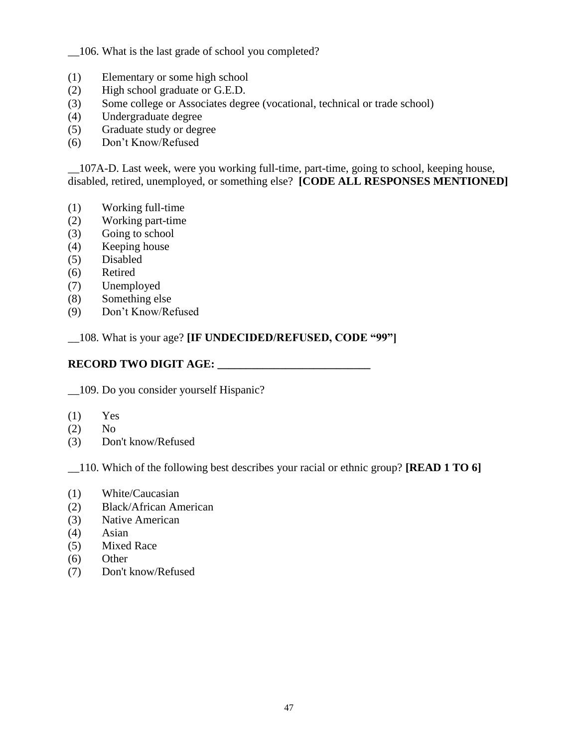__106. What is the last grade of school you completed?

(1) Elementary or some high school
(2) High school graduate or G.E.D.
(3) Some college or Associates degree (vocational, technical or trade school)
(4) Undergraduate degree
(5) Graduate study or degree
(6) Don't Know/Refused

__107A-D. Last week, were you working full-time, part-time, going to school, keeping house, disabled, retired, unemployed, or something else? **[CODE ALL RESPONSES MENTIONED]**

(1) Working full-time
(2) Working part-time
(3) Going to school
(4) Keeping house
(5) Disabled
(6) Retired
(7) Unemployed
(8) Something else
(9) Don't Know/Refused

__108. What is your age? **[IF UNDECIDED/REFUSED, CODE "99"]**

**RECORD TWO DIGIT AGE: ___________________________**

__109. Do you consider yourself Hispanic?

(1) Yes
(2) No
(3) Don't know/Refused

__110. Which of the following best describes your racial or ethnic group? **[READ 1 TO 6]**

(1) White/Caucasian
(2) Black/African American
(3) Native American
(4) Asian
(5) Mixed Race
(6) Other
(7) Don't know/Refused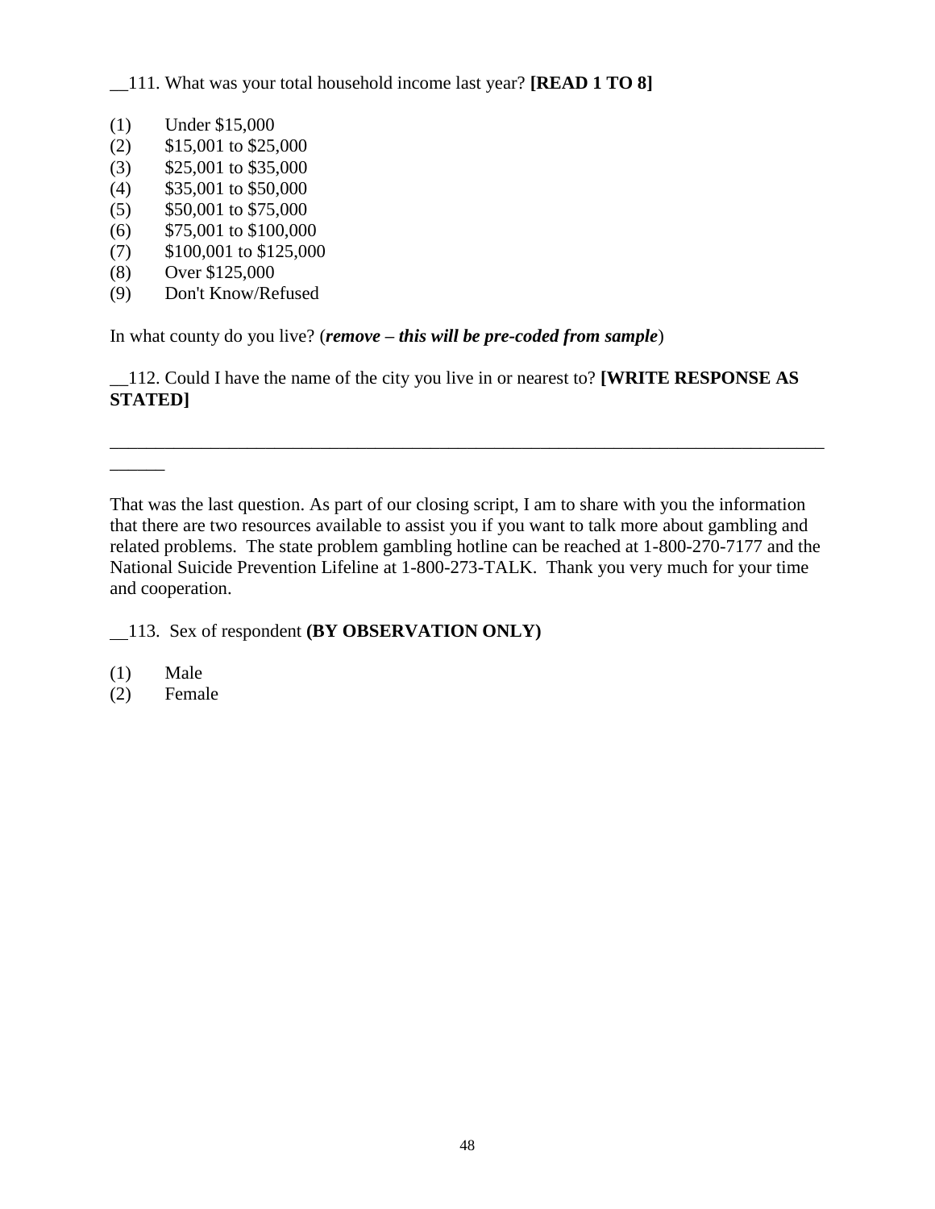__111. What was your total household income last year? **[READ 1 TO 8]**

(1) Under $15,000
(2) $15,001 to $25,000
(3) $25,001 to $35,000
(4) $35,001 to $50,000
(5) $50,001 to $75,000
(6) $75,001 to $100,000
(7) $100,001 to $125,000
(8) Over $125,000
(9) Don't Know/Refused

In what county do you live? (***remove – this will be pre-coded from sample***)

__112. Could I have the name of the city you live in or nearest to? **[WRITE RESPONSE AS STATED]**

_____________________________________________________________________________________

That was the last question. As part of our closing script, I am to share with you the information that there are two resources available to assist you if you want to talk more about gambling and related problems. The state problem gambling hotline can be reached at 1-800-270-7177 and the National Suicide Prevention Lifeline at 1-800-273-TALK. Thank you very much for your time and cooperation.

__113. Sex of respondent **(BY OBSERVATION ONLY)**

(1) Male
(2) Female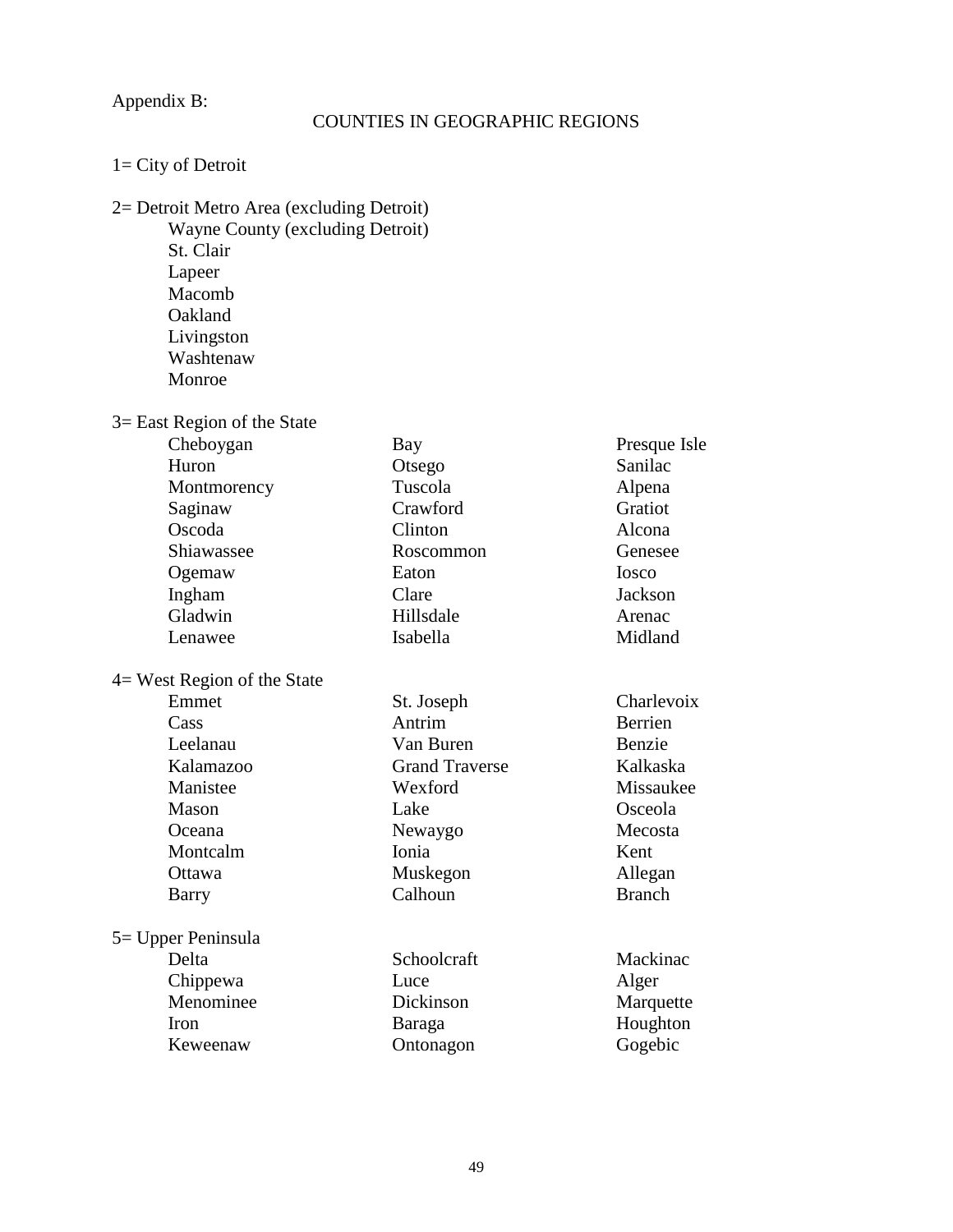Appendix B:

## COUNTIES IN GEOGRAPHIC REGIONS

1= City of Detroit

2= Detroit Metro Area (excluding Detroit)

- Wayne County (excluding Detroit)
- St. Clair
- Lapeer
- Macomb
- Oakland
- Livingston
- Washtenaw
- Monroe

3= East Region of the State

| | | |
|---|---|---|
| Cheboygan | Bay | Presque Isle |
| Huron | Otsego | Sanilac |
| Montmorency | Tuscola | Alpena |
| Saginaw | Crawford | Gratiot |
| Oscoda | Clinton | Alcona |
| Shiawassee | Roscommon | Genesee |
| Ogemaw | Eaton | Iosco |
| Ingham | Clare | Jackson |
| Gladwin | Hillsdale | Arenac |
| Lenawee | Isabella | Midland |

4= West Region of the State

| | | |
|---|---|---|
| Emmet | St. Joseph | Charlevoix |
| Cass | Antrim | Berrien |
| Leelanau | Van Buren | Benzie |
| Kalamazoo | Grand Traverse | Kalkaska |
| Manistee | Wexford | Missaukee |
| Mason | Lake | Osceola |
| Oceana | Newaygo | Mecosta |
| Montcalm | Ionia | Kent |
| Ottawa | Muskegon | Allegan |
| Barry | Calhoun | Branch |

5= Upper Peninsula

| | | |
|---|---|---|
| Delta | Schoolcraft | Mackinac |
| Chippewa | Luce | Alger |
| Menominee | Dickinson | Marquette |
| Iron | Baraga | Houghton |
| Keweenaw | Ontonagon | Gogebic |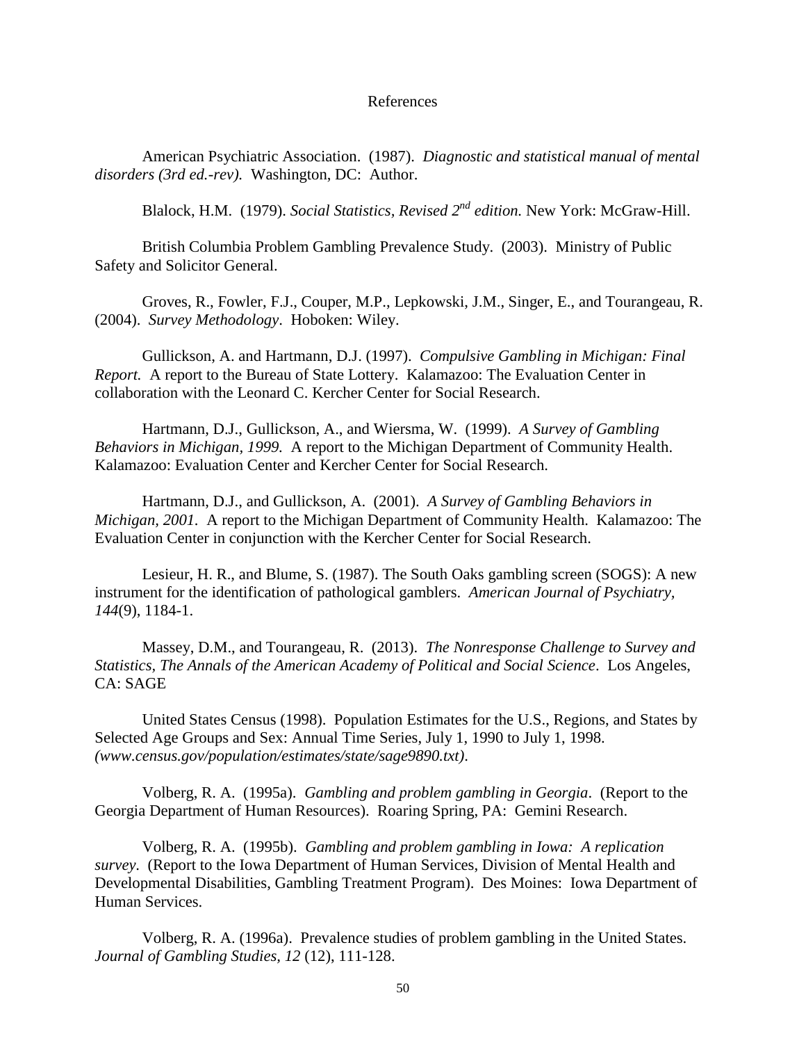# References

American Psychiatric Association. (1987). *Diagnostic and statistical manual of mental disorders (3rd ed.-rev).* Washington, DC: Author.

Blalock, H.M. (1979). *Social Statistics, Revised 2nd edition.* New York: McGraw-Hill.

British Columbia Problem Gambling Prevalence Study. (2003). Ministry of Public Safety and Solicitor General.

Groves, R., Fowler, F.J., Couper, M.P., Lepkowski, J.M., Singer, E., and Tourangeau, R. (2004). *Survey Methodology*. Hoboken: Wiley.

Gullickson, A. and Hartmann, D.J. (1997). *Compulsive Gambling in Michigan: Final Report.* A report to the Bureau of State Lottery. Kalamazoo: The Evaluation Center in collaboration with the Leonard C. Kercher Center for Social Research.

Hartmann, D.J., Gullickson, A., and Wiersma, W. (1999). *A Survey of Gambling Behaviors in Michigan, 1999.* A report to the Michigan Department of Community Health. Kalamazoo: Evaluation Center and Kercher Center for Social Research.

Hartmann, D.J., and Gullickson, A. (2001). *A Survey of Gambling Behaviors in Michigan, 2001.* A report to the Michigan Department of Community Health. Kalamazoo: The Evaluation Center in conjunction with the Kercher Center for Social Research.

Lesieur, H. R., and Blume, S. (1987). The South Oaks gambling screen (SOGS): A new instrument for the identification of pathological gamblers. *American Journal of Psychiatry, 144*(9), 1184-1.

Massey, D.M., and Tourangeau, R. (2013). *The Nonresponse Challenge to Survey and Statistics, The Annals of the American Academy of Political and Social Science*. Los Angeles, CA: SAGE

United States Census (1998). Population Estimates for the U.S., Regions, and States by Selected Age Groups and Sex: Annual Time Series, July 1, 1990 to July 1, 1998. *(www.census.gov/population/estimates/state/sage9890.txt)*.

Volberg, R. A. (1995a). *Gambling and problem gambling in Georgia*. (Report to the Georgia Department of Human Resources). Roaring Spring, PA: Gemini Research.

Volberg, R. A. (1995b). *Gambling and problem gambling in Iowa: A replication survey*. (Report to the Iowa Department of Human Services, Division of Mental Health and Developmental Disabilities, Gambling Treatment Program). Des Moines: Iowa Department of Human Services.

Volberg, R. A. (1996a). Prevalence studies of problem gambling in the United States. *Journal of Gambling Studies, 12* (12), 111-128.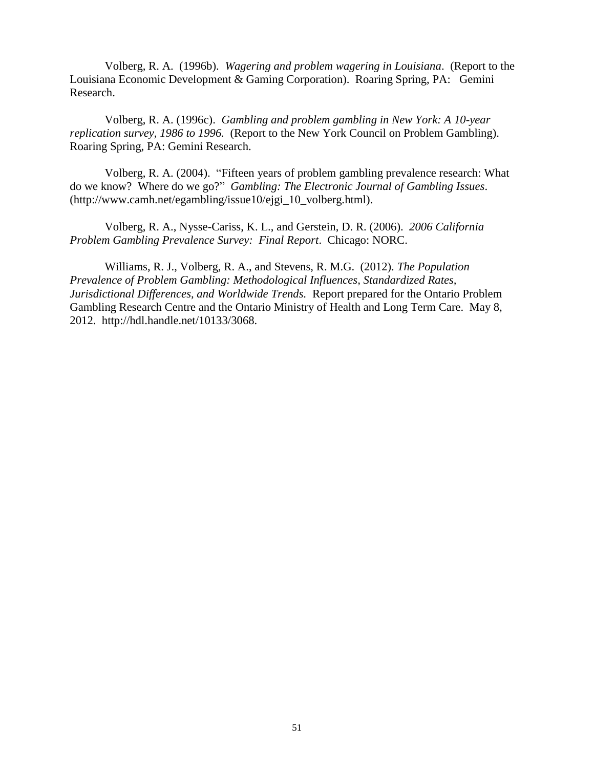Volberg, R. A. (1996b). *Wagering and problem wagering in Louisiana*. (Report to the Louisiana Economic Development & Gaming Corporation). Roaring Spring, PA: Gemini Research.

Volberg, R. A. (1996c). *Gambling and problem gambling in New York: A 10-year replication survey, 1986 to 1996.* (Report to the New York Council on Problem Gambling). Roaring Spring, PA: Gemini Research.

Volberg, R. A. (2004). "Fifteen years of problem gambling prevalence research: What do we know? Where do we go?" *Gambling: The Electronic Journal of Gambling Issues*. (http://www.camh.net/egambling/issue10/ejgi_10_volberg.html).

Volberg, R. A., Nysse-Cariss, K. L., and Gerstein, D. R. (2006). *2006 California Problem Gambling Prevalence Survey: Final Report*. Chicago: NORC.

Williams, R. J., Volberg, R. A., and Stevens, R. M.G. (2012). *The Population Prevalence of Problem Gambling: Methodological Influences, Standardized Rates, Jurisdictional Differences, and Worldwide Trends.* Report prepared for the Ontario Problem Gambling Research Centre and the Ontario Ministry of Health and Long Term Care. May 8, 2012. http://hdl.handle.net/10133/3068.